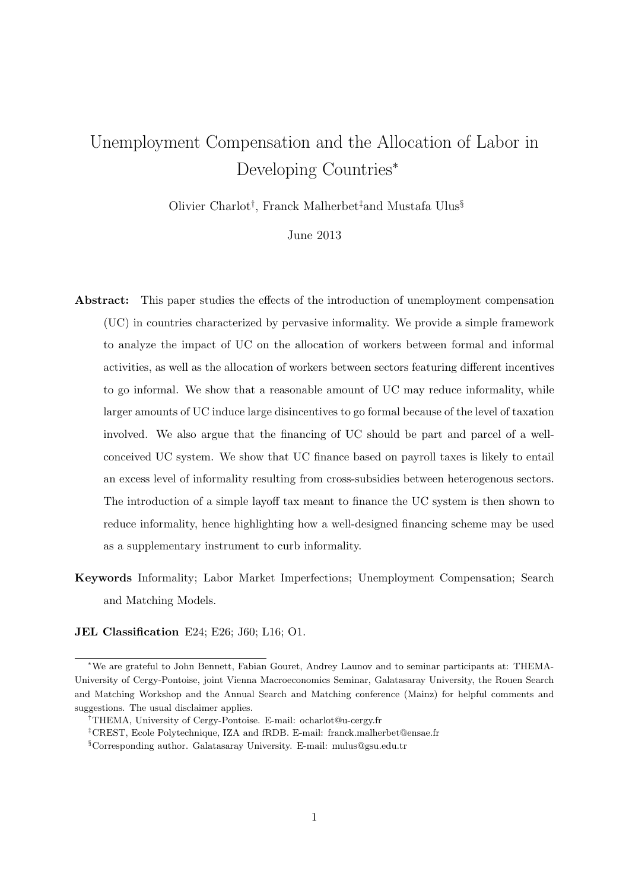# Unemployment Compensation and the Allocation of Labor in Developing Countries*

Olivier Charlot[†], Franck Malherbet[‡] and Mustafa Ulus[§]

June 2013

**Abstract:** This paper studies the effects of the introduction of unemployment compensation (UC) in countries characterized by pervasive informality. We provide a simple framework to analyze the impact of UC on the allocation of workers between formal and informal activities, as well as the allocation of workers between sectors featuring different incentives to go informal. We show that a reasonable amount of UC may reduce informality, while larger amounts of UC induce large disincentives to go formal because of the level of taxation involved. We also argue that the financing of UC should be part and parcel of a well-conceived UC system. We show that UC finance based on payroll taxes is likely to entail an excess level of informality resulting from cross-subsidies between heterogenous sectors. The introduction of a simple layoff tax meant to finance the UC system is then shown to reduce informality, hence highlighting how a well-designed financing scheme may be used as a supplementary instrument to curb informality.

**Keywords** Informality; Labor Market Imperfections; Unemployment Compensation; Search and Matching Models.

**JEL Classification** E24; E26; J60; L16; O1.

---

*We are grateful to John Bennett, Fabian Gouret, Andrey Launov and to seminar participants at: THEMA-University of Cergy-Pontoise, joint Vienna Macroeconomics Seminar, Galatasaray University, the Rouen Search and Matching Workshop and the Annual Search and Matching conference (Mainz) for helpful comments and suggestions. The usual disclaimer applies.

[†]THEMA, University of Cergy-Pontoise. E-mail: ocharlot@u-cergy.fr

[‡]CREST, Ecole Polytechnique, IZA and fRDB. E-mail: franck.malherbet@ensae.fr

[§]Corresponding author. Galatasaray University. E-mail: mulus@gsu.edu.tr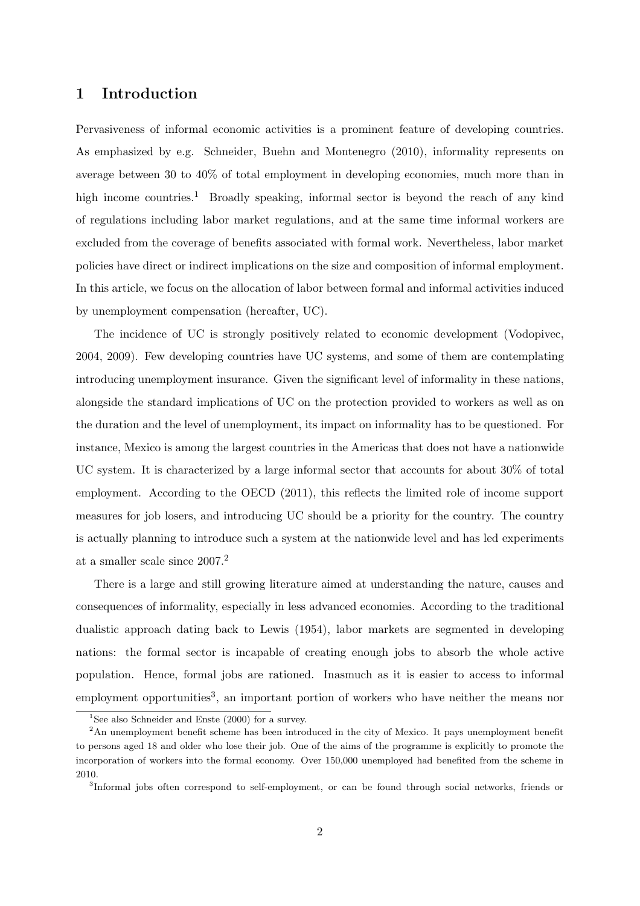# 1 Introduction

Pervasiveness of informal economic activities is a prominent feature of developing countries. As emphasized by e.g. Schneider, Buehn and Montenegro (2010), informality represents on average between 30 to 40% of total employment in developing economies, much more than in high income countries.[1] Broadly speaking, informal sector is beyond the reach of any kind of regulations including labor market regulations, and at the same time informal workers are excluded from the coverage of benefits associated with formal work. Nevertheless, labor market policies have direct or indirect implications on the size and composition of informal employment. In this article, we focus on the allocation of labor between formal and informal activities induced by unemployment compensation (hereafter, UC).

The incidence of UC is strongly positively related to economic development (Vodopivec, 2004, 2009). Few developing countries have UC systems, and some of them are contemplating introducing unemployment insurance. Given the significant level of informality in these nations, alongside the standard implications of UC on the protection provided to workers as well as on the duration and the level of unemployment, its impact on informality has to be questioned. For instance, Mexico is among the largest countries in the Americas that does not have a nationwide UC system. It is characterized by a large informal sector that accounts for about 30% of total employment. According to the OECD (2011), this reflects the limited role of income support measures for job losers, and introducing UC should be a priority for the country. The country is actually planning to introduce such a system at the nationwide level and has led experiments at a smaller scale since 2007.[2]

There is a large and still growing literature aimed at understanding the nature, causes and consequences of informality, especially in less advanced economies. According to the traditional dualistic approach dating back to Lewis (1954), labor markets are segmented in developing nations: the formal sector is incapable of creating enough jobs to absorb the whole active population. Hence, formal jobs are rationed. Inasmuch as it is easier to access to informal employment opportunities[3], an important portion of workers who have neither the means nor

[1] See also Schneider and Enste (2000) for a survey.

[2] An unemployment benefit scheme has been introduced in the city of Mexico. It pays unemployment benefit to persons aged 18 and older who lose their job. One of the aims of the programme is explicitly to promote the incorporation of workers into the formal economy. Over 150,000 unemployed had benefited from the scheme in 2010.

[3] Informal jobs often correspond to self-employment, or can be found through social networks, friends or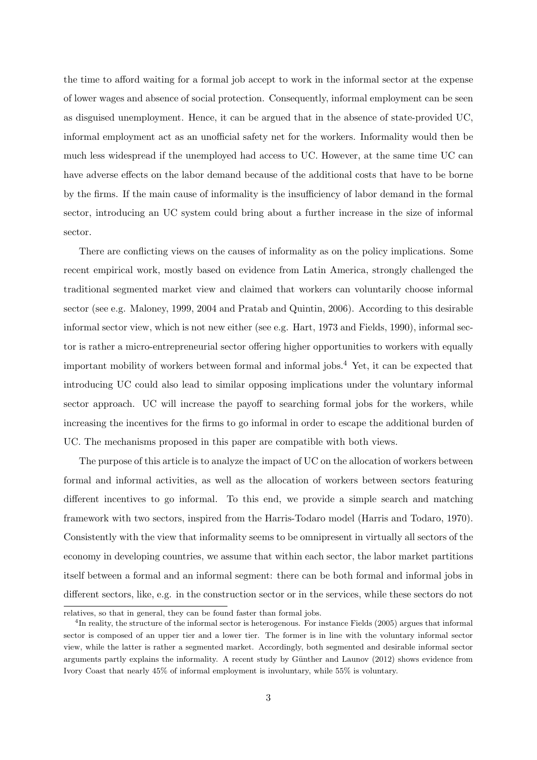the time to afford waiting for a formal job accept to work in the informal sector at the expense of lower wages and absence of social protection. Consequently, informal employment can be seen as disguised unemployment. Hence, it can be argued that in the absence of state-provided UC, informal employment act as an unofficial safety net for the workers. Informality would then be much less widespread if the unemployed had access to UC. However, at the same time UC can have adverse effects on the labor demand because of the additional costs that have to be borne by the firms. If the main cause of informality is the insufficiency of labor demand in the formal sector, introducing an UC system could bring about a further increase in the size of informal sector.

There are conflicting views on the causes of informality as on the policy implications. Some recent empirical work, mostly based on evidence from Latin America, strongly challenged the traditional segmented market view and claimed that workers can voluntarily choose informal sector (see e.g. Maloney, 1999, 2004 and Pratab and Quintin, 2006). According to this desirable informal sector view, which is not new either (see e.g. Hart, 1973 and Fields, 1990), informal sector is rather a micro-entrepreneurial sector offering higher opportunities to workers with equally important mobility of workers between formal and informal jobs.[4] Yet, it can be expected that introducing UC could also lead to similar opposing implications under the voluntary informal sector approach. UC will increase the payoff to searching formal jobs for the workers, while increasing the incentives for the firms to go informal in order to escape the additional burden of UC. The mechanisms proposed in this paper are compatible with both views.

The purpose of this article is to analyze the impact of UC on the allocation of workers between formal and informal activities, as well as the allocation of workers between sectors featuring different incentives to go informal. To this end, we provide a simple search and matching framework with two sectors, inspired from the Harris-Todaro model (Harris and Todaro, 1970). Consistently with the view that informality seems to be omnipresent in virtually all sectors of the economy in developing countries, we assume that within each sector, the labor market partitions itself between a formal and an informal segment: there can be both formal and informal jobs in different sectors, like, e.g. in the construction sector or in the services, while these sectors do not

relatives, so that in general, they can be found faster than formal jobs.

[4] In reality, the structure of the informal sector is heterogenous. For instance Fields (2005) argues that informal sector is composed of an upper tier and a lower tier. The former is in line with the voluntary informal sector view, while the latter is rather a segmented market. Accordingly, both segmented and desirable informal sector arguments partly explains the informality. A recent study by Günther and Launov (2012) shows evidence from Ivory Coast that nearly 45% of informal employment is involuntary, while 55% is voluntary.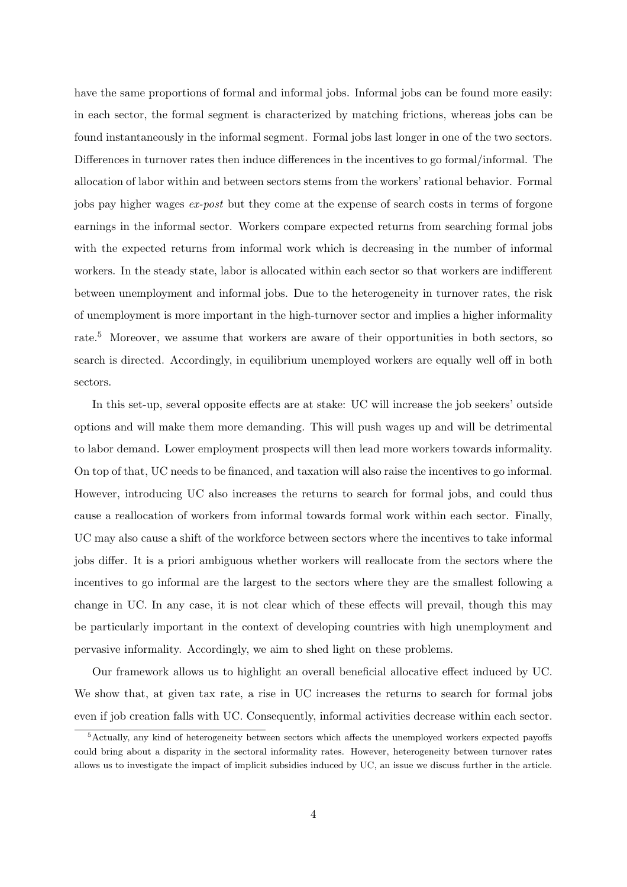have the same proportions of formal and informal jobs. Informal jobs can be found more easily: in each sector, the formal segment is characterized by matching frictions, whereas jobs can be found instantaneously in the informal segment. Formal jobs last longer in one of the two sectors. Differences in turnover rates then induce differences in the incentives to go formal/informal. The allocation of labor within and between sectors stems from the workers' rational behavior. Formal jobs pay higher wages *ex-post* but they come at the expense of search costs in terms of forgone earnings in the informal sector. Workers compare expected returns from searching formal jobs with the expected returns from informal work which is decreasing in the number of informal workers. In the steady state, labor is allocated within each sector so that workers are indifferent between unemployment and informal jobs. Due to the heterogeneity in turnover rates, the risk of unemployment is more important in the high-turnover sector and implies a higher informality rate.[5] Moreover, we assume that workers are aware of their opportunities in both sectors, so search is directed. Accordingly, in equilibrium unemployed workers are equally well off in both sectors.

In this set-up, several opposite effects are at stake: UC will increase the job seekers' outside options and will make them more demanding. This will push wages up and will be detrimental to labor demand. Lower employment prospects will then lead more workers towards informality. On top of that, UC needs to be financed, and taxation will also raise the incentives to go informal. However, introducing UC also increases the returns to search for formal jobs, and could thus cause a reallocation of workers from informal towards formal work within each sector. Finally, UC may also cause a shift of the workforce between sectors where the incentives to take informal jobs differ. It is a priori ambiguous whether workers will reallocate from the sectors where the incentives to go informal are the largest to the sectors where they are the smallest following a change in UC. In any case, it is not clear which of these effects will prevail, though this may be particularly important in the context of developing countries with high unemployment and pervasive informality. Accordingly, we aim to shed light on these problems.

Our framework allows us to highlight an overall beneficial allocative effect induced by UC. We show that, at given tax rate, a rise in UC increases the returns to search for formal jobs even if job creation falls with UC. Consequently, informal activities decrease within each sector.

[5]Actually, any kind of heterogeneity between sectors which affects the unemployed workers expected payoffs could bring about a disparity in the sectoral informality rates. However, heterogeneity between turnover rates allows us to investigate the impact of implicit subsidies induced by UC, an issue we discuss further in the article.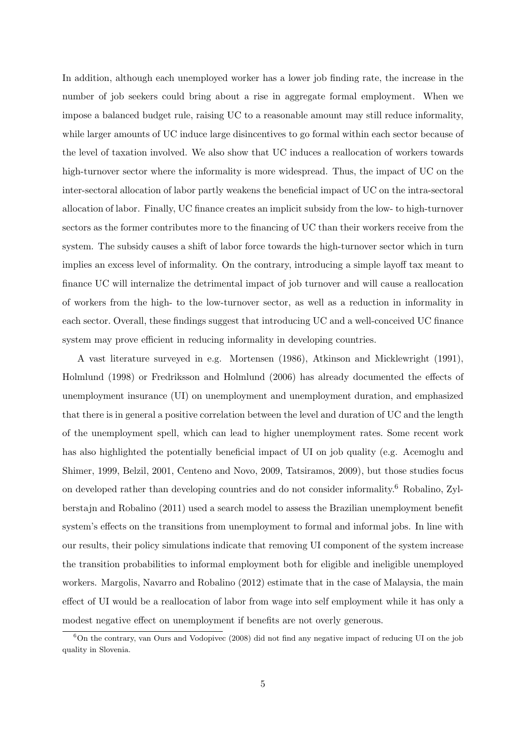In addition, although each unemployed worker has a lower job finding rate, the increase in the number of job seekers could bring about a rise in aggregate formal employment. When we impose a balanced budget rule, raising UC to a reasonable amount may still reduce informality, while larger amounts of UC induce large disincentives to go formal within each sector because of the level of taxation involved. We also show that UC induces a reallocation of workers towards high-turnover sector where the informality is more widespread. Thus, the impact of UC on the inter-sectoral allocation of labor partly weakens the beneficial impact of UC on the intra-sectoral allocation of labor. Finally, UC finance creates an implicit subsidy from the low- to high-turnover sectors as the former contributes more to the financing of UC than their workers receive from the system. The subsidy causes a shift of labor force towards the high-turnover sector which in turn implies an excess level of informality. On the contrary, introducing a simple layoff tax meant to finance UC will internalize the detrimental impact of job turnover and will cause a reallocation of workers from the high- to the low-turnover sector, as well as a reduction in informality in each sector. Overall, these findings suggest that introducing UC and a well-conceived UC finance system may prove efficient in reducing informality in developing countries.

A vast literature surveyed in e.g. Mortensen (1986), Atkinson and Micklewright (1991), Holmlund (1998) or Fredriksson and Holmlund (2006) has already documented the effects of unemployment insurance (UI) on unemployment and unemployment duration, and emphasized that there is in general a positive correlation between the level and duration of UC and the length of the unemployment spell, which can lead to higher unemployment rates. Some recent work has also highlighted the potentially beneficial impact of UI on job quality (e.g. Acemoglu and Shimer, 1999, Belzil, 2001, Centeno and Novo, 2009, Tatsiramos, 2009), but those studies focus on developed rather than developing countries and do not consider informality.[6] Robalino, Zylberstajn and Robalino (2011) used a search model to assess the Brazilian unemployment benefit system's effects on the transitions from unemployment to formal and informal jobs. In line with our results, their policy simulations indicate that removing UI component of the system increase the transition probabilities to informal employment both for eligible and ineligible unemployed workers. Margolis, Navarro and Robalino (2012) estimate that in the case of Malaysia, the main effect of UI would be a reallocation of labor from wage into self employment while it has only a modest negative effect on unemployment if benefits are not overly generous.

[6] On the contrary, van Ours and Vodopivec (2008) did not find any negative impact of reducing UI on the job quality in Slovenia.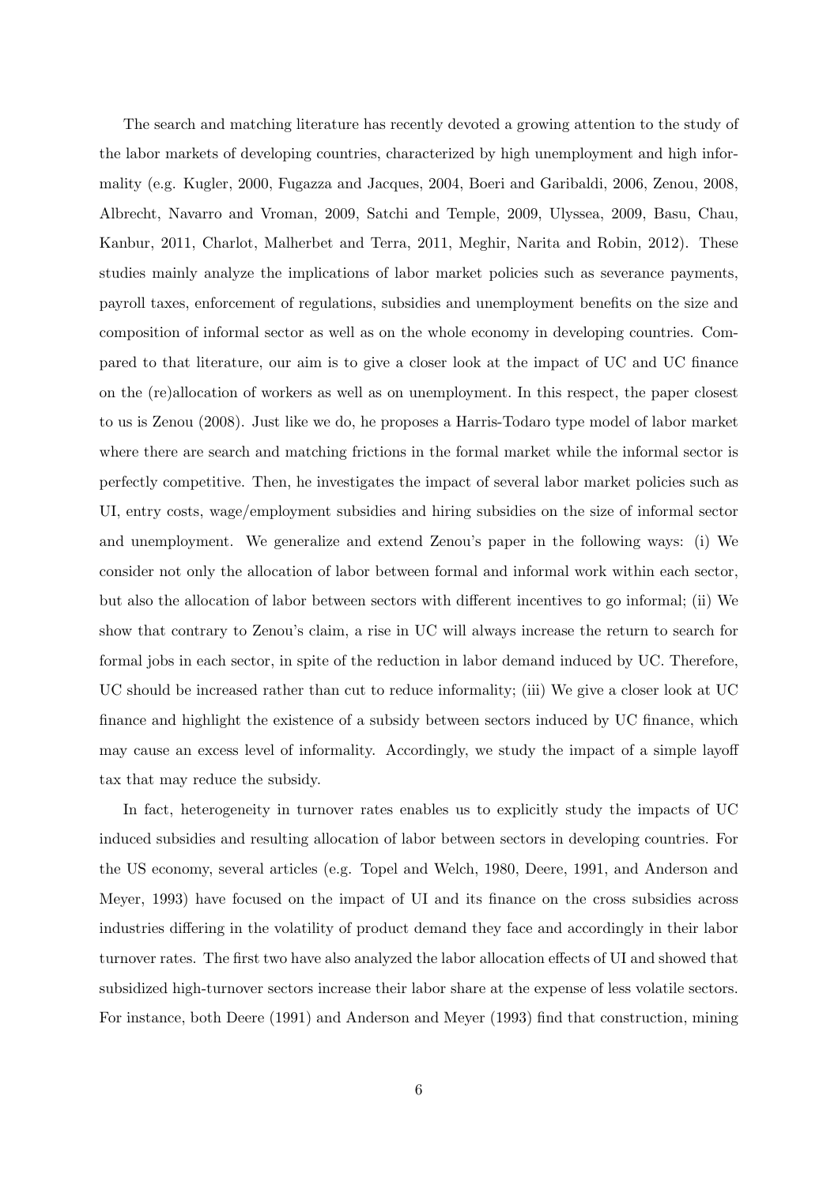The search and matching literature has recently devoted a growing attention to the study of the labor markets of developing countries, characterized by high unemployment and high informality (e.g. Kugler, 2000, Fugazza and Jacques, 2004, Boeri and Garibaldi, 2006, Zenou, 2008, Albrecht, Navarro and Vroman, 2009, Satchi and Temple, 2009, Ulyssea, 2009, Basu, Chau, Kanbur, 2011, Charlot, Malherbet and Terra, 2011, Meghir, Narita and Robin, 2012). These studies mainly analyze the implications of labor market policies such as severance payments, payroll taxes, enforcement of regulations, subsidies and unemployment benefits on the size and composition of informal sector as well as on the whole economy in developing countries. Compared to that literature, our aim is to give a closer look at the impact of UC and UC finance on the (re)allocation of workers as well as on unemployment. In this respect, the paper closest to us is Zenou (2008). Just like we do, he proposes a Harris-Todaro type model of labor market where there are search and matching frictions in the formal market while the informal sector is perfectly competitive. Then, he investigates the impact of several labor market policies such as UI, entry costs, wage/employment subsidies and hiring subsidies on the size of informal sector and unemployment. We generalize and extend Zenou's paper in the following ways: (i) We consider not only the allocation of labor between formal and informal work within each sector, but also the allocation of labor between sectors with different incentives to go informal; (ii) We show that contrary to Zenou's claim, a rise in UC will always increase the return to search for formal jobs in each sector, in spite of the reduction in labor demand induced by UC. Therefore, UC should be increased rather than cut to reduce informality; (iii) We give a closer look at UC finance and highlight the existence of a subsidy between sectors induced by UC finance, which may cause an excess level of informality. Accordingly, we study the impact of a simple layoff tax that may reduce the subsidy.

In fact, heterogeneity in turnover rates enables us to explicitly study the impacts of UC induced subsidies and resulting allocation of labor between sectors in developing countries. For the US economy, several articles (e.g. Topel and Welch, 1980, Deere, 1991, and Anderson and Meyer, 1993) have focused on the impact of UI and its finance on the cross subsidies across industries differing in the volatility of product demand they face and accordingly in their labor turnover rates. The first two have also analyzed the labor allocation effects of UI and showed that subsidized high-turnover sectors increase their labor share at the expense of less volatile sectors. For instance, both Deere (1991) and Anderson and Meyer (1993) find that construction, mining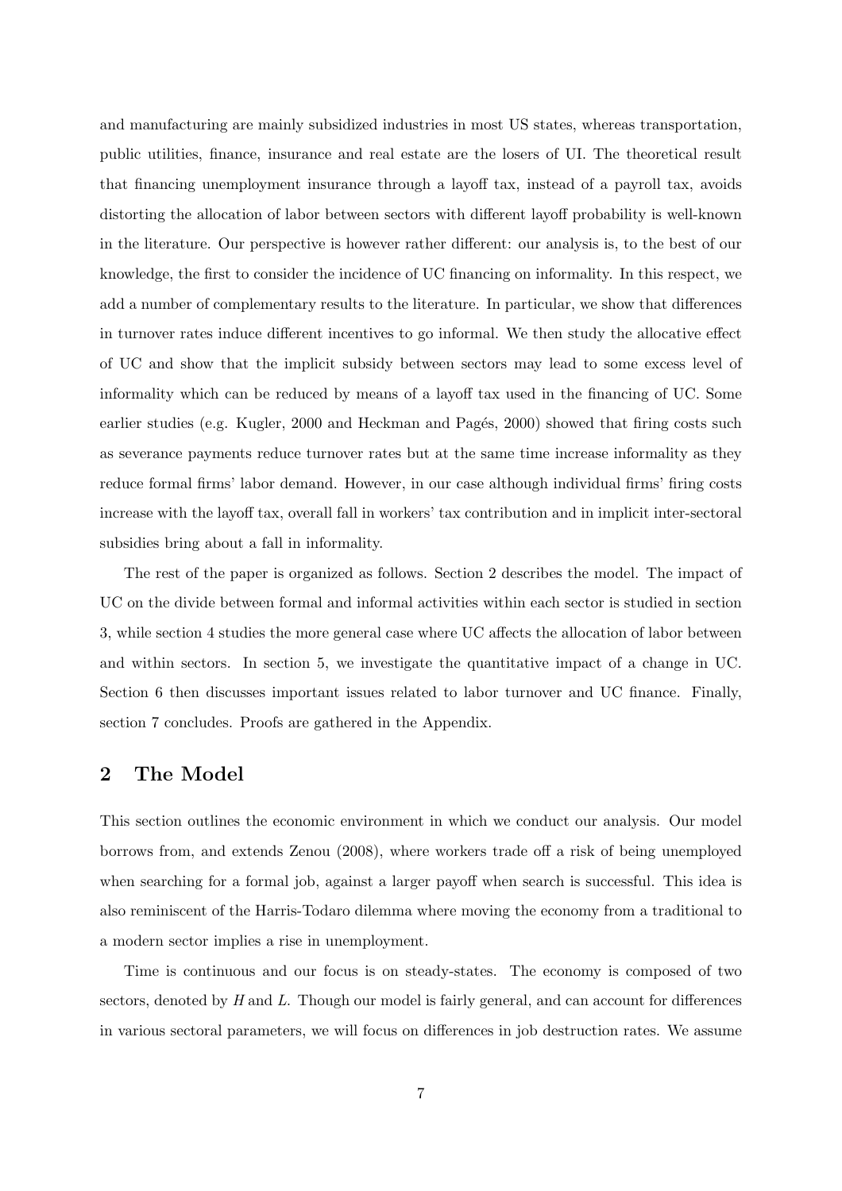and manufacturing are mainly subsidized industries in most US states, whereas transportation, public utilities, finance, insurance and real estate are the losers of UI. The theoretical result that financing unemployment insurance through a layoff tax, instead of a payroll tax, avoids distorting the allocation of labor between sectors with different layoff probability is well-known in the literature. Our perspective is however rather different: our analysis is, to the best of our knowledge, the first to consider the incidence of UC financing on informality. In this respect, we add a number of complementary results to the literature. In particular, we show that differences in turnover rates induce different incentives to go informal. We then study the allocative effect of UC and show that the implicit subsidy between sectors may lead to some excess level of informality which can be reduced by means of a layoff tax used in the financing of UC. Some earlier studies (e.g. Kugler, 2000 and Heckman and Pagés, 2000) showed that firing costs such as severance payments reduce turnover rates but at the same time increase informality as they reduce formal firms' labor demand. However, in our case although individual firms' firing costs increase with the layoff tax, overall fall in workers' tax contribution and in implicit inter-sectoral subsidies bring about a fall in informality.

The rest of the paper is organized as follows. Section 2 describes the model. The impact of UC on the divide between formal and informal activities within each sector is studied in section 3, while section 4 studies the more general case where UC affects the allocation of labor between and within sectors. In section 5, we investigate the quantitative impact of a change in UC. Section 6 then discusses important issues related to labor turnover and UC finance. Finally, section 7 concludes. Proofs are gathered in the Appendix.

## 2 The Model

This section outlines the economic environment in which we conduct our analysis. Our model borrows from, and extends Zenou (2008), where workers trade off a risk of being unemployed when searching for a formal job, against a larger payoff when search is successful. This idea is also reminiscent of the Harris-Todaro dilemma where moving the economy from a traditional to a modern sector implies a rise in unemployment.

Time is continuous and our focus is on steady-states. The economy is composed of two sectors, denoted by $H$ and $L$. Though our model is fairly general, and can account for differences in various sectoral parameters, we will focus on differences in job destruction rates. We assume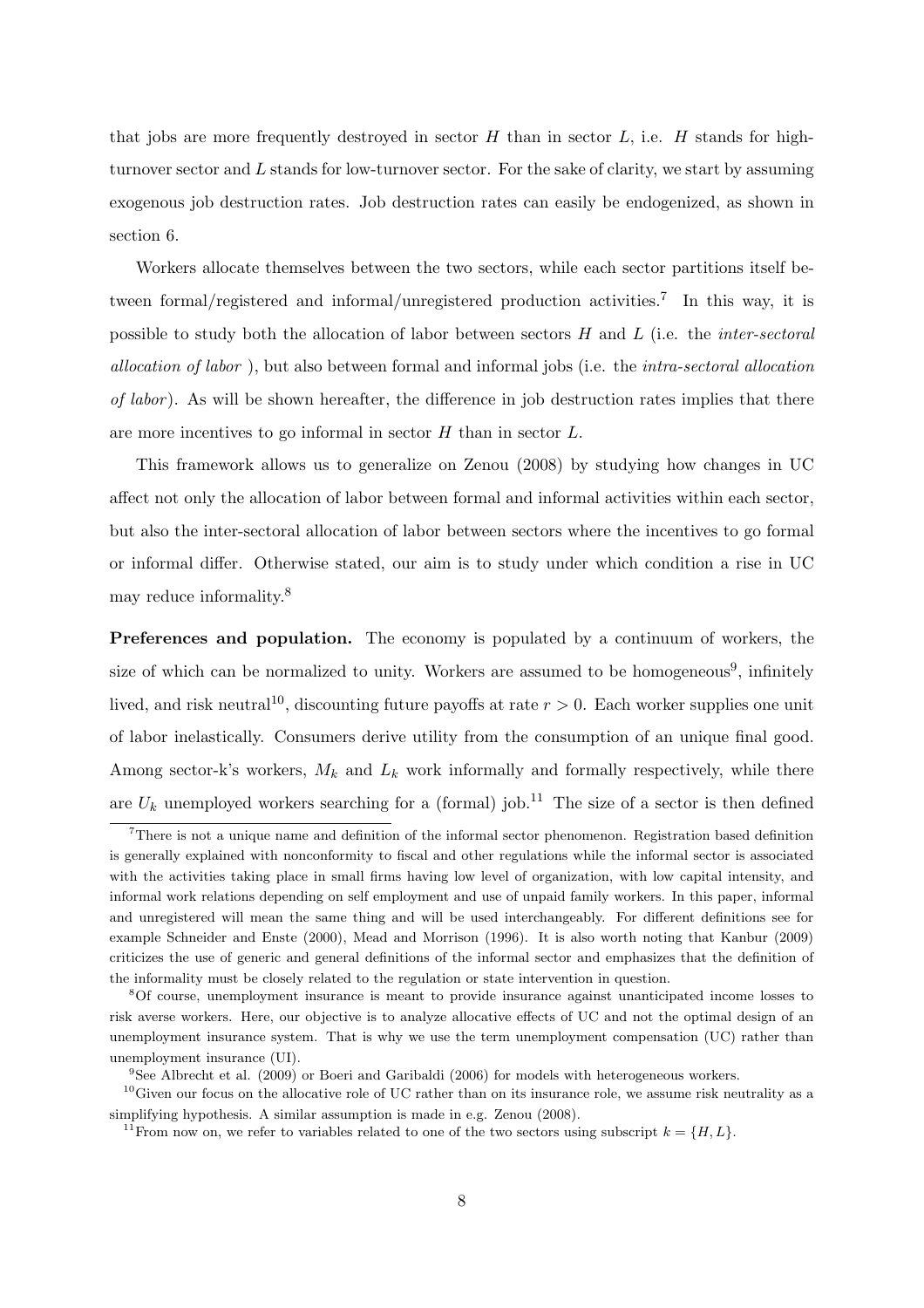that jobs are more frequently destroyed in sector $H$ than in sector $L$, i.e. $H$ stands for high-turnover sector and $L$ stands for low-turnover sector. For the sake of clarity, we start by assuming exogenous job destruction rates. Job destruction rates can easily be endogenized, as shown in section 6.

Workers allocate themselves between the two sectors, while each sector partitions itself between formal/registered and informal/unregistered production activities.[7] In this way, it is possible to study both the allocation of labor between sectors $H$ and $L$ (i.e. the *inter-sectoral allocation of labor* ), but also between formal and informal jobs (i.e. the *intra-sectoral allocation of labor*). As will be shown hereafter, the difference in job destruction rates implies that there are more incentives to go informal in sector $H$ than in sector $L$.

This framework allows us to generalize on Zenou (2008) by studying how changes in UC affect not only the allocation of labor between formal and informal activities within each sector, but also the inter-sectoral allocation of labor between sectors where the incentives to go formal or informal differ. Otherwise stated, our aim is to study under which condition a rise in UC may reduce informality.[8]

**Preferences and population.** The economy is populated by a continuum of workers, the size of which can be normalized to unity. Workers are assumed to be homogeneous[9], infinitely lived, and risk neutral[10], discounting future payoffs at rate $r > 0$. Each worker supplies one unit of labor inelastically. Consumers derive utility from the consumption of an unique final good. Among sector-k's workers, $M_k$ and $L_k$ work informally and formally respectively, while there are $U_k$ unemployed workers searching for a (formal) job.[11] The size of a sector is then defined

---

[7] There is not a unique name and definition of the informal sector phenomenon. Registration based definition is generally explained with nonconformity to fiscal and other regulations while the informal sector is associated with the activities taking place in small firms having low level of organization, with low capital intensity, and informal work relations depending on self employment and use of unpaid family workers. In this paper, informal and unregistered will mean the same thing and will be used interchangeably. For different definitions see for example Schneider and Enste (2000), Mead and Morrison (1996). It is also worth noting that Kanbur (2009) criticizes the use of generic and general definitions of the informal sector and emphasizes that the definition of the informality must be closely related to the regulation or state intervention in question.

[8] Of course, unemployment insurance is meant to provide insurance against unanticipated income losses to risk averse workers. Here, our objective is to analyze allocative effects of UC and not the optimal design of an unemployment insurance system. That is why we use the term unemployment compensation (UC) rather than unemployment insurance (UI).

[9] See Albrecht et al. (2009) or Boeri and Garibaldi (2006) for models with heterogeneous workers.

[10] Given our focus on the allocative role of UC rather than on its insurance role, we assume risk neutrality as a simplifying hypothesis. A similar assumption is made in e.g. Zenou (2008).

[11] From now on, we refer to variables related to one of the two sectors using subscript $k = \{H, L\}$.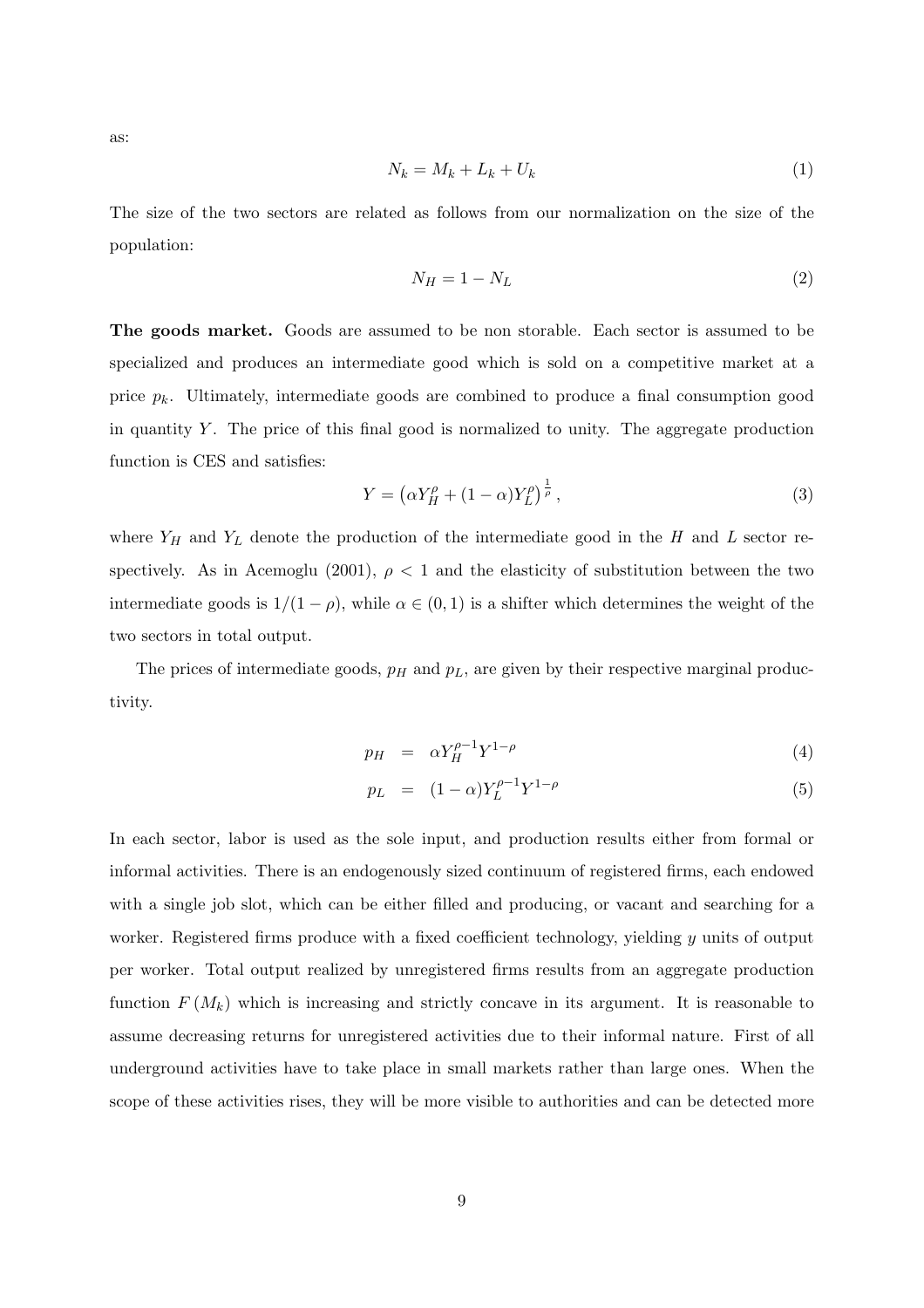as:

$$N_k = M_k + L_k + U_k \tag{1}$$

The size of the two sectors are related as follows from our normalization on the size of the population:

$$N_H = 1 - N_L \tag{2}$$

**The goods market.** Goods are assumed to be non storable. Each sector is assumed to be specialized and produces an intermediate good which is sold on a competitive market at a price $p_k$. Ultimately, intermediate goods are combined to produce a final consumption good in quantity $Y$. The price of this final good is normalized to unity. The aggregate production function is CES and satisfies:

$$Y = \left(\alpha Y_H^{\rho} + (1-\alpha) Y_L^{\rho}\right)^{\frac{1}{\rho}}, \tag{3}$$

where $Y_H$ and $Y_L$ denote the production of the intermediate good in the $H$ and $L$ sector respectively. As in Acemoglu (2001), $\rho < 1$ and the elasticity of substitution between the two intermediate goods is $1/(1-\rho)$, while $\alpha \in (0,1)$ is a shifter which determines the weight of the two sectors in total output.

The prices of intermediate goods, $p_H$ and $p_L$, are given by their respective marginal productivity.

$$p_H = \alpha Y_H^{\rho-1} Y^{1-\rho} \tag{4}$$

$$p_L = (1-\alpha) Y_L^{\rho-1} Y^{1-\rho} \tag{5}$$

In each sector, labor is used as the sole input, and production results either from formal or informal activities. There is an endogenously sized continuum of registered firms, each endowed with a single job slot, which can be either filled and producing, or vacant and searching for a worker. Registered firms produce with a fixed coefficient technology, yielding $y$ units of output per worker. Total output realized by unregistered firms results from an aggregate production function $F(M_k)$ which is increasing and strictly concave in its argument. It is reasonable to assume decreasing returns for unregistered activities due to their informal nature. First of all underground activities have to take place in small markets rather than large ones. When the scope of these activities rises, they will be more visible to authorities and can be detected more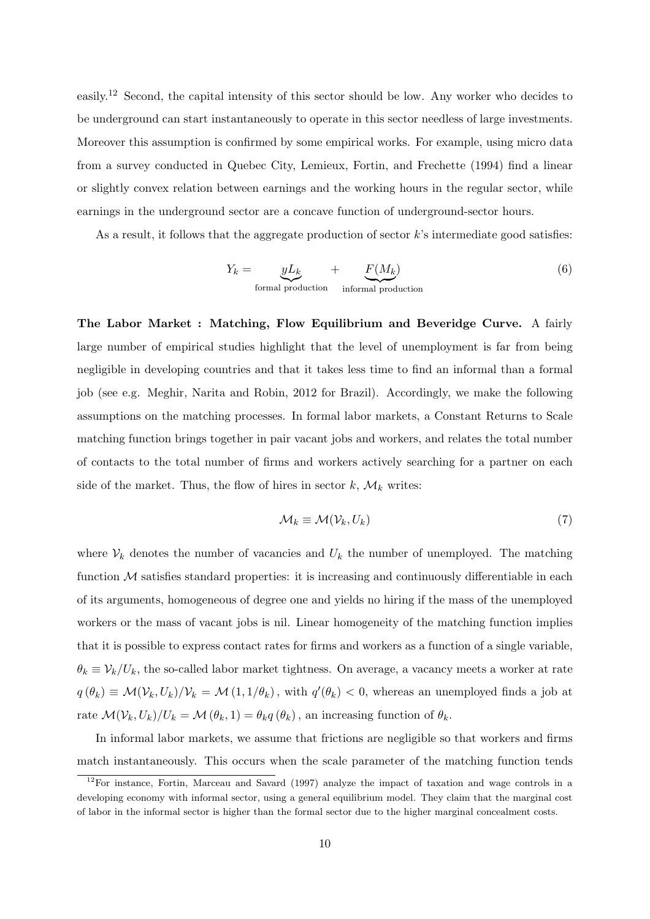easily.[12] Second, the capital intensity of this sector should be low. Any worker who decides to be underground can start instantaneously to operate in this sector needless of large investments. Moreover this assumption is confirmed by some empirical works. For example, using micro data from a survey conducted in Quebec City, Lemieux, Fortin, and Frechette (1994) find a linear or slightly convex relation between earnings and the working hours in the regular sector, while earnings in the underground sector are a concave function of underground-sector hours.

As a result, it follows that the aggregate production of sector $k$'s intermediate good satisfies:

$$Y_k = \underbrace{yL_k}_{\text{formal production}} + \underbrace{F(M_k)}_{\text{informal production}} \tag{6}$$

**The Labor Market : Matching, Flow Equilibrium and Beveridge Curve.** A fairly large number of empirical studies highlight that the level of unemployment is far from being negligible in developing countries and that it takes less time to find an informal than a formal job (see e.g. Meghir, Narita and Robin, 2012 for Brazil). Accordingly, we make the following assumptions on the matching processes. In formal labor markets, a Constant Returns to Scale matching function brings together in pair vacant jobs and workers, and relates the total number of contacts to the total number of firms and workers actively searching for a partner on each side of the market. Thus, the flow of hires in sector $k$, $\mathcal{M}_k$ writes:

$$\mathcal{M}_k \equiv \mathcal{M}(\mathcal{V}_k, U_k) \tag{7}$$

where $\mathcal{V}_k$ denotes the number of vacancies and $U_k$ the number of unemployed. The matching function $\mathcal{M}$ satisfies standard properties: it is increasing and continuously differentiable in each of its arguments, homogeneous of degree one and yields no hiring if the mass of the unemployed workers or the mass of vacant jobs is nil. Linear homogeneity of the matching function implies that it is possible to express contact rates for firms and workers as a function of a single variable, $\theta_k \equiv \mathcal{V}_k/U_k$, the so-called labor market tightness. On average, a vacancy meets a worker at rate $q(\theta_k) \equiv \mathcal{M}(\mathcal{V}_k, U_k)/\mathcal{V}_k = \mathcal{M}(1, 1/\theta_k)$, with $q'(\theta_k) < 0$, whereas an unemployed finds a job at rate $\mathcal{M}(\mathcal{V}_k, U_k)/U_k = \mathcal{M}(\theta_k, 1) = \theta_k q(\theta_k)$, an increasing function of $\theta_k$.

In informal labor markets, we assume that frictions are negligible so that workers and firms match instantaneously. This occurs when the scale parameter of the matching function tends

[12] For instance, Fortin, Marceau and Savard (1997) analyze the impact of taxation and wage controls in a developing economy with informal sector, using a general equilibrium model. They claim that the marginal cost of labor in the informal sector is higher than the formal sector due to the higher marginal concealment costs.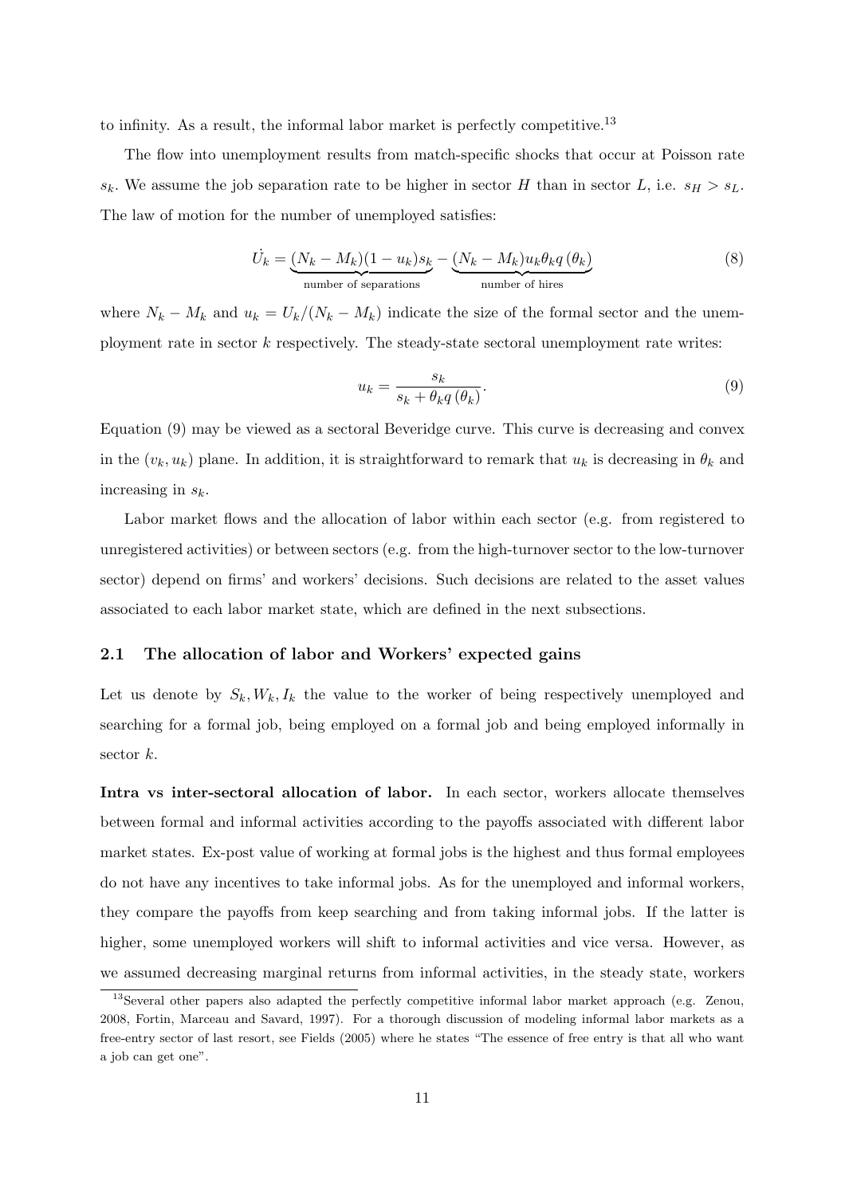to infinity. As a result, the informal labor market is perfectly competitive.[13]

The flow into unemployment results from match-specific shocks that occur at Poisson rate $s_k$. We assume the job separation rate to be higher in sector $H$ than in sector $L$, i.e. $s_H > s_L$. The law of motion for the number of unemployed satisfies:

$$\dot{U_k} = \underbrace{(N_k - M_k)(1 - u_k)s_k}_{\text{number of separations}} - \underbrace{(N_k - M_k)u_k\theta_k q\left(\theta_k\right)}_{\text{number of hires}} \tag{8}$$

where $N_k - M_k$ and $u_k = U_k/(N_k - M_k)$ indicate the size of the formal sector and the unemployment rate in sector $k$ respectively. The steady-state sectoral unemployment rate writes:

$$u_k = \frac{s_k}{s_k + \theta_k q\left(\theta_k\right)}. \tag{9}$$

Equation (9) may be viewed as a sectoral Beveridge curve. This curve is decreasing and convex in the $(v_k, u_k)$ plane. In addition, it is straightforward to remark that $u_k$ is decreasing in $\theta_k$ and increasing in $s_k$.

Labor market flows and the allocation of labor within each sector (e.g. from registered to unregistered activities) or between sectors (e.g. from the high-turnover sector to the low-turnover sector) depend on firms' and workers' decisions. Such decisions are related to the asset values associated to each labor market state, which are defined in the next subsections.

## 2.1 The allocation of labor and Workers' expected gains

Let us denote by $S_k, W_k, I_k$ the value to the worker of being respectively unemployed and searching for a formal job, being employed on a formal job and being employed informally in sector $k$.

**Intra vs inter-sectoral allocation of labor.** In each sector, workers allocate themselves between formal and informal activities according to the payoffs associated with different labor market states. Ex-post value of working at formal jobs is the highest and thus formal employees do not have any incentives to take informal jobs. As for the unemployed and informal workers, they compare the payoffs from keep searching and from taking informal jobs. If the latter is higher, some unemployed workers will shift to informal activities and vice versa. However, as we assumed decreasing marginal returns from informal activities, in the steady state, workers

[13] Several other papers also adapted the perfectly competitive informal labor market approach (e.g. Zenou, 2008, Fortin, Marceau and Savard, 1997). For a thorough discussion of modeling informal labor markets as a free-entry sector of last resort, see Fields (2005) where he states "The essence of free entry is that all who want a job can get one".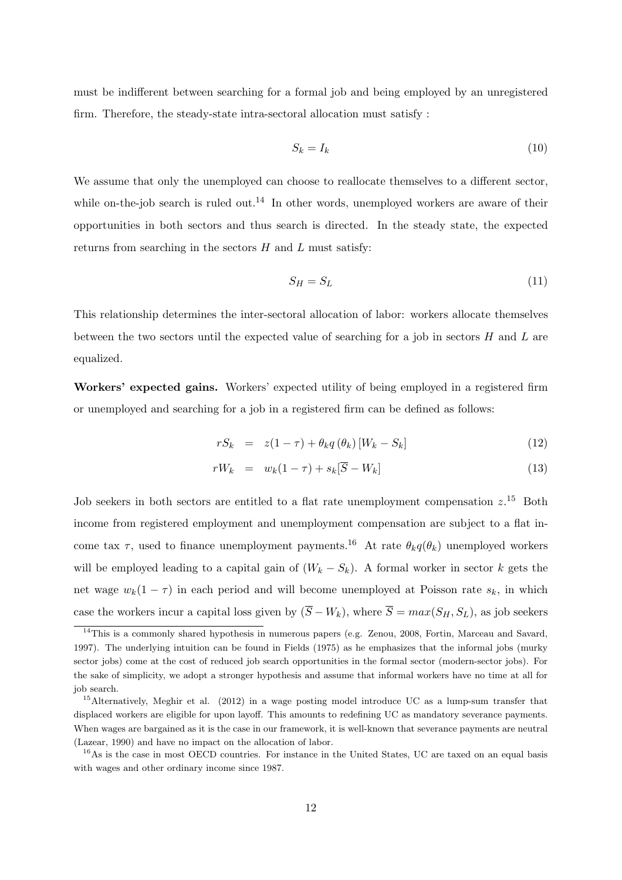must be indifferent between searching for a formal job and being employed by an unregistered firm. Therefore, the steady-state intra-sectoral allocation must satisfy :

$$S_k = I_k \tag{10}$$

We assume that only the unemployed can choose to reallocate themselves to a different sector, while on-the-job search is ruled out.[14] In other words, unemployed workers are aware of their opportunities in both sectors and thus search is directed. In the steady state, the expected returns from searching in the sectors $H$ and $L$ must satisfy:

$$S_H = S_L \tag{11}$$

This relationship determines the inter-sectoral allocation of labor: workers allocate themselves between the two sectors until the expected value of searching for a job in sectors $H$ and $L$ are equalized.

**Workers' expected gains.** Workers' expected utility of being employed in a registered firm or unemployed and searching for a job in a registered firm can be defined as follows:

$$rS_k = z(1-\tau) + \theta_k q(\theta_k)[W_k - S_k] \tag{12}$$

$$rW_k = w_k(1-\tau) + s_k[\overline{S} - W_k] \tag{13}$$

Job seekers in both sectors are entitled to a flat rate unemployment compensation $z$.[15] Both income from registered employment and unemployment compensation are subject to a flat income tax $\tau$, used to finance unemployment payments.[16] At rate $\theta_k q(\theta_k)$ unemployed workers will be employed leading to a capital gain of $(W_k - S_k)$. A formal worker in sector $k$ gets the net wage $w_k(1-\tau)$ in each period and will become unemployed at Poisson rate $s_k$, in which case the workers incur a capital loss given by $(\overline{S} - W_k)$, where $\overline{S} = max(S_H, S_L)$, as job seekers

[14] This is a commonly shared hypothesis in numerous papers (e.g. Zenou, 2008, Fortin, Marceau and Savard, 1997). The underlying intuition can be found in Fields (1975) as he emphasizes that the informal jobs (murky sector jobs) come at the cost of reduced job search opportunities in the formal sector (modern-sector jobs). For the sake of simplicity, we adopt a stronger hypothesis and assume that informal workers have no time at all for job search.

[15] Alternatively, Meghir et al. (2012) in a wage posting model introduce UC as a lump-sum transfer that displaced workers are eligible for upon layoff. This amounts to redefining UC as mandatory severance payments. When wages are bargained as it is the case in our framework, it is well-known that severance payments are neutral (Lazear, 1990) and have no impact on the allocation of labor.

[16] As is the case in most OECD countries. For instance in the United States, UC are taxed on an equal basis with wages and other ordinary income since 1987.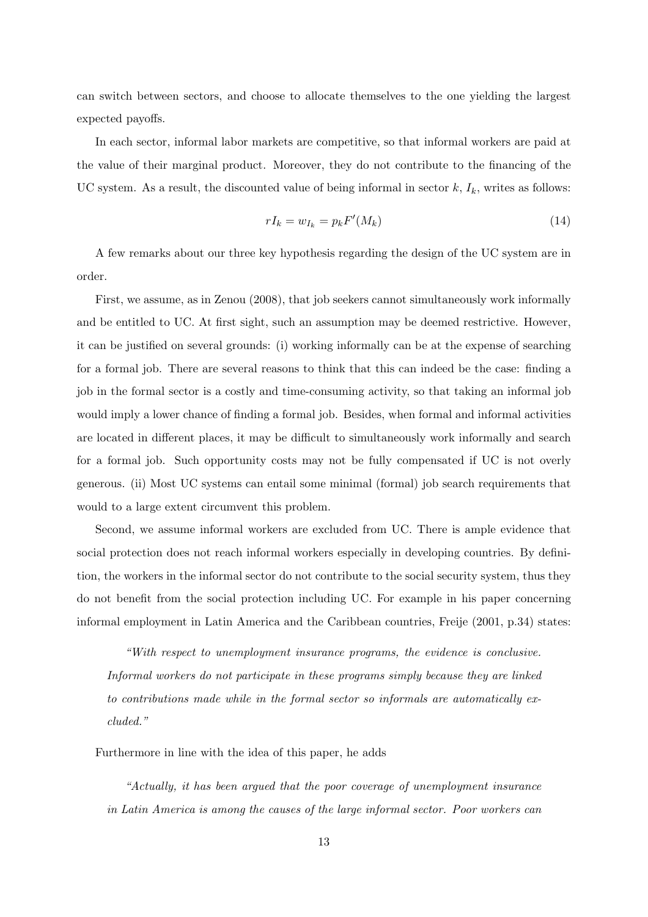can switch between sectors, and choose to allocate themselves to the one yielding the largest expected payoffs.

In each sector, informal labor markets are competitive, so that informal workers are paid at the value of their marginal product. Moreover, they do not contribute to the financing of the UC system. As a result, the discounted value of being informal in sector $k$, $I_k$, writes as follows:

$$rI_k = w_{I_k} = p_k F'(M_k) \tag{14}$$

A few remarks about our three key hypothesis regarding the design of the UC system are in order.

First, we assume, as in Zenou (2008), that job seekers cannot simultaneously work informally and be entitled to UC. At first sight, such an assumption may be deemed restrictive. However, it can be justified on several grounds: (i) working informally can be at the expense of searching for a formal job. There are several reasons to think that this can indeed be the case: finding a job in the formal sector is a costly and time-consuming activity, so that taking an informal job would imply a lower chance of finding a formal job. Besides, when formal and informal activities are located in different places, it may be difficult to simultaneously work informally and search for a formal job. Such opportunity costs may not be fully compensated if UC is not overly generous. (ii) Most UC systems can entail some minimal (formal) job search requirements that would to a large extent circumvent this problem.

Second, we assume informal workers are excluded from UC. There is ample evidence that social protection does not reach informal workers especially in developing countries. By definition, the workers in the informal sector do not contribute to the social security system, thus they do not benefit from the social protection including UC. For example in his paper concerning informal employment in Latin America and the Caribbean countries, Freije (2001, p.34) states:

> *"With respect to unemployment insurance programs, the evidence is conclusive. Informal workers do not participate in these programs simply because they are linked to contributions made while in the formal sector so informals are automatically excluded."*

Furthermore in line with the idea of this paper, he adds

> *"Actually, it has been argued that the poor coverage of unemployment insurance in Latin America is among the causes of the large informal sector. Poor workers can*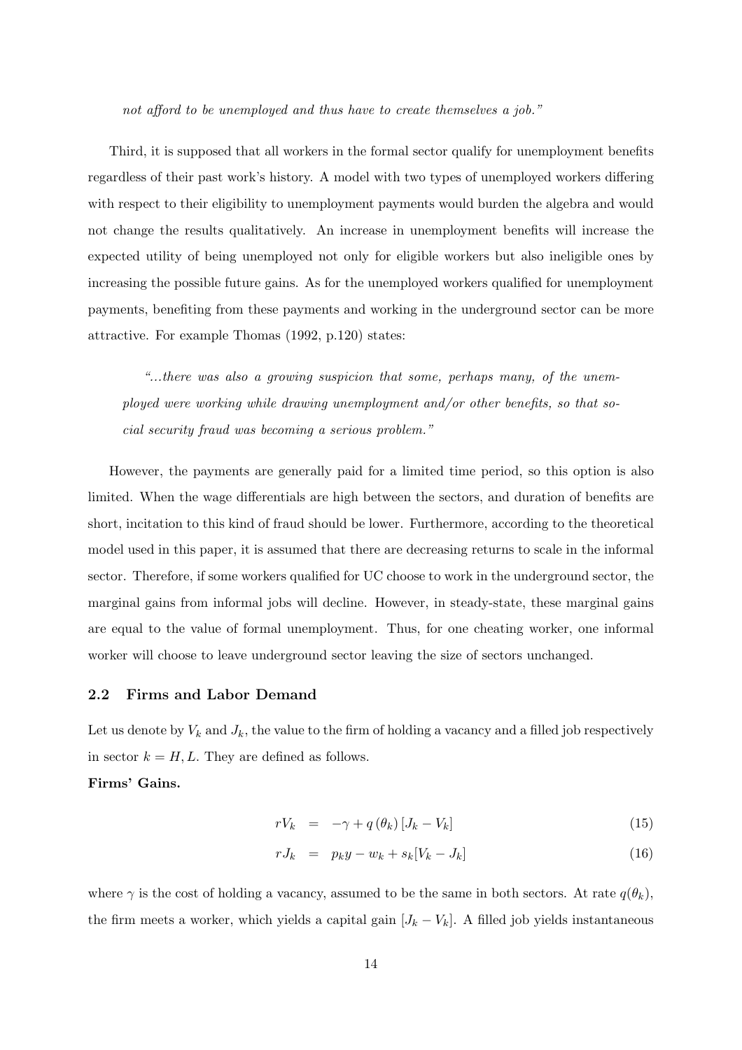*not afford to be unemployed and thus have to create themselves a job."*

Third, it is supposed that all workers in the formal sector qualify for unemployment benefits regardless of their past work's history. A model with two types of unemployed workers differing with respect to their eligibility to unemployment payments would burden the algebra and would not change the results qualitatively. An increase in unemployment benefits will increase the expected utility of being unemployed not only for eligible workers but also ineligible ones by increasing the possible future gains. As for the unemployed workers qualified for unemployment payments, benefiting from these payments and working in the underground sector can be more attractive. For example Thomas (1992, p.120) states:

> *"...there was also a growing suspicion that some, perhaps many, of the unemployed were working while drawing unemployment and/or other benefits, so that social security fraud was becoming a serious problem."*

However, the payments are generally paid for a limited time period, so this option is also limited. When the wage differentials are high between the sectors, and duration of benefits are short, incitation to this kind of fraud should be lower. Furthermore, according to the theoretical model used in this paper, it is assumed that there are decreasing returns to scale in the informal sector. Therefore, if some workers qualified for UC choose to work in the underground sector, the marginal gains from informal jobs will decline. However, in steady-state, these marginal gains are equal to the value of formal unemployment. Thus, for one cheating worker, one informal worker will choose to leave underground sector leaving the size of sectors unchanged.

### 2.2 Firms and Labor Demand

Let us denote by $V_k$ and $J_k$, the value to the firm of holding a vacancy and a filled job respectively in sector $k = H, L$. They are defined as follows.

**Firms' Gains.**

$$rV_k = -\gamma + q(\theta_k)[J_k - V_k] \tag{15}$$

$$rJ_k = p_k y - w_k + s_k[V_k - J_k] \tag{16}$$

where $\gamma$ is the cost of holding a vacancy, assumed to be the same in both sectors. At rate $q(\theta_k)$, the firm meets a worker, which yields a capital gain $[J_k - V_k]$. A filled job yields instantaneous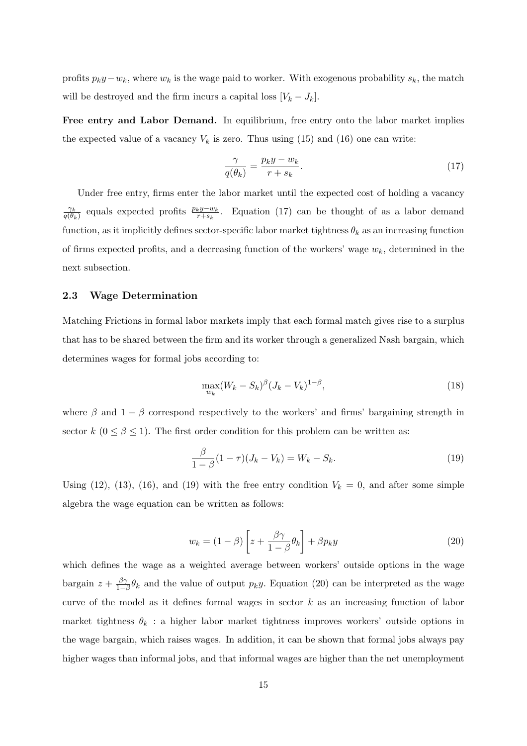profits $p_k y - w_k$, where $w_k$ is the wage paid to worker. With exogenous probability $s_k$, the match will be destroyed and the firm incurs a capital loss $[V_k - J_k]$.

**Free entry and Labor Demand.** In equilibrium, free entry onto the labor market implies the expected value of a vacancy $V_k$ is zero. Thus using (15) and (16) one can write:

$$\frac{\gamma}{q(\theta_k)} = \frac{p_k y - w_k}{r + s_k}. \tag{17}$$

Under free entry, firms enter the labor market until the expected cost of holding a vacancy $\frac{\gamma_k}{q(\theta_k)}$ equals expected profits $\frac{p_k y - w_k}{r+s_k}$. Equation (17) can be thought of as a labor demand function, as it implicitly defines sector-specific labor market tightness $\theta_k$ as an increasing function of firms expected profits, and a decreasing function of the workers' wage $w_k$, determined in the next subsection.

### 2.3 Wage Determination

Matching Frictions in formal labor markets imply that each formal match gives rise to a surplus that has to be shared between the firm and its worker through a generalized Nash bargain, which determines wages for formal jobs according to:

$$\max_{w_k} (W_k - S_k)^{\beta} (J_k - V_k)^{1-\beta}, \tag{18}$$

where $\beta$ and $1 - \beta$ correspond respectively to the workers' and firms' bargaining strength in sector $k$ ($0 \leq \beta \leq 1$). The first order condition for this problem can be written as:

$$\frac{\beta}{1-\beta}(1-\tau)(J_k - V_k) = W_k - S_k. \tag{19}$$

Using (12), (13), (16), and (19) with the free entry condition $V_k = 0$, and after some simple algebra the wage equation can be written as follows:

$$w_k = (1-\beta)\left[z + \frac{\beta\gamma}{1-\beta}\theta_k\right] + \beta p_k y \tag{20}$$

which defines the wage as a weighted average between workers' outside options in the wage bargain $z + \frac{\beta\gamma}{1-\beta}\theta_k$ and the value of output $p_k y$. Equation (20) can be interpreted as the wage curve of the model as it defines formal wages in sector $k$ as an increasing function of labor market tightness $\theta_k$ : a higher labor market tightness improves workers' outside options in the wage bargain, which raises wages. In addition, it can be shown that formal jobs always pay higher wages than informal jobs, and that informal wages are higher than the net unemployment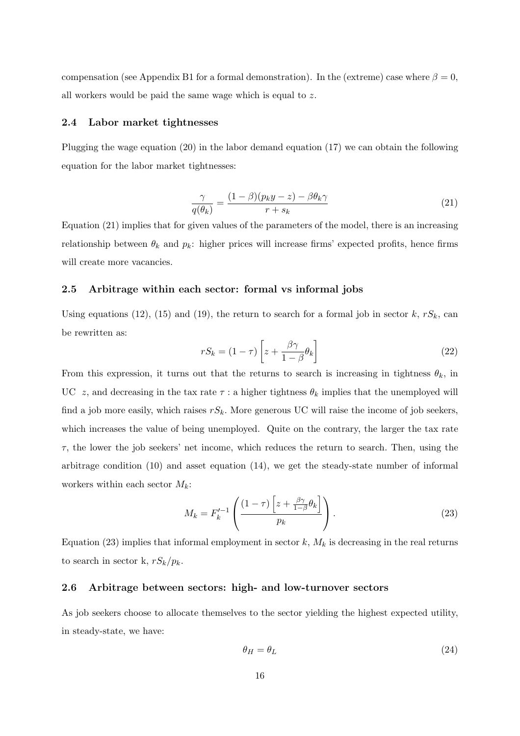compensation (see Appendix B1 for a formal demonstration). In the (extreme) case where $\beta = 0$, all workers would be paid the same wage which is equal to $z$.

### 2.4 Labor market tightnesses

Plugging the wage equation (20) in the labor demand equation (17) we can obtain the following equation for the labor market tightnesses:

$$\frac{\gamma}{q(\theta_k)} = \frac{(1-\beta)(p_k y - z) - \beta \theta_k \gamma}{r + s_k} \tag{21}$$

Equation (21) implies that for given values of the parameters of the model, there is an increasing relationship between $\theta_k$ and $p_k$: higher prices will increase firms' expected profits, hence firms will create more vacancies.

### 2.5 Arbitrage within each sector: formal vs informal jobs

Using equations (12), (15) and (19), the return to search for a formal job in sector $k$, $rS_k$, can be rewritten as:

$$rS_k = (1-\tau)\left[z + \frac{\beta\gamma}{1-\beta}\theta_k\right] \tag{22}$$

From this expression, it turns out that the returns to search is increasing in tightness $\theta_k$, in UC $z$, and decreasing in the tax rate $\tau$ : a higher tightness $\theta_k$ implies that the unemployed will find a job more easily, which raises $rS_k$. More generous UC will raise the income of job seekers, which increases the value of being unemployed. Quite on the contrary, the larger the tax rate $\tau$, the lower the job seekers' net income, which reduces the return to search. Then, using the arbitrage condition (10) and asset equation (14), we get the steady-state number of informal workers within each sector $M_k$:

$$M_k = F_k'^{-1}\left(\frac{(1-\tau)\left[z + \frac{\beta\gamma}{1-\beta}\theta_k\right]}{p_k}\right). \tag{23}$$

Equation (23) implies that informal employment in sector $k$, $M_k$ is decreasing in the real returns to search in sector k, $rS_k/p_k$.

### 2.6 Arbitrage between sectors: high- and low-turnover sectors

As job seekers choose to allocate themselves to the sector yielding the highest expected utility, in steady-state, we have:

$$\theta_H = \theta_L \tag{24}$$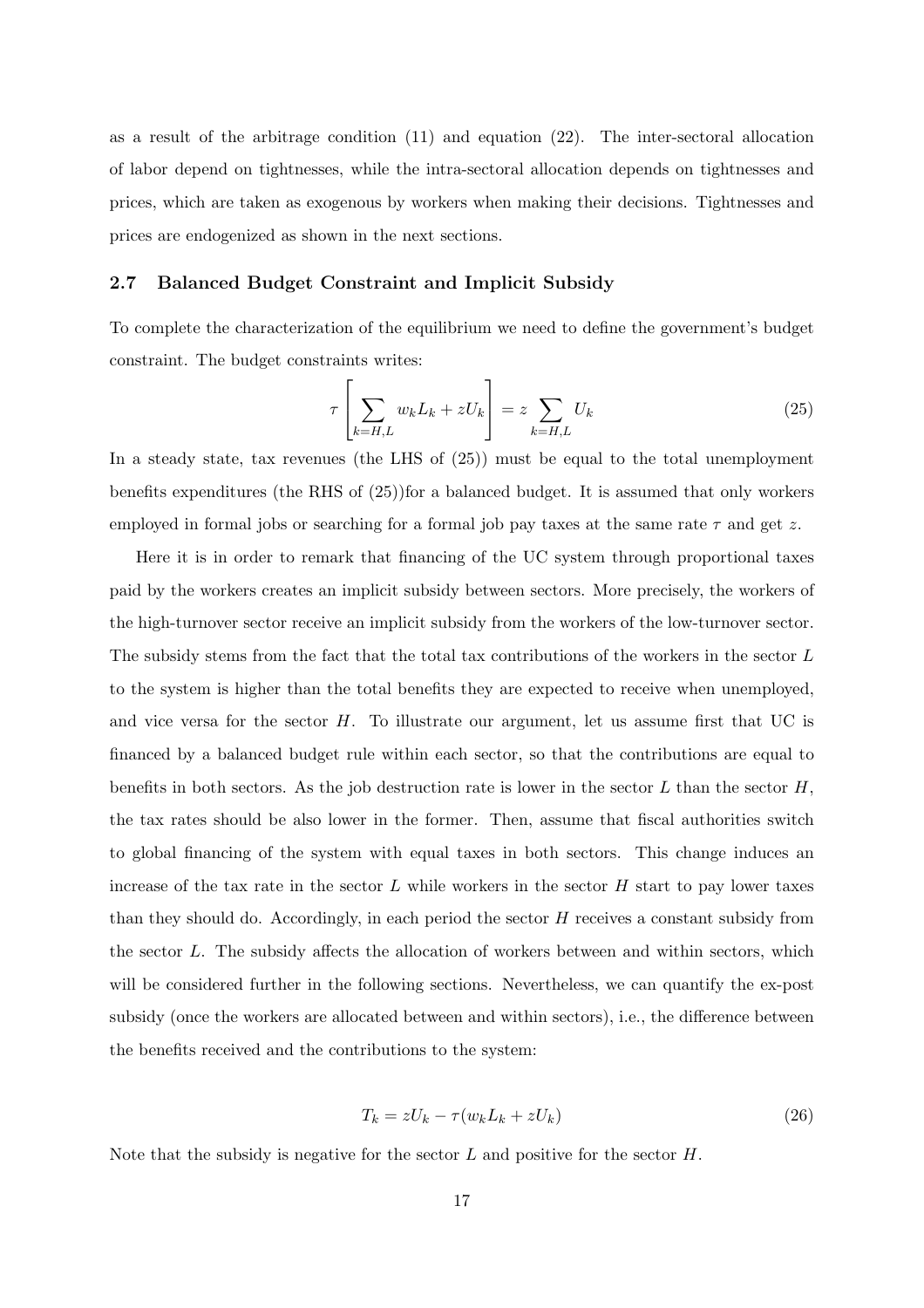as a result of the arbitrage condition (11) and equation (22). The inter-sectoral allocation of labor depend on tightnesses, while the intra-sectoral allocation depends on tightnesses and prices, which are taken as exogenous by workers when making their decisions. Tightnesses and prices are endogenized as shown in the next sections.

### 2.7 Balanced Budget Constraint and Implicit Subsidy

To complete the characterization of the equilibrium we need to define the government's budget constraint. The budget constraints writes:

$$\tau \left[ \sum_{k=H,L} w_k L_k + z U_k \right] = z \sum_{k=H,L} U_k \tag{25}$$

In a steady state, tax revenues (the LHS of (25)) must be equal to the total unemployment benefits expenditures (the RHS of (25))for a balanced budget. It is assumed that only workers employed in formal jobs or searching for a formal job pay taxes at the same rate $\tau$ and get $z$.

Here it is in order to remark that financing of the UC system through proportional taxes paid by the workers creates an implicit subsidy between sectors. More precisely, the workers of the high-turnover sector receive an implicit subsidy from the workers of the low-turnover sector. The subsidy stems from the fact that the total tax contributions of the workers in the sector $L$ to the system is higher than the total benefits they are expected to receive when unemployed, and vice versa for the sector $H$. To illustrate our argument, let us assume first that UC is financed by a balanced budget rule within each sector, so that the contributions are equal to benefits in both sectors. As the job destruction rate is lower in the sector $L$ than the sector $H$, the tax rates should be also lower in the former. Then, assume that fiscal authorities switch to global financing of the system with equal taxes in both sectors. This change induces an increase of the tax rate in the sector $L$ while workers in the sector $H$ start to pay lower taxes than they should do. Accordingly, in each period the sector $H$ receives a constant subsidy from the sector $L$. The subsidy affects the allocation of workers between and within sectors, which will be considered further in the following sections. Nevertheless, we can quantify the ex-post subsidy (once the workers are allocated between and within sectors), i.e., the difference between the benefits received and the contributions to the system:

$$T_k = z U_k - \tau (w_k L_k + z U_k) \tag{26}$$

Note that the subsidy is negative for the sector $L$ and positive for the sector $H$.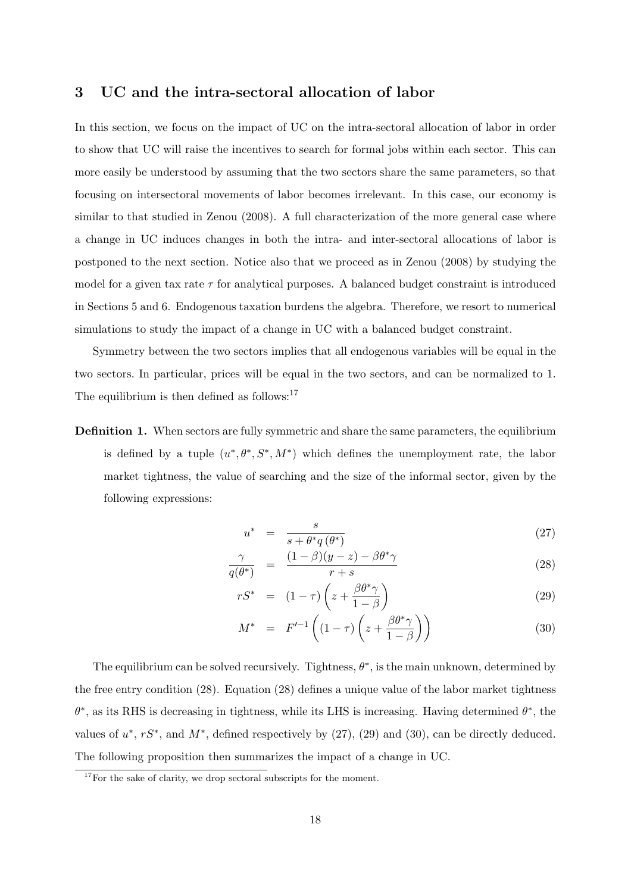## 3 UC and the intra-sectoral allocation of labor

In this section, we focus on the impact of UC on the intra-sectoral allocation of labor in order to show that UC will raise the incentives to search for formal jobs within each sector. This can more easily be understood by assuming that the two sectors share the same parameters, so that focusing on intersectoral movements of labor becomes irrelevant. In this case, our economy is similar to that studied in Zenou (2008). A full characterization of the more general case where a change in UC induces changes in both the intra- and inter-sectoral allocations of labor is postponed to the next section. Notice also that we proceed as in Zenou (2008) by studying the model for a given tax rate $\tau$ for analytical purposes. A balanced budget constraint is introduced in Sections 5 and 6. Endogenous taxation burdens the algebra. Therefore, we resort to numerical simulations to study the impact of a change in UC with a balanced budget constraint.

Symmetry between the two sectors implies that all endogenous variables will be equal in the two sectors. In particular, prices will be equal in the two sectors, and can be normalized to 1. The equilibrium is then defined as follows:[17]

**Definition 1.** When sectors are fully symmetric and share the same parameters, the equilibrium is defined by a tuple $(u^*, \theta^*, S^*, M^*)$ which defines the unemployment rate, the labor market tightness, the value of searching and the size of the informal sector, given by the following expressions:

$$u^* = \frac{s}{s + \theta^* q(\theta^*)} \tag{27}$$

$$\frac{\gamma}{q(\theta^*)} = \frac{(1-\beta)(y-z) - \beta\theta^*\gamma}{r+s} \tag{28}$$

$$rS^* = (1-\tau)\left(z + \frac{\beta\theta^*\gamma}{1-\beta}\right) \tag{29}$$

$$M^* = F'^{-1}\left((1-\tau)\left(z + \frac{\beta\theta^*\gamma}{1-\beta}\right)\right) \tag{30}$$

The equilibrium can be solved recursively. Tightness, $\theta^*$, is the main unknown, determined by the free entry condition (28). Equation (28) defines a unique value of the labor market tightness $\theta^*$, as its RHS is decreasing in tightness, while its LHS is increasing. Having determined $\theta^*$, the values of $u^*$, $rS^*$, and $M^*$, defined respectively by (27), (29) and (30), can be directly deduced. The following proposition then summarizes the impact of a change in UC.

[17] For the sake of clarity, we drop sectoral subscripts for the moment.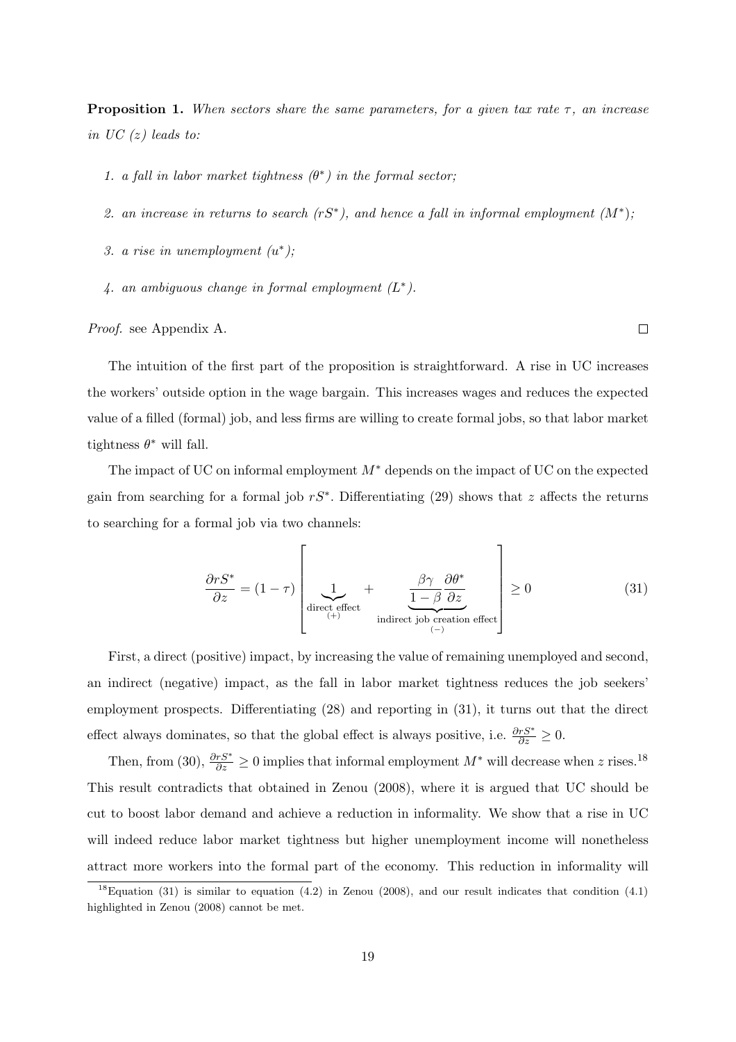**Proposition 1.** *When sectors share the same parameters, for a given tax rate $\tau$, an increase in UC ($z$) leads to:*

1. *a fall in labor market tightness ($\theta^*$) in the formal sector;*
2. *an increase in returns to search ($rS^*$), and hence a fall in informal employment ($M^*$);*
3. *a rise in unemployment ($u^*$);*
4. *an ambiguous change in formal employment ($L^*$).*

*Proof.* see Appendix A. □

The intuition of the first part of the proposition is straightforward. A rise in UC increases the workers' outside option in the wage bargain. This increases wages and reduces the expected value of a filled (formal) job, and less firms are willing to create formal jobs, so that labor market tightness $\theta^*$ will fall.

The impact of UC on informal employment $M^*$ depends on the impact of UC on the expected gain from searching for a formal job $rS^*$. Differentiating (29) shows that $z$ affects the returns to searching for a formal job via two channels:

$$\frac{\partial rS^*}{\partial z} = (1-\tau)\left[\underbrace{1}_{\substack{\text{direct effect} \\ (+)}} + \underbrace{\frac{\beta\gamma}{1-\beta}\frac{\partial \theta^*}{\partial z}}_{\substack{\text{indirect job creation effect} \\ (-)}}\right] \geq 0 \tag{31}$$

First, a direct (positive) impact, by increasing the value of remaining unemployed and second, an indirect (negative) impact, as the fall in labor market tightness reduces the job seekers' employment prospects. Differentiating (28) and reporting in (31), it turns out that the direct effect always dominates, so that the global effect is always positive, i.e. $\frac{\partial rS^*}{\partial z} \geq 0$.

Then, from (30), $\frac{\partial rS^*}{\partial z} \geq 0$ implies that informal employment $M^*$ will decrease when $z$ rises.[18] This result contradicts that obtained in Zenou (2008), where it is argued that UC should be cut to boost labor demand and achieve a reduction in informality. We show that a rise in UC will indeed reduce labor market tightness but higher unemployment income will nonetheless attract more workers into the formal part of the economy. This reduction in informality will

[18] Equation (31) is similar to equation (4.2) in Zenou (2008), and our result indicates that condition (4.1) highlighted in Zenou (2008) cannot be met.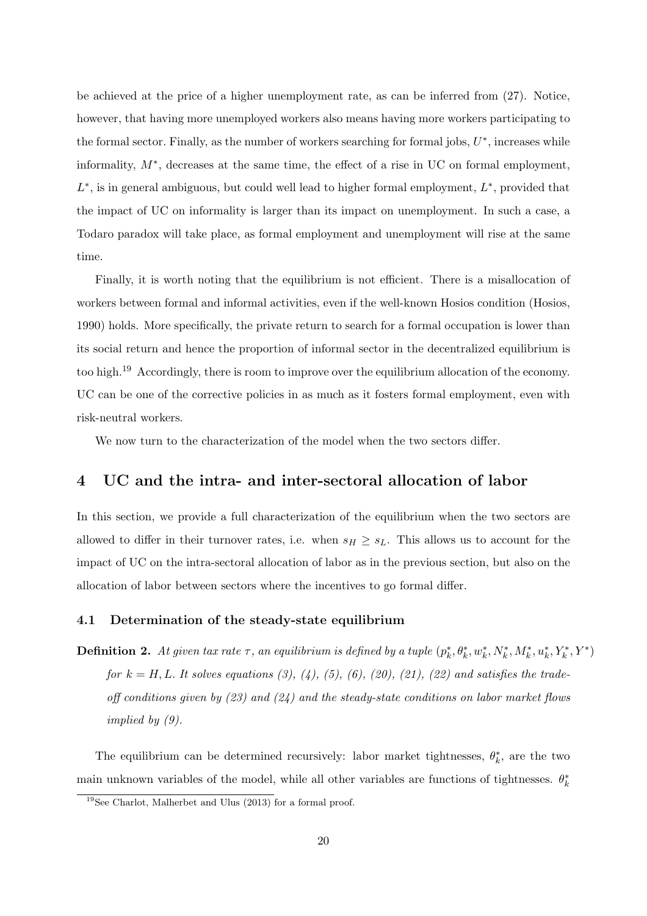be achieved at the price of a higher unemployment rate, as can be inferred from (27). Notice, however, that having more unemployed workers also means having more workers participating to the formal sector. Finally, as the number of workers searching for formal jobs, $U^*$, increases while informality, $M^*$, decreases at the same time, the effect of a rise in UC on formal employment, $L^*$, is in general ambiguous, but could well lead to higher formal employment, $L^*$, provided that the impact of UC on informality is larger than its impact on unemployment. In such a case, a Todaro paradox will take place, as formal employment and unemployment will rise at the same time.

Finally, it is worth noting that the equilibrium is not efficient. There is a misallocation of workers between formal and informal activities, even if the well-known Hosios condition (Hosios, 1990) holds. More specifically, the private return to search for a formal occupation is lower than its social return and hence the proportion of informal sector in the decentralized equilibrium is too high.[19] Accordingly, there is room to improve over the equilibrium allocation of the economy. UC can be one of the corrective policies in as much as it fosters formal employment, even with risk-neutral workers.

We now turn to the characterization of the model when the two sectors differ.

## 4 UC and the intra- and inter-sectoral allocation of labor

In this section, we provide a full characterization of the equilibrium when the two sectors are allowed to differ in their turnover rates, i.e. when $s_H \geq s_L$. This allows us to account for the impact of UC on the intra-sectoral allocation of labor as in the previous section, but also on the allocation of labor between sectors where the incentives to go formal differ.

### 4.1 Determination of the steady-state equilibrium

**Definition 2.** *At given tax rate $\tau$, an equilibrium is defined by a tuple $(p_k^*, \theta_k^*, w_k^*, N_k^*, M_k^*, u_k^*, Y_k^*, Y^*)$ for $k = H, L$. It solves equations (3), (4), (5), (6), (20), (21), (22) and satisfies the trade-off conditions given by (23) and (24) and the steady-state conditions on labor market flows implied by (9).*

The equilibrium can be determined recursively: labor market tightnesses, $\theta_k^*$, are the two main unknown variables of the model, while all other variables are functions of tightnesses. $\theta_k^*$

[19] See Charlot, Malherbet and Ulus (2013) for a formal proof.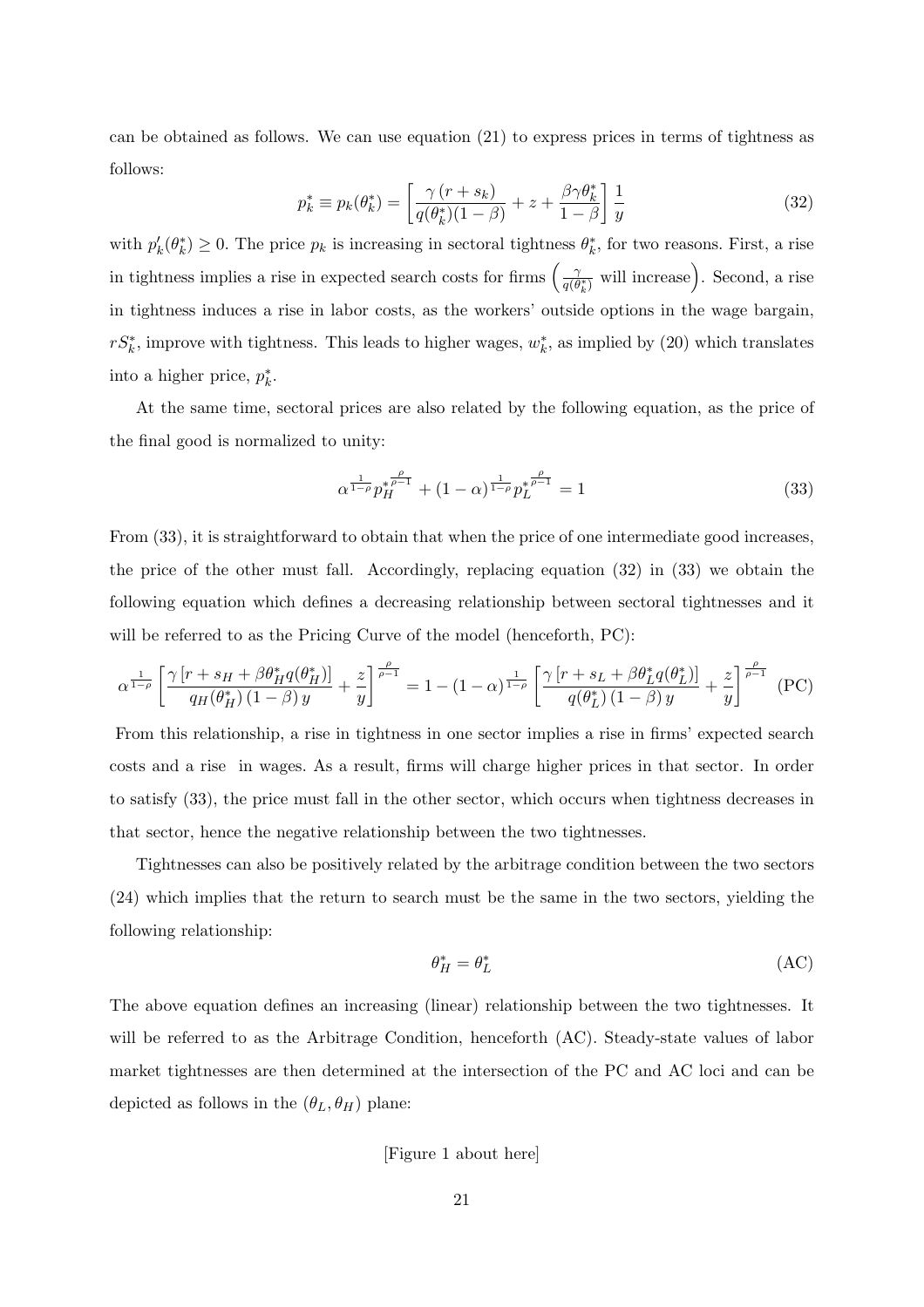can be obtained as follows. We can use equation (21) to express prices in terms of tightness as follows:

$$p_k^* \equiv p_k(\theta_k^*) = \left[\frac{\gamma\,(r+s_k)}{q(\theta_k^*)(1-\beta)} + z + \frac{\beta\gamma\theta_k^*}{1-\beta}\right]\frac{1}{y} \tag{32}$$

with $p_k'(\theta_k^*) \geq 0$. The price $p_k$ is increasing in sectoral tightness $\theta_k^*$, for two reasons. First, a rise in tightness implies a rise in expected search costs for firms $\left(\frac{\gamma}{q(\theta_k^*)} \text{ will increase}\right)$. Second, a rise in tightness induces a rise in labor costs, as the workers' outside options in the wage bargain, $rS_k^*$, improve with tightness. This leads to higher wages, $w_k^*$, as implied by (20) which translates into a higher price, $p_k^*$.

At the same time, sectoral prices are also related by the following equation, as the price of the final good is normalized to unity:

$$\alpha^{\frac{1}{1-\rho}} p_H^{*\frac{\rho}{\rho-1}} + (1-\alpha)^{\frac{1}{1-\rho}} p_L^{*\frac{\rho}{\rho-1}} = 1 \tag{33}$$

From (33), it is straightforward to obtain that when the price of one intermediate good increases, the price of the other must fall. Accordingly, replacing equation (32) in (33) we obtain the following equation which defines a decreasing relationship between sectoral tightnesses and it will be referred to as the Pricing Curve of the model (henceforth, PC):

$$\alpha^{\frac{1}{1-\rho}} \left[\frac{\gamma\left[r+s_H+\beta\theta_H^* q(\theta_H^*)\right]}{q_H(\theta_H^*)\,(1-\beta)\,y} + \frac{z}{y}\right]^{\frac{\rho}{\rho-1}} = 1-(1-\alpha)^{\frac{1}{1-\rho}} \left[\frac{\gamma\left[r+s_L+\beta\theta_L^* q(\theta_L^*)\right]}{q(\theta_L^*)\,(1-\beta)\,y} + \frac{z}{y}\right]^{\frac{\rho}{\rho-1}} \tag{PC}$$

From this relationship, a rise in tightness in one sector implies a rise in firms' expected search costs and a rise in wages. As a result, firms will charge higher prices in that sector. In order to satisfy (33), the price must fall in the other sector, which occurs when tightness decreases in that sector, hence the negative relationship between the two tightnesses.

Tightnesses can also be positively related by the arbitrage condition between the two sectors (24) which implies that the return to search must be the same in the two sectors, yielding the following relationship:

$$\theta_H^* = \theta_L^* \tag{AC}$$

The above equation defines an increasing (linear) relationship between the two tightnesses. It will be referred to as the Arbitrage Condition, henceforth (AC). Steady-state values of labor market tightnesses are then determined at the intersection of the PC and AC loci and can be depicted as follows in the $(\theta_L, \theta_H)$ plane:

[Figure 1 about here]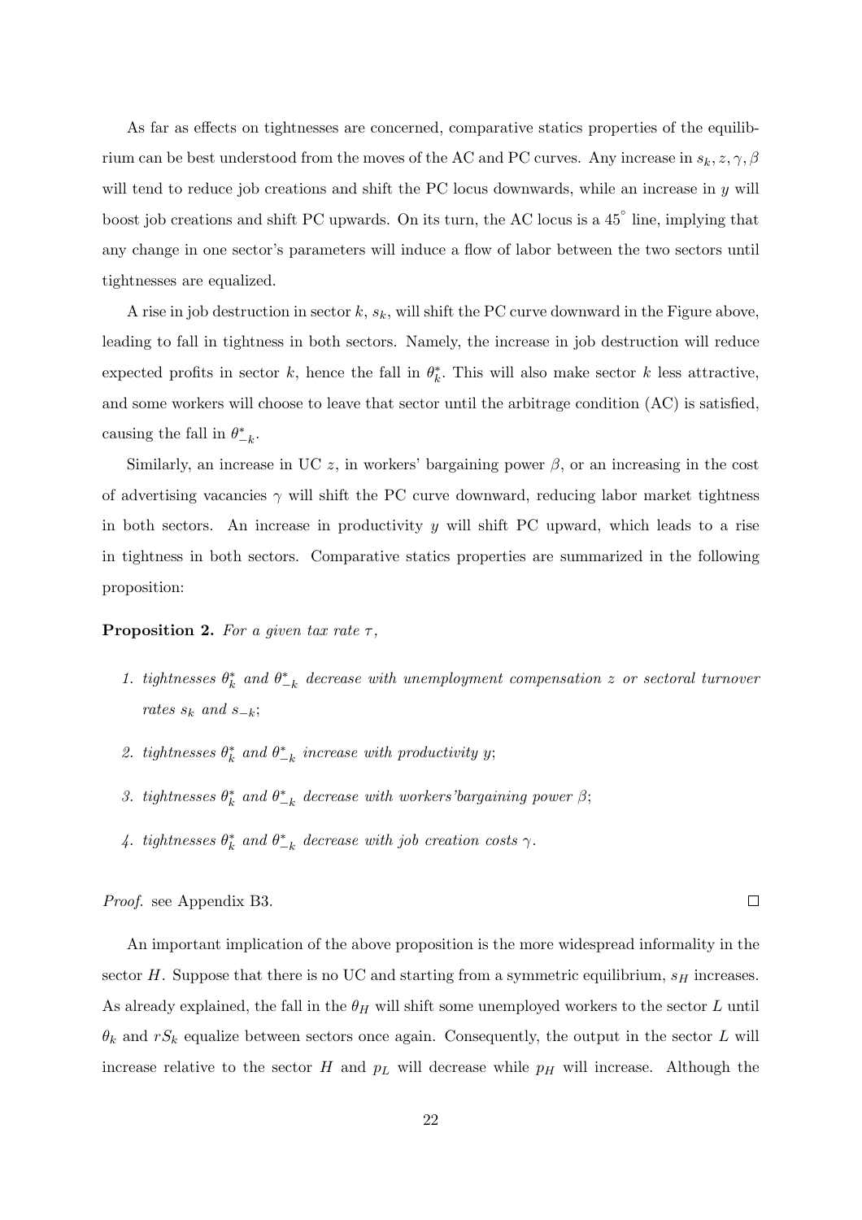As far as effects on tightnesses are concerned, comparative statics properties of the equilibrium can be best understood from the moves of the AC and PC curves. Any increase in $s_k, z, \gamma, \beta$ will tend to reduce job creations and shift the PC locus downwards, while an increase in $y$ will boost job creations and shift PC upwards. On its turn, the AC locus is a $45^{\circ}$ line, implying that any change in one sector's parameters will induce a flow of labor between the two sectors until tightnesses are equalized.

A rise in job destruction in sector $k$, $s_k$, will shift the PC curve downward in the Figure above, leading to fall in tightness in both sectors. Namely, the increase in job destruction will reduce expected profits in sector $k$, hence the fall in $\theta_k^*$. This will also make sector $k$ less attractive, and some workers will choose to leave that sector until the arbitrage condition (AC) is satisfied, causing the fall in $\theta_{-k}^*$.

Similarly, an increase in UC $z$, in workers' bargaining power $\beta$, or an increasing in the cost of advertising vacancies $\gamma$ will shift the PC curve downward, reducing labor market tightness in both sectors. An increase in productivity $y$ will shift PC upward, which leads to a rise in tightness in both sectors. Comparative statics properties are summarized in the following proposition:

**Proposition 2.** *For a given tax rate $\tau$,*

1. *tightnesses $\theta_k^*$ and $\theta_{-k}^*$ decrease with unemployment compensation $z$ or sectoral turnover rates $s_k$ and $s_{-k}$;*
2. *tightnesses $\theta_k^*$ and $\theta_{-k}^*$ increase with productivity $y$;*
3. *tightnesses $\theta_k^*$ and $\theta_{-k}^*$ decrease with workers'bargaining power $\beta$;*
4. *tightnesses $\theta_k^*$ and $\theta_{-k}^*$ decrease with job creation costs $\gamma$.*

*Proof.* see Appendix B3. □

An important implication of the above proposition is the more widespread informality in the sector $H$. Suppose that there is no UC and starting from a symmetric equilibrium, $s_H$ increases. As already explained, the fall in the $\theta_H$ will shift some unemployed workers to the sector $L$ until $\theta_k$ and $rS_k$ equalize between sectors once again. Consequently, the output in the sector $L$ will increase relative to the sector $H$ and $p_L$ will decrease while $p_H$ will increase. Although the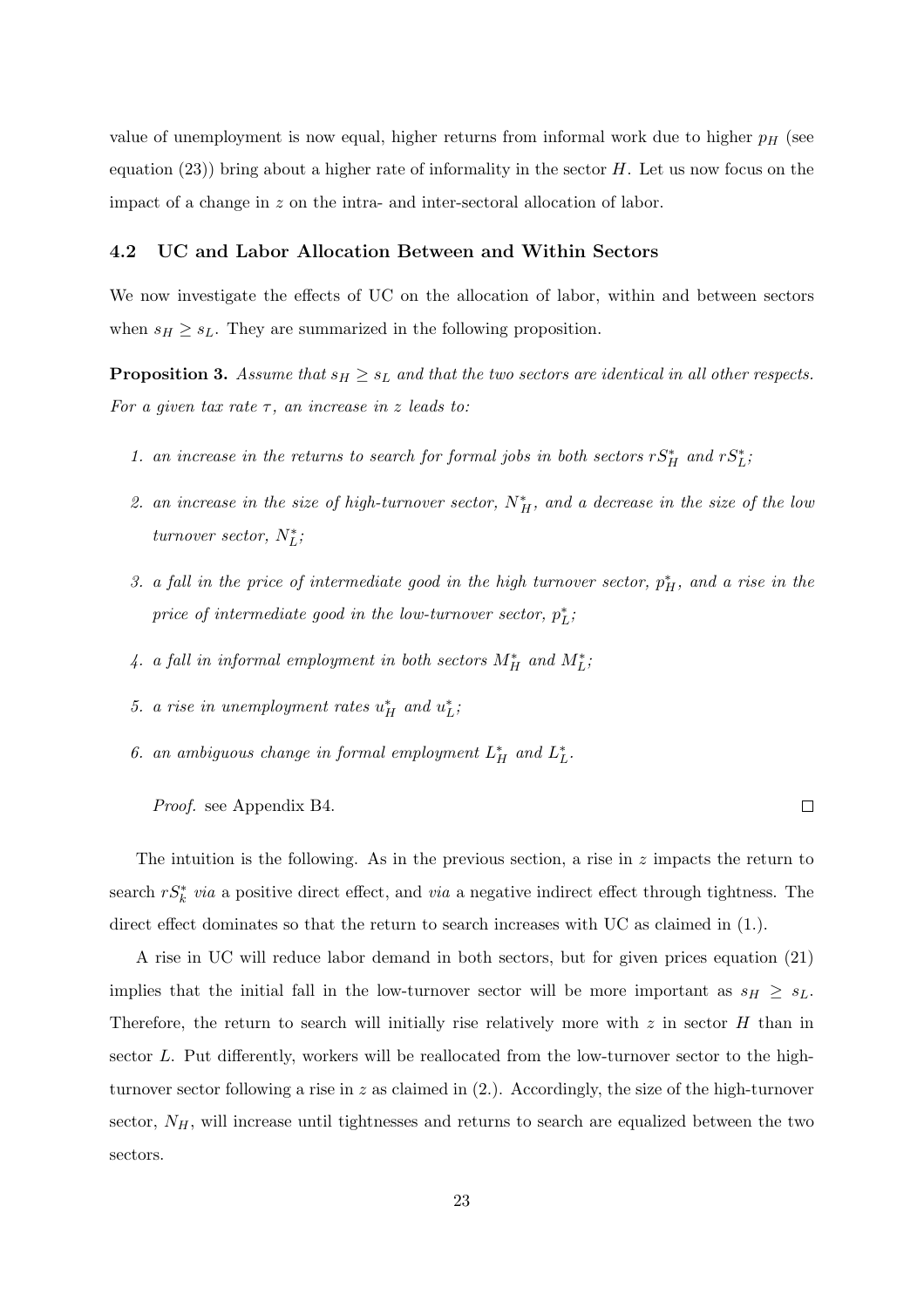value of unemployment is now equal, higher returns from informal work due to higher $p_H$ (see equation (23)) bring about a higher rate of informality in the sector $H$. Let us now focus on the impact of a change in $z$ on the intra- and inter-sectoral allocation of labor.

### 4.2 UC and Labor Allocation Between and Within Sectors

We now investigate the effects of UC on the allocation of labor, within and between sectors when $s_H \geq s_L$. They are summarized in the following proposition.

**Proposition 3.** *Assume that $s_H \geq s_L$ and that the two sectors are identical in all other respects. For a given tax rate $\tau$, an increase in $z$ leads to:*

1. *an increase in the returns to search for formal jobs in both sectors $rS_H^*$ and $rS_L^*$;*
2. *an increase in the size of high-turnover sector, $N_H^*$, and a decrease in the size of the low turnover sector, $N_L^*$;*
3. *a fall in the price of intermediate good in the high turnover sector, $p_H^*$, and a rise in the price of intermediate good in the low-turnover sector, $p_L^*$;*
4. *a fall in informal employment in both sectors $M_H^*$ and $M_L^*$;*
5. *a rise in unemployment rates $u_H^*$ and $u_L^*$;*
6. *an ambiguous change in formal employment $L_H^*$ and $L_L^*$.*

*Proof.* see Appendix B4. □

The intuition is the following. As in the previous section, a rise in $z$ impacts the return to search $rS_k^*$ *via* a positive direct effect, and *via* a negative indirect effect through tightness. The direct effect dominates so that the return to search increases with UC as claimed in (1.).

A rise in UC will reduce labor demand in both sectors, but for given prices equation (21) implies that the initial fall in the low-turnover sector will be more important as $s_H \geq s_L$. Therefore, the return to search will initially rise relatively more with $z$ in sector $H$ than in sector $L$. Put differently, workers will be reallocated from the low-turnover sector to the high-turnover sector following a rise in $z$ as claimed in (2.). Accordingly, the size of the high-turnover sector, $N_H$, will increase until tightnesses and returns to search are equalized between the two sectors.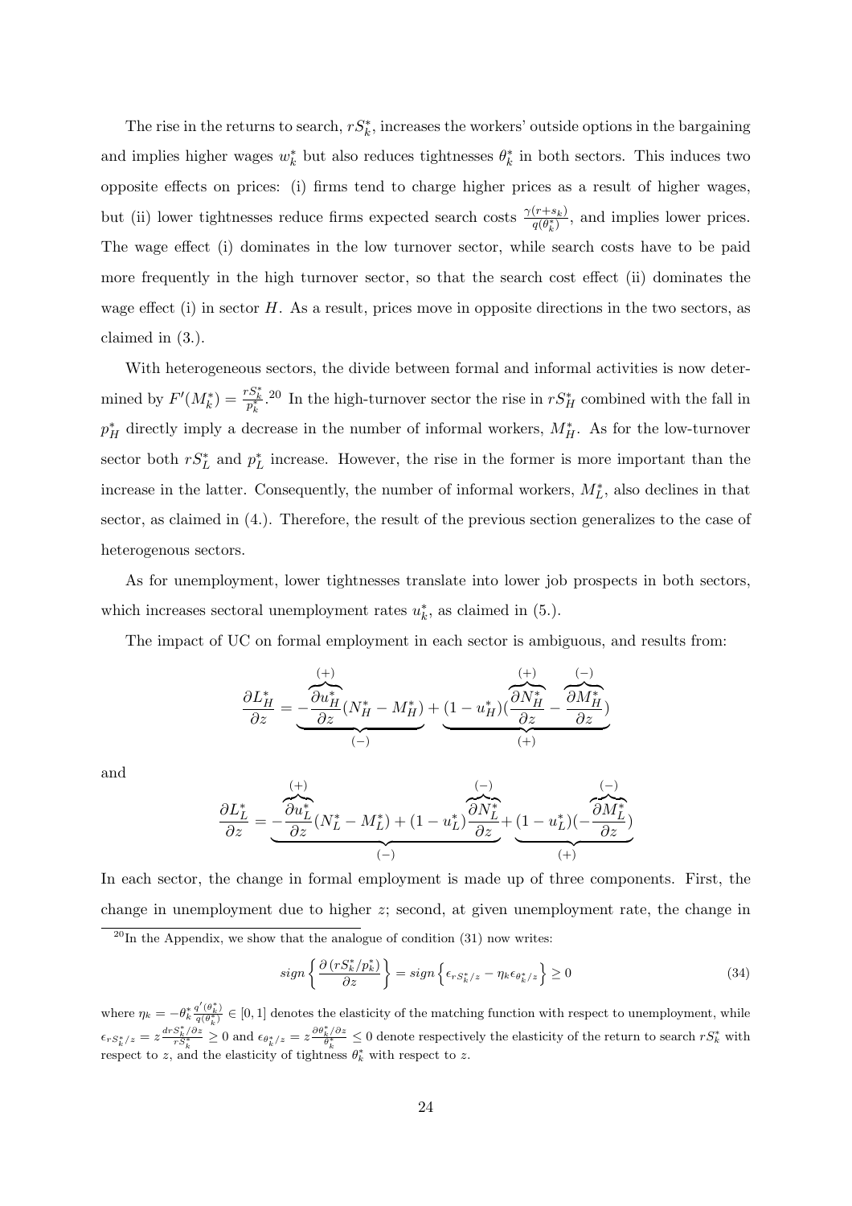The rise in the returns to search, $rS_k^*$, increases the workers' outside options in the bargaining and implies higher wages $w_k^*$ but also reduces tightnesses $\theta_k^*$ in both sectors. This induces two opposite effects on prices: (i) firms tend to charge higher prices as a result of higher wages, but (ii) lower tightnesses reduce firms expected search costs $\frac{\gamma(r+s_k)}{q(\theta_k^*)}$, and implies lower prices. The wage effect (i) dominates in the low turnover sector, while search costs have to be paid more frequently in the high turnover sector, so that the search cost effect (ii) dominates the wage effect (i) in sector $H$. As a result, prices move in opposite directions in the two sectors, as claimed in (3.).

With heterogeneous sectors, the divide between formal and informal activities is now determined by $F'(M_k^*) = \frac{rS_k^*}{p_k^*}$.[20] In the high-turnover sector the rise in $rS_H^*$ combined with the fall in $p_H^*$ directly imply a decrease in the number of informal workers, $M_H^*$. As for the low-turnover sector both $rS_L^*$ and $p_L^*$ increase. However, the rise in the former is more important than the increase in the latter. Consequently, the number of informal workers, $M_L^*$, also declines in that sector, as claimed in (4.). Therefore, the result of the previous section generalizes to the case of heterogenous sectors.

As for unemployment, lower tightnesses translate into lower job prospects in both sectors, which increases sectoral unemployment rates $u_k^*$, as claimed in (5.).

The impact of UC on formal employment in each sector is ambiguous, and results from:

$$\frac{\partial L_H^*}{\partial z} = \underbrace{-\overbrace{\frac{\partial u_H^*}{\partial z}}^{(+)}(N_H^* - M_H^*)}_{(-)} + \underbrace{(1-u_H^*)(\overbrace{\frac{\partial N_H^*}{\partial z}}^{(+)} - \overbrace{\frac{\partial M_H^*}{\partial z}}^{(-)})}_{(+)}$$

and

$$\frac{\partial L_L^*}{\partial z} = \underbrace{-\overbrace{\frac{\partial u_L^*}{\partial z}}^{(+)}(N_L^* - M_L^*) + (1-u_L^*)\overbrace{\frac{\partial N_L^*}{\partial z}}^{(-)}}_{(-)} + \underbrace{(1-u_L^*)(-\overbrace{\frac{\partial M_L^*}{\partial z}}^{(-)})}_{(+)}$$

In each sector, the change in formal employment is made up of three components. First, the change in unemployment due to higher $z$; second, at given unemployment rate, the change in

[20] In the Appendix, we show that the analogue of condition (31) now writes:

$$sign\left\{\frac{\partial\left(rS_k^*/p_k^*\right)}{\partial z}\right\} = sign\left\{\epsilon_{rS_k^*/z} - \eta_k \epsilon_{\theta_k^*/z}\right\} \geq 0 \tag{34}$$

where $\eta_k = -\theta_k^* \frac{q'(\theta_k^*)}{q(\theta_k^*)} \in [0,1]$ denotes the elasticity of the matching function with respect to unemployment, while $\epsilon_{rS_k^*/z} = z\frac{drS_k^*/\partial z}{rS_k^*} \geq 0$ and $\epsilon_{\theta_k^*/z} = z\frac{\partial\theta_k^*/\partial z}{\theta_k^*} \leq 0$ denote respectively the elasticity of the return to search $rS_k^*$ with respect to $z$, and the elasticity of tightness $\theta_k^*$ with respect to $z$.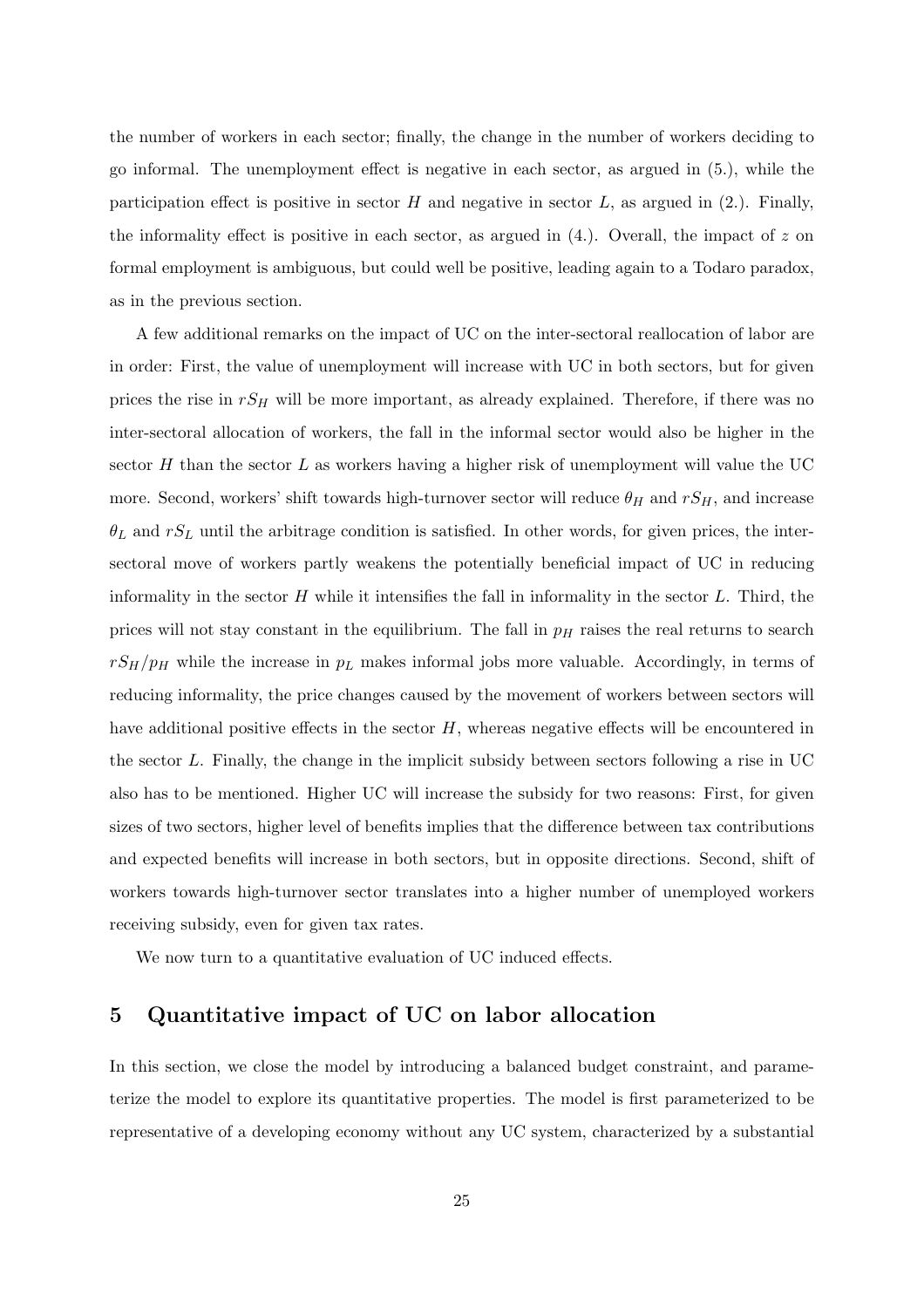the number of workers in each sector; finally, the change in the number of workers deciding to go informal. The unemployment effect is negative in each sector, as argued in (5.), while the participation effect is positive in sector $H$ and negative in sector $L$, as argued in (2.). Finally, the informality effect is positive in each sector, as argued in (4.). Overall, the impact of $z$ on formal employment is ambiguous, but could well be positive, leading again to a Todaro paradox, as in the previous section.

A few additional remarks on the impact of UC on the inter-sectoral reallocation of labor are in order: First, the value of unemployment will increase with UC in both sectors, but for given prices the rise in $rS_H$ will be more important, as already explained. Therefore, if there was no inter-sectoral allocation of workers, the fall in the informal sector would also be higher in the sector $H$ than the sector $L$ as workers having a higher risk of unemployment will value the UC more. Second, workers' shift towards high-turnover sector will reduce $\theta_H$ and $rS_H$, and increase $\theta_L$ and $rS_L$ until the arbitrage condition is satisfied. In other words, for given prices, the inter-sectoral move of workers partly weakens the potentially beneficial impact of UC in reducing informality in the sector $H$ while it intensifies the fall in informality in the sector $L$. Third, the prices will not stay constant in the equilibrium. The fall in $p_H$ raises the real returns to search $rS_H/p_H$ while the increase in $p_L$ makes informal jobs more valuable. Accordingly, in terms of reducing informality, the price changes caused by the movement of workers between sectors will have additional positive effects in the sector $H$, whereas negative effects will be encountered in the sector $L$. Finally, the change in the implicit subsidy between sectors following a rise in UC also has to be mentioned. Higher UC will increase the subsidy for two reasons: First, for given sizes of two sectors, higher level of benefits implies that the difference between tax contributions and expected benefits will increase in both sectors, but in opposite directions. Second, shift of workers towards high-turnover sector translates into a higher number of unemployed workers receiving subsidy, even for given tax rates.

We now turn to a quantitative evaluation of UC induced effects.

# 5 Quantitative impact of UC on labor allocation

In this section, we close the model by introducing a balanced budget constraint, and parameterize the model to explore its quantitative properties. The model is first parameterized to be representative of a developing economy without any UC system, characterized by a substantial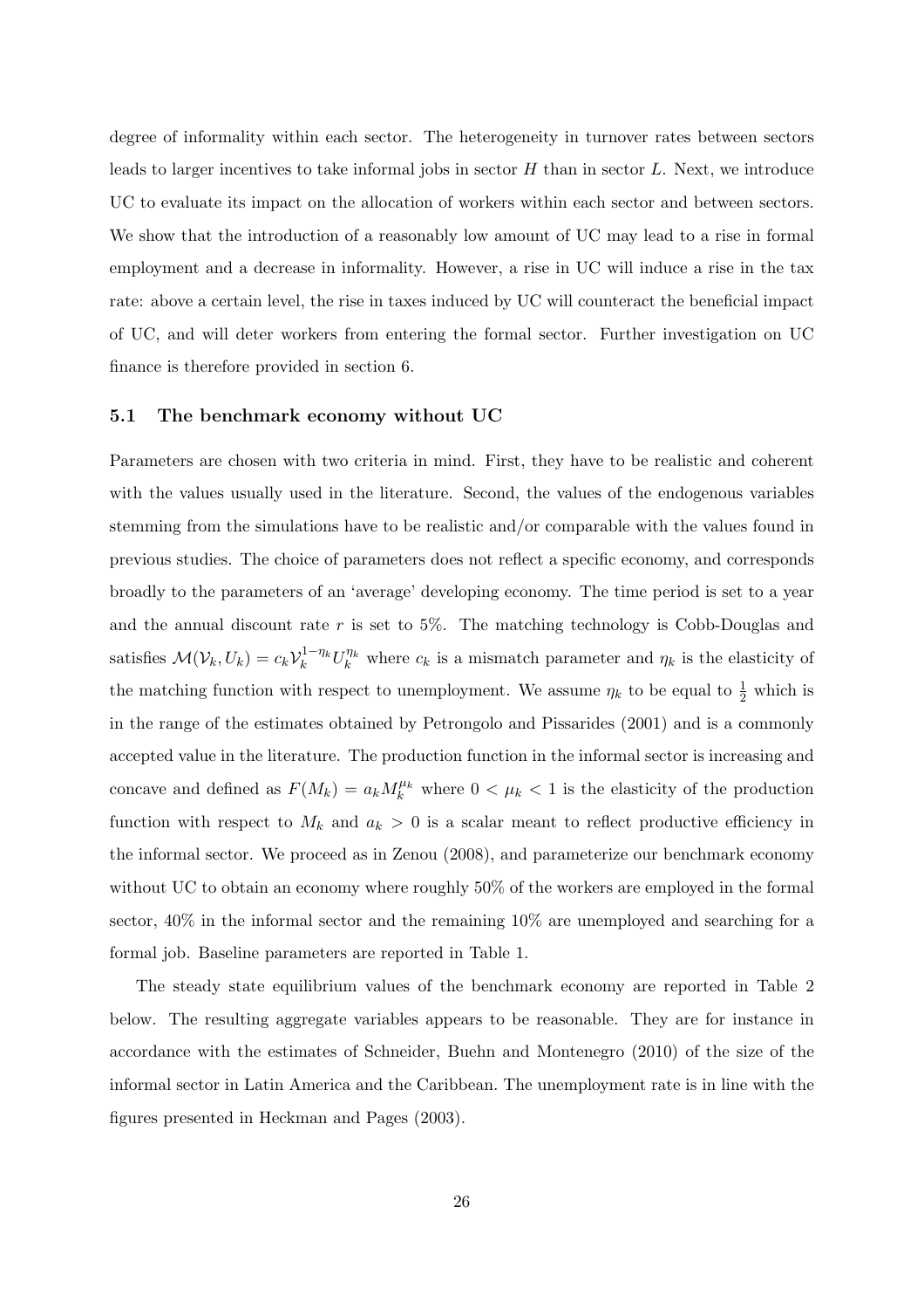degree of informality within each sector. The heterogeneity in turnover rates between sectors leads to larger incentives to take informal jobs in sector $H$ than in sector $L$. Next, we introduce UC to evaluate its impact on the allocation of workers within each sector and between sectors. We show that the introduction of a reasonably low amount of UC may lead to a rise in formal employment and a decrease in informality. However, a rise in UC will induce a rise in the tax rate: above a certain level, the rise in taxes induced by UC will counteract the beneficial impact of UC, and will deter workers from entering the formal sector. Further investigation on UC finance is therefore provided in section 6.

### 5.1 The benchmark economy without UC

Parameters are chosen with two criteria in mind. First, they have to be realistic and coherent with the values usually used in the literature. Second, the values of the endogenous variables stemming from the simulations have to be realistic and/or comparable with the values found in previous studies. The choice of parameters does not reflect a specific economy, and corresponds broadly to the parameters of an 'average' developing economy. The time period is set to a year and the annual discount rate $r$ is set to 5%. The matching technology is Cobb-Douglas and satisfies $\mathcal{M}(\mathcal{V}_k, U_k) = c_k \mathcal{V}_k^{1-\eta_k} U_k^{\eta_k}$ where $c_k$ is a mismatch parameter and $\eta_k$ is the elasticity of the matching function with respect to unemployment. We assume $\eta_k$ to be equal to $\frac{1}{2}$ which is in the range of the estimates obtained by Petrongolo and Pissarides (2001) and is a commonly accepted value in the literature. The production function in the informal sector is increasing and concave and defined as $F(M_k) = a_k M_k^{\mu_k}$ where $0 < \mu_k < 1$ is the elasticity of the production function with respect to $M_k$ and $a_k > 0$ is a scalar meant to reflect productive efficiency in the informal sector. We proceed as in Zenou (2008), and parameterize our benchmark economy without UC to obtain an economy where roughly 50% of the workers are employed in the formal sector, 40% in the informal sector and the remaining 10% are unemployed and searching for a formal job. Baseline parameters are reported in Table 1.

The steady state equilibrium values of the benchmark economy are reported in Table 2 below. The resulting aggregate variables appears to be reasonable. They are for instance in accordance with the estimates of Schneider, Buehn and Montenegro (2010) of the size of the informal sector in Latin America and the Caribbean. The unemployment rate is in line with the figures presented in Heckman and Pages (2003).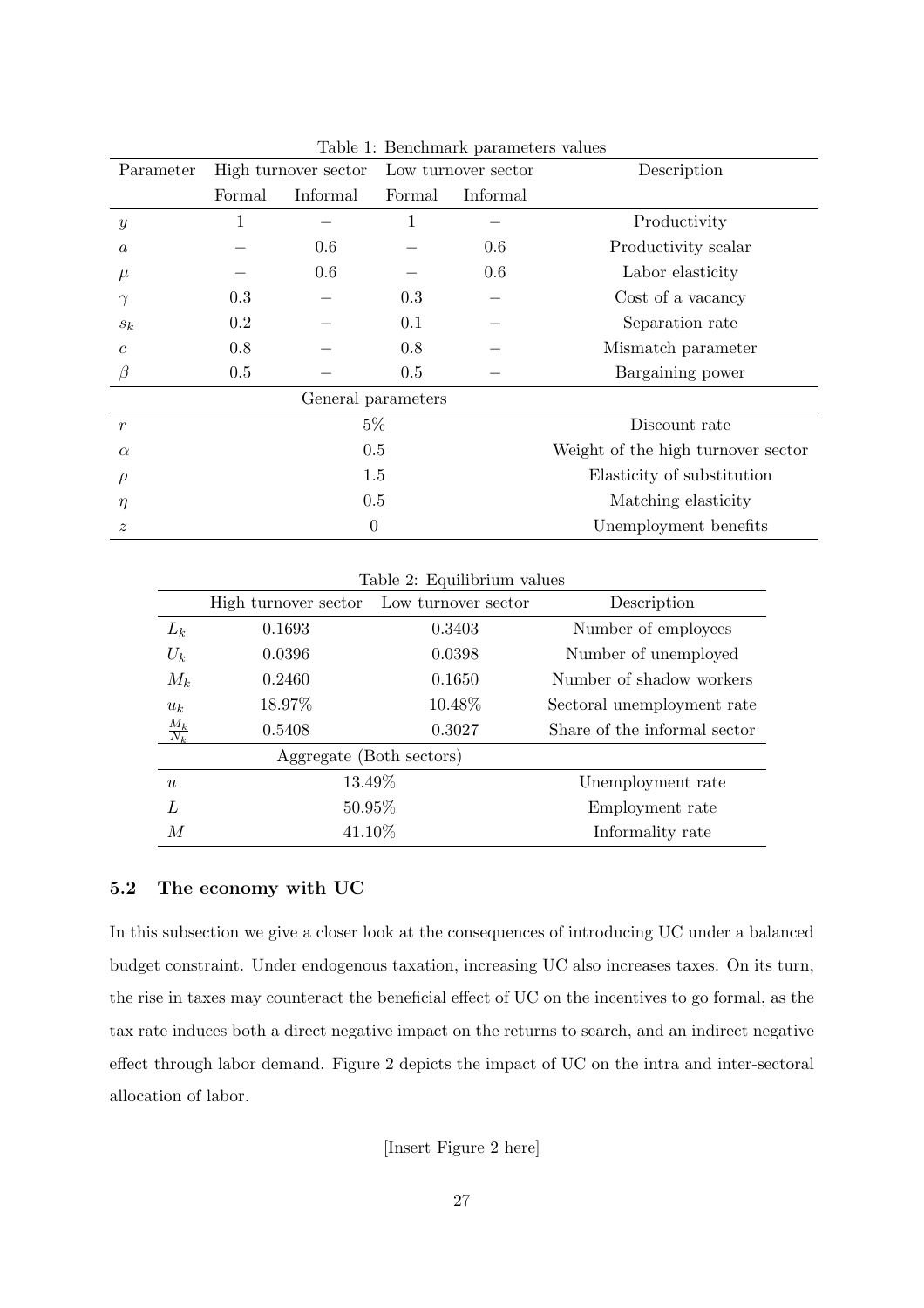Table 1: Benchmark parameters values

| Parameter | High turnover sector | | Low turnover sector | | Description |
|---|---|---|---|---|---|
| | Formal | Informal | Formal | Informal | |
| $y$ | 1 | – | 1 | – | Productivity |
| $a$ | – | 0.6 | – | 0.6 | Productivity scalar |
| $\mu$ | – | 0.6 | – | 0.6 | Labor elasticity |
| $\gamma$ | 0.3 | – | 0.3 | – | Cost of a vacancy |
| $s_k$ | 0.2 | – | 0.1 | – | Separation rate |
| $c$ | 0.8 | – | 0.8 | – | Mismatch parameter |
| $\beta$ | 0.5 | – | 0.5 | – | Bargaining power |
| General parameters | | | | | |
| $r$ | 5% | | | | Discount rate |
| $\alpha$ | 0.5 | | | | Weight of the high turnover sector |
| $\rho$ | 1.5 | | | | Elasticity of substitution |
| $\eta$ | 0.5 | | | | Matching elasticity |
| $z$ | 0 | | | | Unemployment benefits |

Table 2: Equilibrium values

| | High turnover sector | Low turnover sector | Description |
|---|---|---|---|
| $L_k$ | 0.1693 | 0.3403 | Number of employees |
| $U_k$ | 0.0396 | 0.0398 | Number of unemployed |
| $M_k$ | 0.2460 | 0.1650 | Number of shadow workers |
| $u_k$ | 18.97% | 10.48% | Sectoral unemployment rate |
| $\frac{M_k}{N_k}$ | 0.5408 | 0.3027 | Share of the informal sector |
| Aggregate (Both sectors) | | | |
| $u$ | 13.49% | | Unemployment rate |
| $L$ | 50.95% | | Employment rate |
| $M$ | 41.10% | | Informality rate |

### 5.2 The economy with UC

In this subsection we give a closer look at the consequences of introducing UC under a balanced budget constraint. Under endogenous taxation, increasing UC also increases taxes. On its turn, the rise in taxes may counteract the beneficial effect of UC on the incentives to go formal, as the tax rate induces both a direct negative impact on the returns to search, and an indirect negative effect through labor demand. Figure 2 depicts the impact of UC on the intra and inter-sectoral allocation of labor.

[Insert Figure 2 here]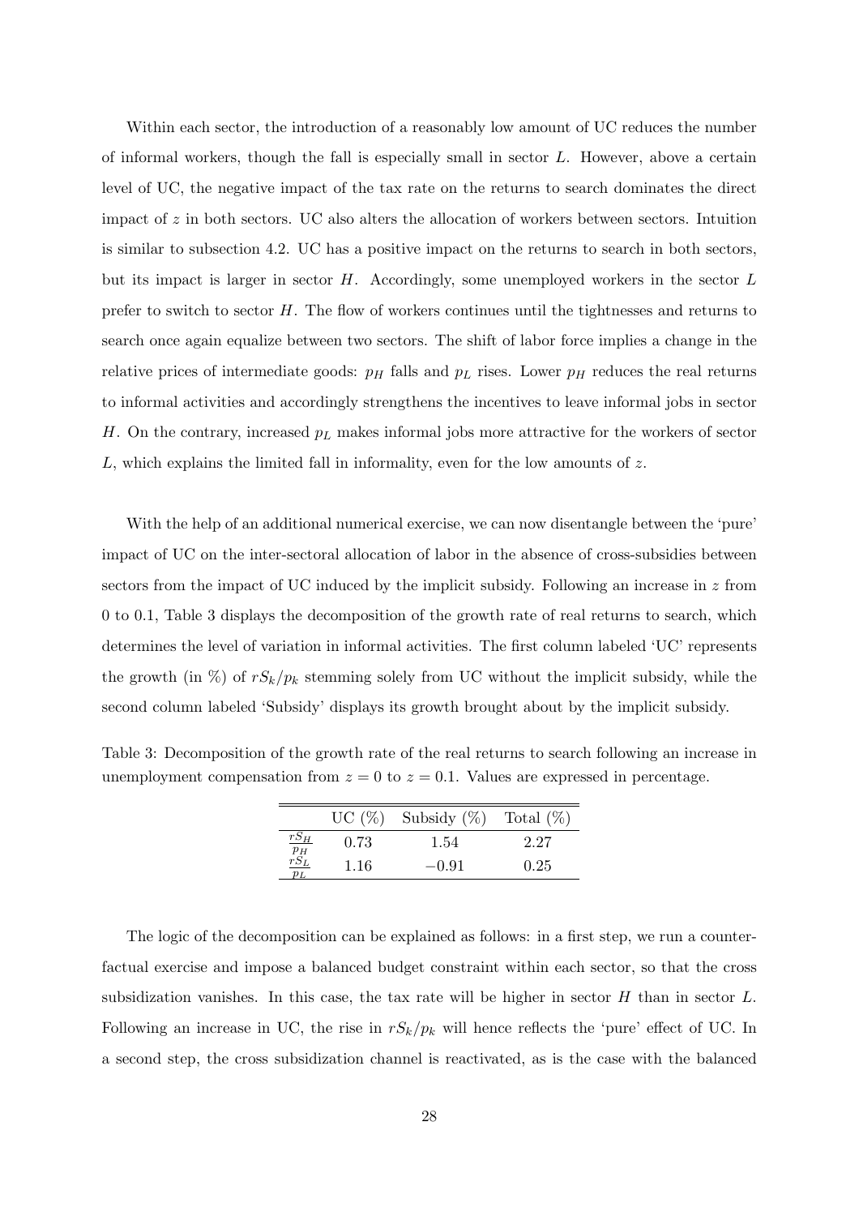Within each sector, the introduction of a reasonably low amount of UC reduces the number of informal workers, though the fall is especially small in sector $L$. However, above a certain level of UC, the negative impact of the tax rate on the returns to search dominates the direct impact of $z$ in both sectors. UC also alters the allocation of workers between sectors. Intuition is similar to subsection 4.2. UC has a positive impact on the returns to search in both sectors, but its impact is larger in sector $H$. Accordingly, some unemployed workers in the sector $L$ prefer to switch to sector $H$. The flow of workers continues until the tightnesses and returns to search once again equalize between two sectors. The shift of labor force implies a change in the relative prices of intermediate goods: $p_H$ falls and $p_L$ rises. Lower $p_H$ reduces the real returns to informal activities and accordingly strengthens the incentives to leave informal jobs in sector $H$. On the contrary, increased $p_L$ makes informal jobs more attractive for the workers of sector $L$, which explains the limited fall in informality, even for the low amounts of $z$.

With the help of an additional numerical exercise, we can now disentangle between the 'pure' impact of UC on the inter-sectoral allocation of labor in the absence of cross-subsidies between sectors from the impact of UC induced by the implicit subsidy. Following an increase in $z$ from 0 to 0.1, Table 3 displays the decomposition of the growth rate of real returns to search, which determines the level of variation in informal activities. The first column labeled 'UC' represents the growth (in %) of $rS_k/p_k$ stemming solely from UC without the implicit subsidy, while the second column labeled 'Subsidy' displays its growth brought about by the implicit subsidy.

Table 3: Decomposition of the growth rate of the real returns to search following an increase in unemployment compensation from $z = 0$ to $z = 0.1$. Values are expressed in percentage.

| | UC (%) | Subsidy (%) | Total (%) |
|---|---|---|---|
| $\frac{rS_H}{p_H}$ | 0.73 | 1.54 | 2.27 |
| $\frac{rS_L}{p_L}$ | 1.16 | −0.91 | 0.25 |

The logic of the decomposition can be explained as follows: in a first step, we run a counterfactual exercise and impose a balanced budget constraint within each sector, so that the cross subsidization vanishes. In this case, the tax rate will be higher in sector $H$ than in sector $L$. Following an increase in UC, the rise in $rS_k/p_k$ will hence reflects the 'pure' effect of UC. In a second step, the cross subsidization channel is reactivated, as is the case with the balanced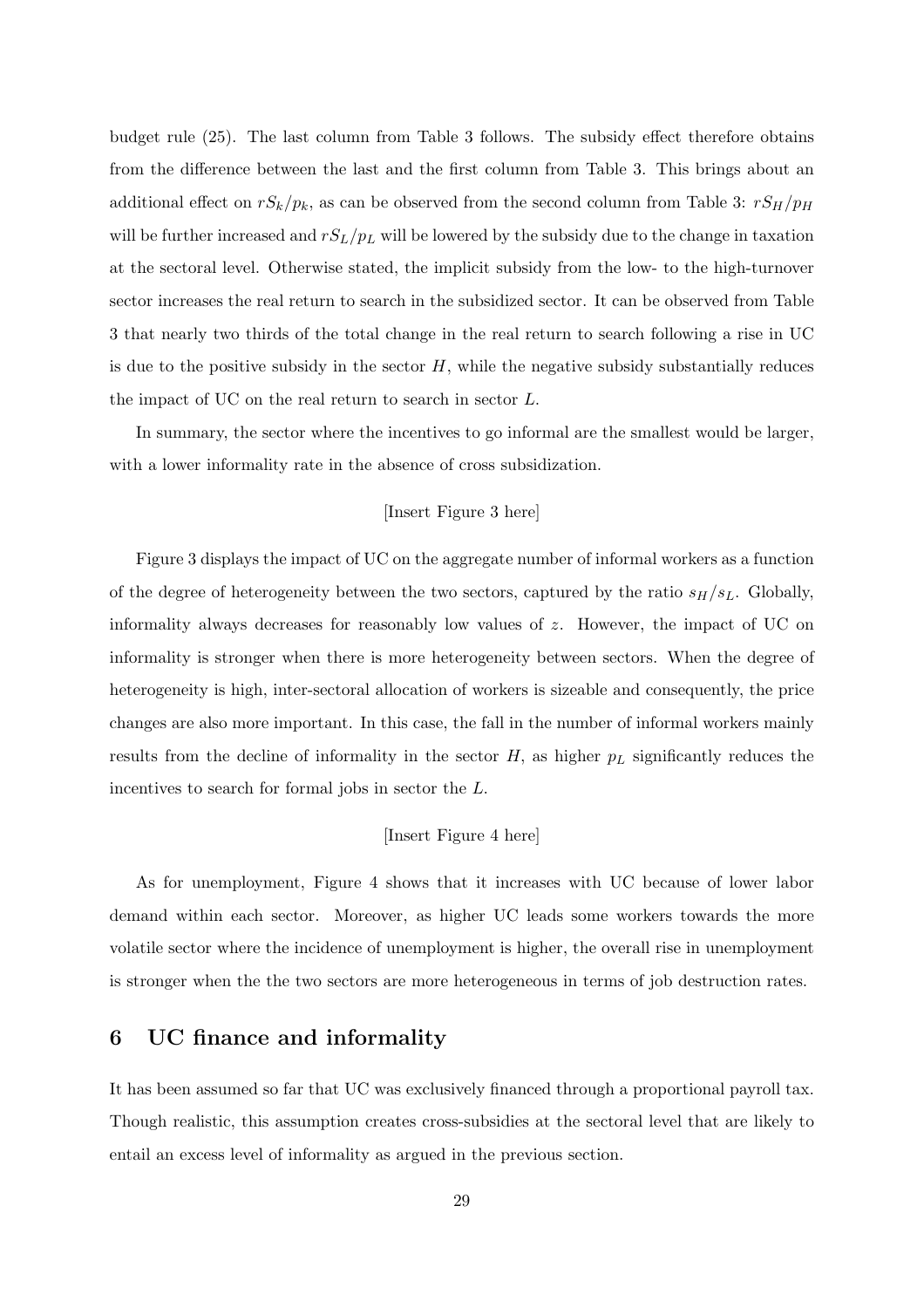budget rule (25). The last column from Table 3 follows. The subsidy effect therefore obtains from the difference between the last and the first column from Table 3. This brings about an additional effect on $rS_k/p_k$, as can be observed from the second column from Table 3: $rS_H/p_H$ will be further increased and $rS_L/p_L$ will be lowered by the subsidy due to the change in taxation at the sectoral level. Otherwise stated, the implicit subsidy from the low- to the high-turnover sector increases the real return to search in the subsidized sector. It can be observed from Table 3 that nearly two thirds of the total change in the real return to search following a rise in UC is due to the positive subsidy in the sector $H$, while the negative subsidy substantially reduces the impact of UC on the real return to search in sector $L$.

In summary, the sector where the incentives to go informal are the smallest would be larger, with a lower informality rate in the absence of cross subsidization.

[Insert Figure 3 here]

Figure 3 displays the impact of UC on the aggregate number of informal workers as a function of the degree of heterogeneity between the two sectors, captured by the ratio $s_H/s_L$. Globally, informality always decreases for reasonably low values of $z$. However, the impact of UC on informality is stronger when there is more heterogeneity between sectors. When the degree of heterogeneity is high, inter-sectoral allocation of workers is sizeable and consequently, the price changes are also more important. In this case, the fall in the number of informal workers mainly results from the decline of informality in the sector $H$, as higher $p_L$ significantly reduces the incentives to search for formal jobs in sector the $L$.

[Insert Figure 4 here]

As for unemployment, Figure 4 shows that it increases with UC because of lower labor demand within each sector. Moreover, as higher UC leads some workers towards the more volatile sector where the incidence of unemployment is higher, the overall rise in unemployment is stronger when the the two sectors are more heterogeneous in terms of job destruction rates.

## 6 UC finance and informality

It has been assumed so far that UC was exclusively financed through a proportional payroll tax. Though realistic, this assumption creates cross-subsidies at the sectoral level that are likely to entail an excess level of informality as argued in the previous section.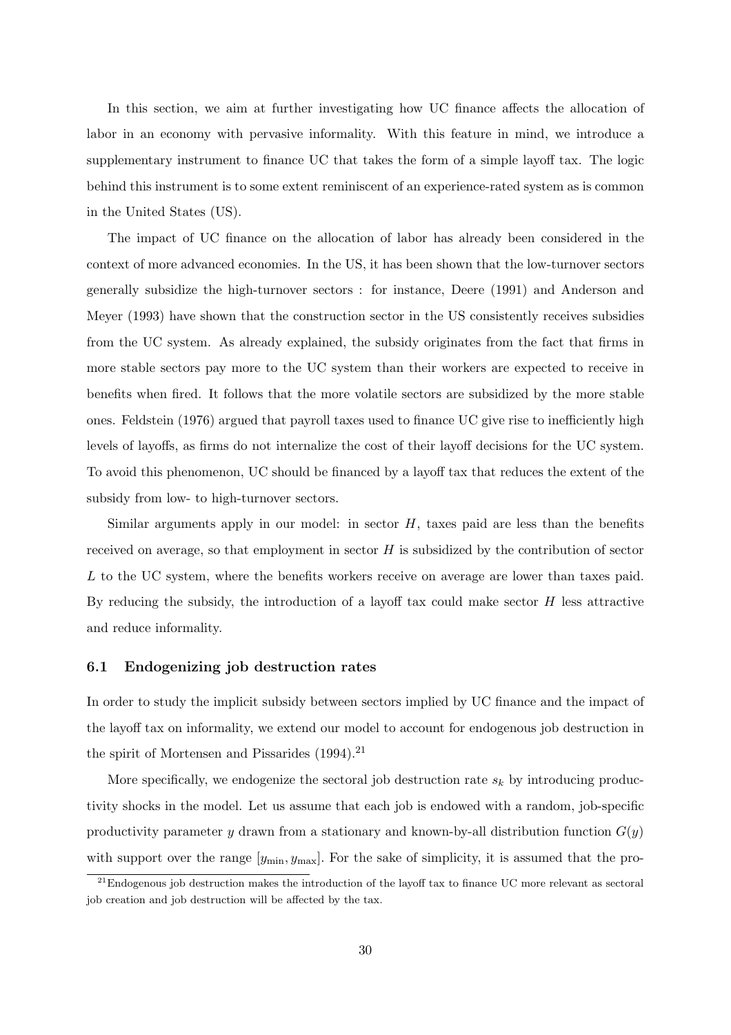In this section, we aim at further investigating how UC finance affects the allocation of labor in an economy with pervasive informality. With this feature in mind, we introduce a supplementary instrument to finance UC that takes the form of a simple layoff tax. The logic behind this instrument is to some extent reminiscent of an experience-rated system as is common in the United States (US).

The impact of UC finance on the allocation of labor has already been considered in the context of more advanced economies. In the US, it has been shown that the low-turnover sectors generally subsidize the high-turnover sectors : for instance, Deere (1991) and Anderson and Meyer (1993) have shown that the construction sector in the US consistently receives subsidies from the UC system. As already explained, the subsidy originates from the fact that firms in more stable sectors pay more to the UC system than their workers are expected to receive in benefits when fired. It follows that the more volatile sectors are subsidized by the more stable ones. Feldstein (1976) argued that payroll taxes used to finance UC give rise to inefficiently high levels of layoffs, as firms do not internalize the cost of their layoff decisions for the UC system. To avoid this phenomenon, UC should be financed by a layoff tax that reduces the extent of the subsidy from low- to high-turnover sectors.

Similar arguments apply in our model: in sector $H$, taxes paid are less than the benefits received on average, so that employment in sector $H$ is subsidized by the contribution of sector $L$ to the UC system, where the benefits workers receive on average are lower than taxes paid. By reducing the subsidy, the introduction of a layoff tax could make sector $H$ less attractive and reduce informality.

### 6.1 Endogenizing job destruction rates

In order to study the implicit subsidy between sectors implied by UC finance and the impact of the layoff tax on informality, we extend our model to account for endogenous job destruction in the spirit of Mortensen and Pissarides (1994).[21]

More specifically, we endogenize the sectoral job destruction rate $s_k$ by introducing productivity shocks in the model. Let us assume that each job is endowed with a random, job-specific productivity parameter $y$ drawn from a stationary and known-by-all distribution function $G(y)$ with support over the range $[y_{\min}, y_{\max}]$. For the sake of simplicity, it is assumed that the pro-

[21] Endogenous job destruction makes the introduction of the layoff tax to finance UC more relevant as sectoral job creation and job destruction will be affected by the tax.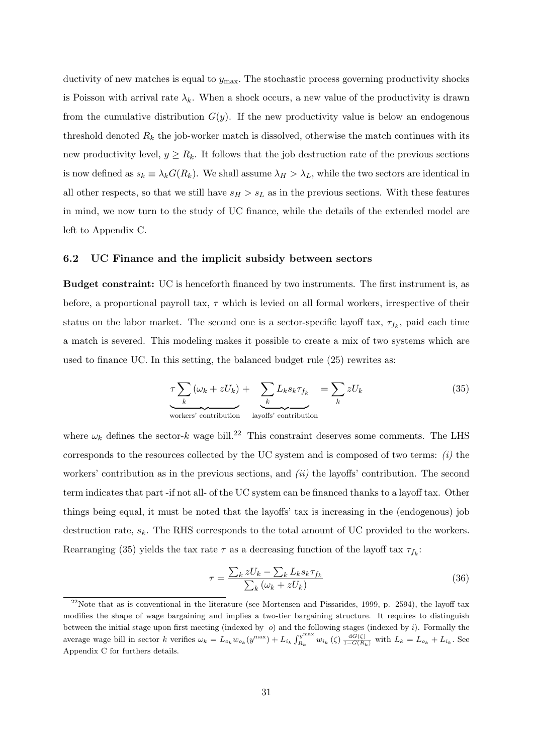ductivity of new matches is equal to $y_{\max}$. The stochastic process governing productivity shocks is Poisson with arrival rate $\lambda_k$. When a shock occurs, a new value of the productivity is drawn from the cumulative distribution $G(y)$. If the new productivity value is below an endogenous threshold denoted $R_k$ the job-worker match is dissolved, otherwise the match continues with its new productivity level, $y \geq R_k$. It follows that the job destruction rate of the previous sections is now defined as $s_k \equiv \lambda_k G(R_k)$. We shall assume $\lambda_H > \lambda_L$, while the two sectors are identical in all other respects, so that we still have $s_H > s_L$ as in the previous sections. With these features in mind, we now turn to the study of UC finance, while the details of the extended model are left to Appendix C.

### 6.2 UC Finance and the implicit subsidy between sectors

**Budget constraint:** UC is henceforth financed by two instruments. The first instrument is, as before, a proportional payroll tax, $\tau$ which is levied on all formal workers, irrespective of their status on the labor market. The second one is a sector-specific layoff tax, $\tau_{f_k}$, paid each time a match is severed. This modeling makes it possible to create a mix of two systems which are used to finance UC. In this setting, the balanced budget rule (25) rewrites as:

$$\underbrace{\tau \sum_k (\omega_k + zU_k)}_{\text{workers' contribution}} + \underbrace{\sum_k L_k s_k \tau_{f_k}}_{\text{layoffs' contribution}} = \sum_k zU_k \tag{35}$$

where $\omega_k$ defines the sector-$k$ wage bill.[22] This constraint deserves some comments. The LHS corresponds to the resources collected by the UC system and is composed of two terms: *(i)* the workers' contribution as in the previous sections, and *(ii)* the layoffs' contribution. The second term indicates that part -if not all- of the UC system can be financed thanks to a layoff tax. Other things being equal, it must be noted that the layoffs' tax is increasing in the (endogenous) job destruction rate, $s_k$. The RHS corresponds to the total amount of UC provided to the workers. Rearranging (35) yields the tax rate $\tau$ as a decreasing function of the layoff tax $\tau_{f_k}$:

$$\tau = \frac{\sum_k zU_k - \sum_k L_k s_k \tau_{f_k}}{\sum_k (\omega_k + zU_k)} \tag{36}$$

[22] Note that as is conventional in the literature (see Mortensen and Pissarides, 1999, p. 2594), the layoff tax modifies the shape of wage bargaining and implies a two-tier bargaining structure. It requires to distinguish between the initial stage upon first meeting (indexed by $o$) and the following stages (indexed by $i$). Formally the average wage bill in sector $k$ verifies $\omega_k = L_{o_k} w_{o_k}(y^{\max}) + L_{i_k} \int_{R_k}^{y^{\max}} w_{i_k}(\zeta) \frac{\mathrm{d}G(\zeta)}{1-G(R_k)}$ with $L_k = L_{o_k} + L_{i_k}$. See Appendix C for furthers details.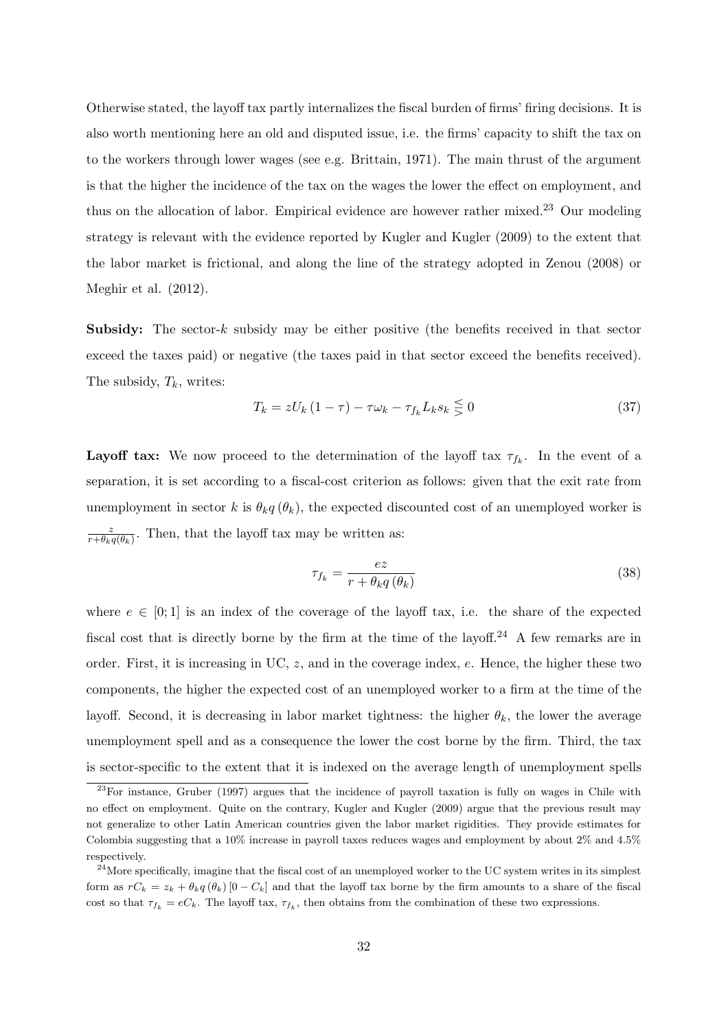Otherwise stated, the layoff tax partly internalizes the fiscal burden of firms' firing decisions. It is also worth mentioning here an old and disputed issue, i.e. the firms' capacity to shift the tax on to the workers through lower wages (see e.g. Brittain, 1971). The main thrust of the argument is that the higher the incidence of the tax on the wages the lower the effect on employment, and thus on the allocation of labor. Empirical evidence are however rather mixed.[23] Our modeling strategy is relevant with the evidence reported by Kugler and Kugler (2009) to the extent that the labor market is frictional, and along the line of the strategy adopted in Zenou (2008) or Meghir et al. (2012).

**Subsidy:** The sector-$k$ subsidy may be either positive (the benefits received in that sector exceed the taxes paid) or negative (the taxes paid in that sector exceed the benefits received). The subsidy, $T_k$, writes:

$$T_k = zU_k (1 - \tau) - \tau \omega_k - \tau_{f_k} L_k s_k \lesseqgtr 0 \tag{37}$$

**Layoff tax:** We now proceed to the determination of the layoff tax $\tau_{f_k}$. In the event of a separation, it is set according to a fiscal-cost criterion as follows: given that the exit rate from unemployment in sector $k$ is $\theta_k q(\theta_k)$, the expected discounted cost of an unemployed worker is $\frac{z}{r+\theta_k q(\theta_k)}$. Then, that the layoff tax may be written as:

$$\tau_{f_k} = \frac{ez}{r + \theta_k q(\theta_k)} \tag{38}$$

where $e \in [0; 1]$ is an index of the coverage of the layoff tax, i.e. the share of the expected fiscal cost that is directly borne by the firm at the time of the layoff.[24] A few remarks are in order. First, it is increasing in UC, $z$, and in the coverage index, $e$. Hence, the higher these two components, the higher the expected cost of an unemployed worker to a firm at the time of the layoff. Second, it is decreasing in labor market tightness: the higher $\theta_k$, the lower the average unemployment spell and as a consequence the lower the cost borne by the firm. Third, the tax is sector-specific to the extent that it is indexed on the average length of unemployment spells

[23] For instance, Gruber (1997) argues that the incidence of payroll taxation is fully on wages in Chile with no effect on employment. Quite on the contrary, Kugler and Kugler (2009) argue that the previous result may not generalize to other Latin American countries given the labor market rigidities. They provide estimates for Colombia suggesting that a 10% increase in payroll taxes reduces wages and employment by about 2% and 4.5% respectively.

[24] More specifically, imagine that the fiscal cost of an unemployed worker to the UC system writes in its simplest form as $rC_k = z_k + \theta_k q(\theta_k)[0 - C_k]$ and that the layoff tax borne by the firm amounts to a share of the fiscal cost so that $\tau_{f_k} = eC_k$. The layoff tax, $\tau_{f_k}$, then obtains from the combination of these two expressions.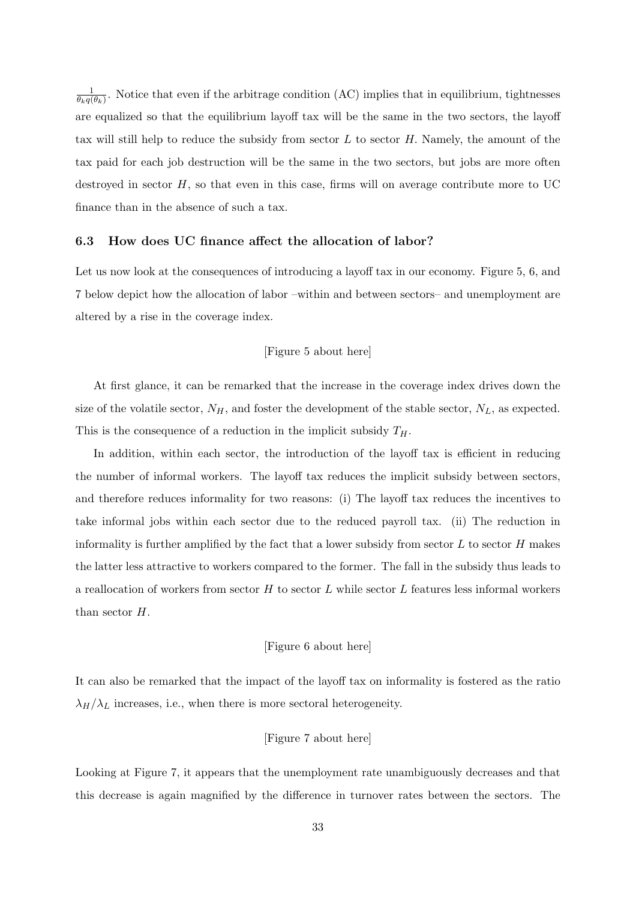$\frac{1}{\theta_k q(\theta_k)}$. Notice that even if the arbitrage condition (AC) implies that in equilibrium, tightnesses are equalized so that the equilibrium layoff tax will be the same in the two sectors, the layoff tax will still help to reduce the subsidy from sector $L$ to sector $H$. Namely, the amount of the tax paid for each job destruction will be the same in the two sectors, but jobs are more often destroyed in sector $H$, so that even in this case, firms will on average contribute more to UC finance than in the absence of such a tax.

### 6.3 How does UC finance affect the allocation of labor?

Let us now look at the consequences of introducing a layoff tax in our economy. Figure 5, 6, and 7 below depict how the allocation of labor –within and between sectors– and unemployment are altered by a rise in the coverage index.

[Figure 5 about here]

At first glance, it can be remarked that the increase in the coverage index drives down the size of the volatile sector, $N_H$, and foster the development of the stable sector, $N_L$, as expected. This is the consequence of a reduction in the implicit subsidy $T_H$.

In addition, within each sector, the introduction of the layoff tax is efficient in reducing the number of informal workers. The layoff tax reduces the implicit subsidy between sectors, and therefore reduces informality for two reasons: (i) The layoff tax reduces the incentives to take informal jobs within each sector due to the reduced payroll tax. (ii) The reduction in informality is further amplified by the fact that a lower subsidy from sector $L$ to sector $H$ makes the latter less attractive to workers compared to the former. The fall in the subsidy thus leads to a reallocation of workers from sector $H$ to sector $L$ while sector $L$ features less informal workers than sector $H$.

[Figure 6 about here]

It can also be remarked that the impact of the layoff tax on informality is fostered as the ratio $\lambda_H/\lambda_L$ increases, i.e., when there is more sectoral heterogeneity.

[Figure 7 about here]

Looking at Figure 7, it appears that the unemployment rate unambiguously decreases and that this decrease is again magnified by the difference in turnover rates between the sectors. The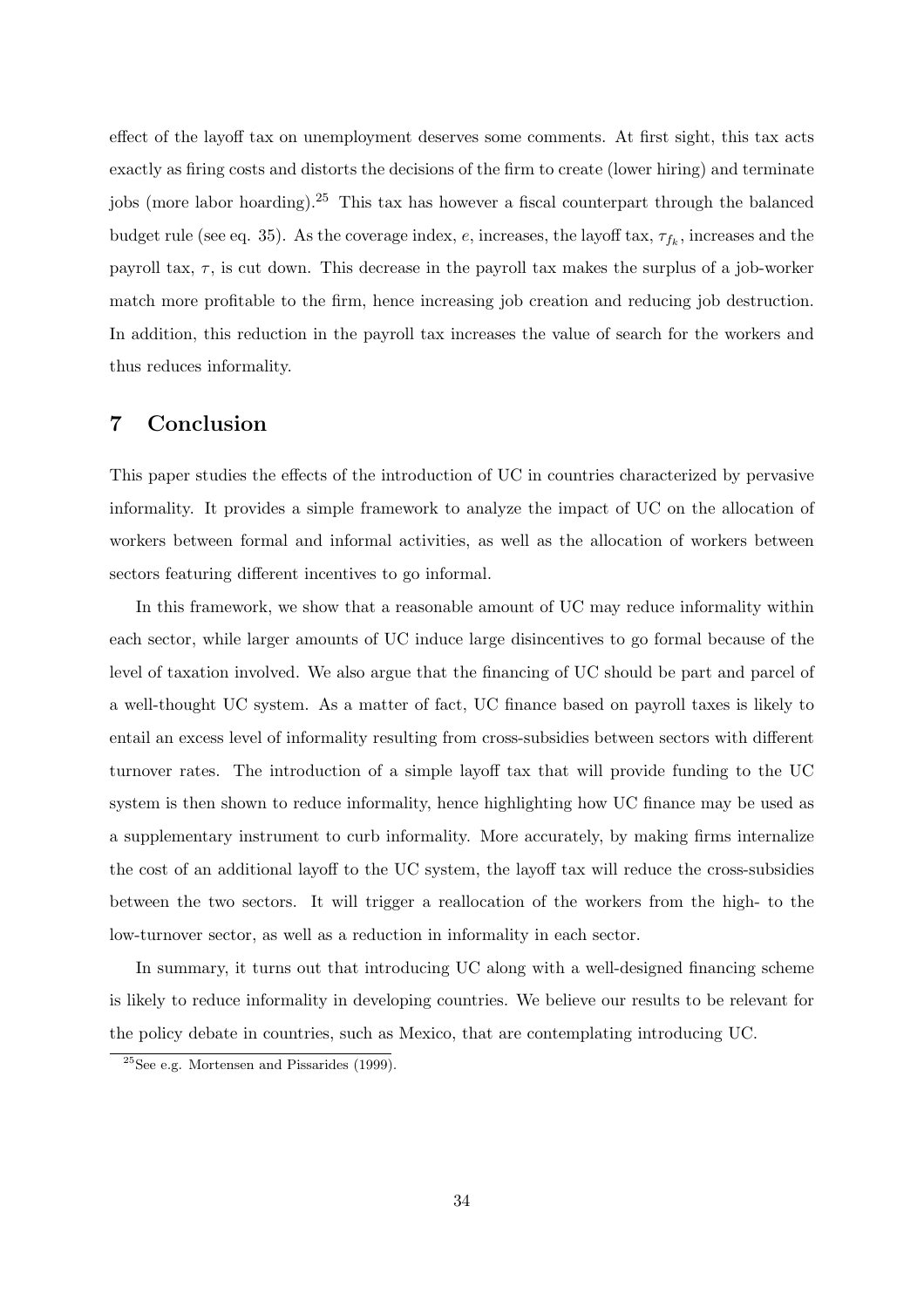effect of the layoff tax on unemployment deserves some comments. At first sight, this tax acts exactly as firing costs and distorts the decisions of the firm to create (lower hiring) and terminate jobs (more labor hoarding).[25] This tax has however a fiscal counterpart through the balanced budget rule (see eq. 35). As the coverage index, $e$, increases, the layoff tax, $\tau_{f_k}$, increases and the payroll tax, $\tau$, is cut down. This decrease in the payroll tax makes the surplus of a job-worker match more profitable to the firm, hence increasing job creation and reducing job destruction. In addition, this reduction in the payroll tax increases the value of search for the workers and thus reduces informality.

# 7 Conclusion

This paper studies the effects of the introduction of UC in countries characterized by pervasive informality. It provides a simple framework to analyze the impact of UC on the allocation of workers between formal and informal activities, as well as the allocation of workers between sectors featuring different incentives to go informal.

In this framework, we show that a reasonable amount of UC may reduce informality within each sector, while larger amounts of UC induce large disincentives to go formal because of the level of taxation involved. We also argue that the financing of UC should be part and parcel of a well-thought UC system. As a matter of fact, UC finance based on payroll taxes is likely to entail an excess level of informality resulting from cross-subsidies between sectors with different turnover rates. The introduction of a simple layoff tax that will provide funding to the UC system is then shown to reduce informality, hence highlighting how UC finance may be used as a supplementary instrument to curb informality. More accurately, by making firms internalize the cost of an additional layoff to the UC system, the layoff tax will reduce the cross-subsidies between the two sectors. It will trigger a reallocation of the workers from the high- to the low-turnover sector, as well as a reduction in informality in each sector.

In summary, it turns out that introducing UC along with a well-designed financing scheme is likely to reduce informality in developing countries. We believe our results to be relevant for the policy debate in countries, such as Mexico, that are contemplating introducing UC.

[25] See e.g. Mortensen and Pissarides (1999).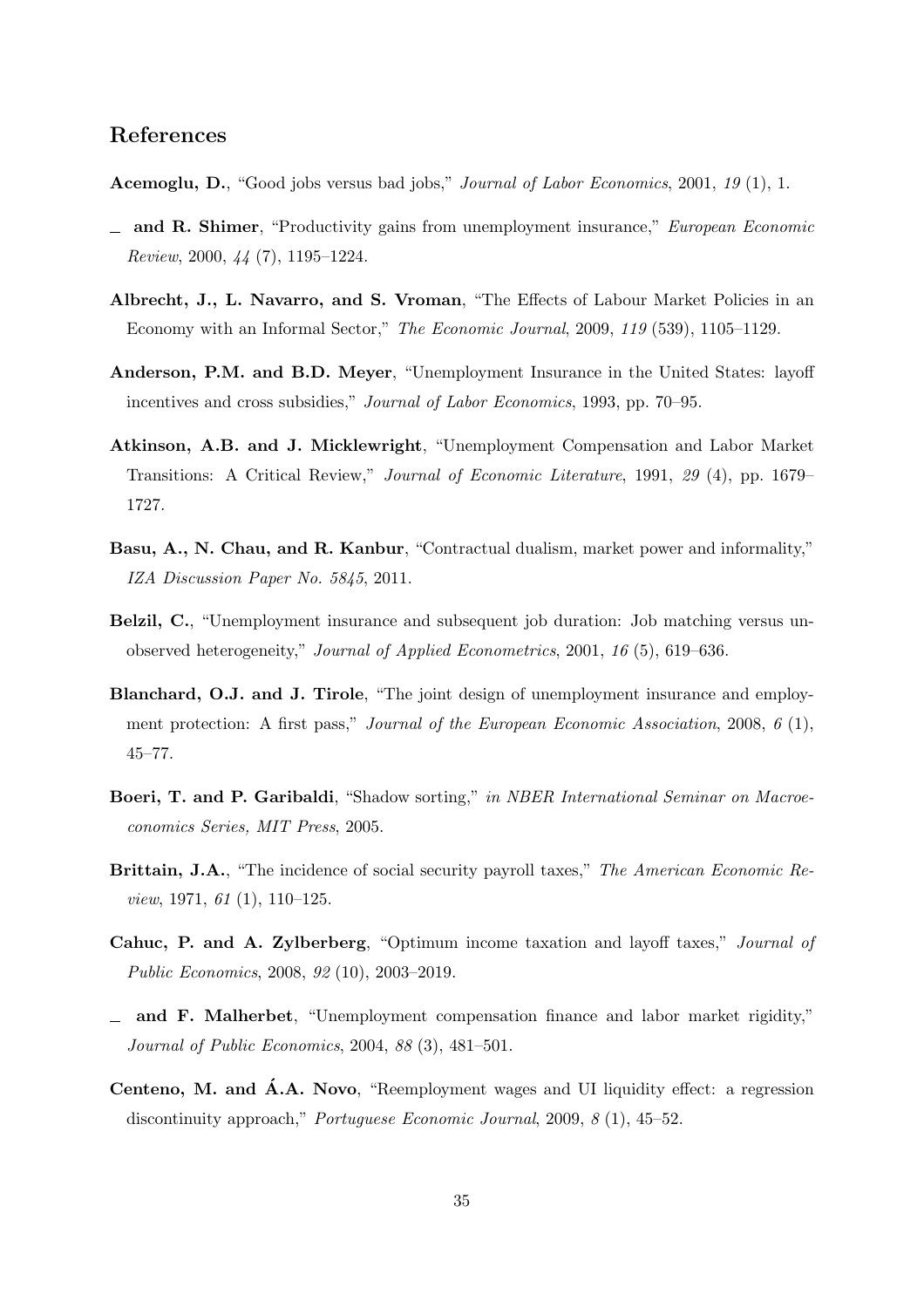## References

**Acemoglu, D.**, "Good jobs versus bad jobs," *Journal of Labor Economics*, 2001, *19* (1), 1.

**_ and R. Shimer**, "Productivity gains from unemployment insurance," *European Economic Review*, 2000, *44* (7), 1195–1224.

**Albrecht, J., L. Navarro, and S. Vroman**, "The Effects of Labour Market Policies in an Economy with an Informal Sector," *The Economic Journal*, 2009, *119* (539), 1105–1129.

**Anderson, P.M. and B.D. Meyer**, "Unemployment Insurance in the United States: layoff incentives and cross subsidies," *Journal of Labor Economics*, 1993, pp. 70–95.

**Atkinson, A.B. and J. Micklewright**, "Unemployment Compensation and Labor Market Transitions: A Critical Review," *Journal of Economic Literature*, 1991, *29* (4), pp. 1679–1727.

**Basu, A., N. Chau, and R. Kanbur**, "Contractual dualism, market power and informality," *IZA Discussion Paper No. 5845*, 2011.

**Belzil, C.**, "Unemployment insurance and subsequent job duration: Job matching versus unobserved heterogeneity," *Journal of Applied Econometrics*, 2001, *16* (5), 619–636.

**Blanchard, O.J. and J. Tirole**, "The joint design of unemployment insurance and employment protection: A first pass," *Journal of the European Economic Association*, 2008, *6* (1), 45–77.

**Boeri, T. and P. Garibaldi**, "Shadow sorting," *in NBER International Seminar on Macroeconomics Series, MIT Press*, 2005.

**Brittain, J.A.**, "The incidence of social security payroll taxes," *The American Economic Review*, 1971, *61* (1), 110–125.

**Cahuc, P. and A. Zylberberg**, "Optimum income taxation and layoff taxes," *Journal of Public Economics*, 2008, *92* (10), 2003–2019.

**_ and F. Malherbet**, "Unemployment compensation finance and labor market rigidity," *Journal of Public Economics*, 2004, *88* (3), 481–501.

**Centeno, M. and Á.A. Novo**, "Reemployment wages and UI liquidity effect: a regression discontinuity approach," *Portuguese Economic Journal*, 2009, *8* (1), 45–52.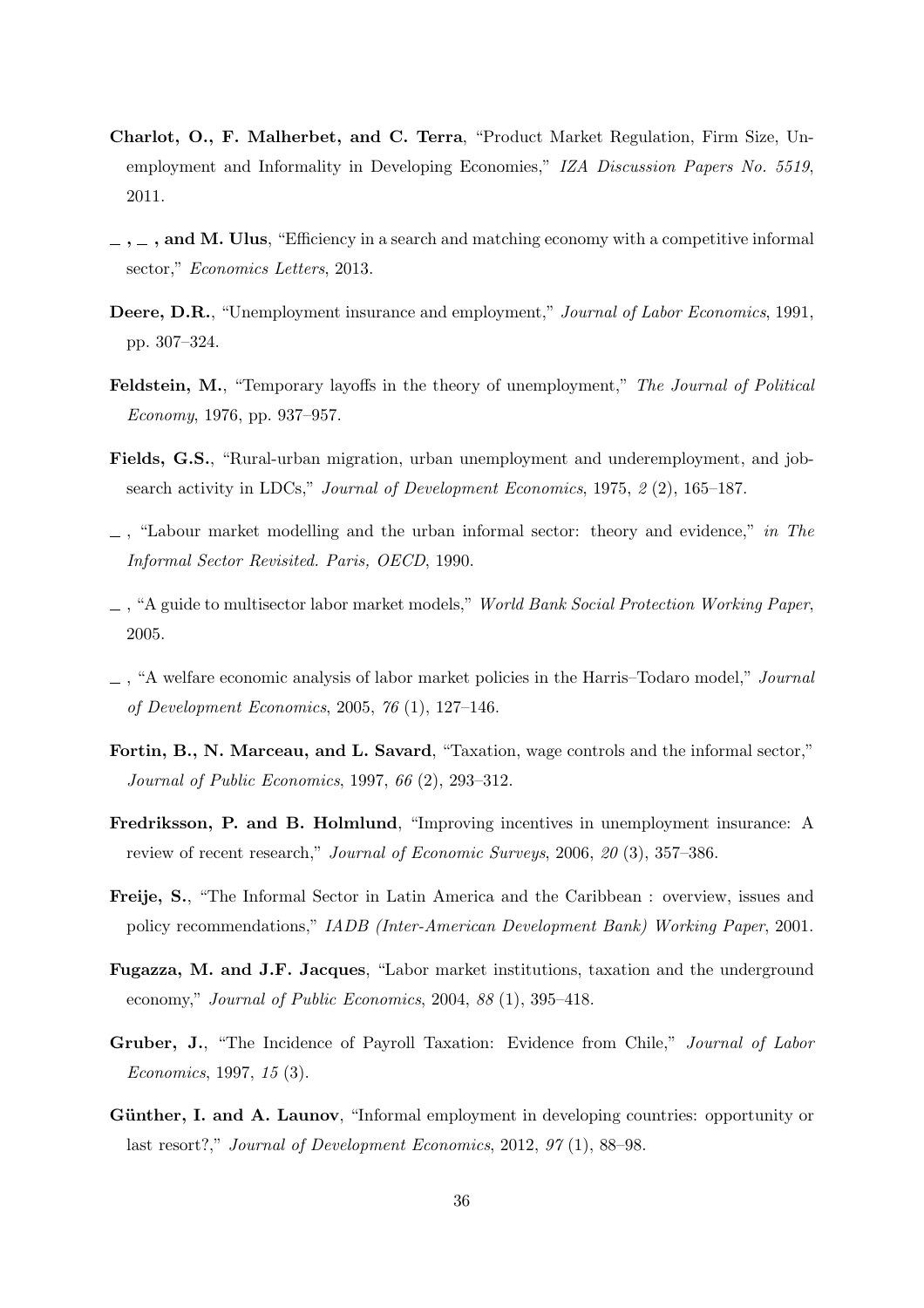**Charlot, O., F. Malherbet, and C. Terra**, "Product Market Regulation, Firm Size, Unemployment and Informality in Developing Economies," *IZA Discussion Papers No. 5519*, 2011.

**_ , _ , and M. Ulus**, "Efficiency in a search and matching economy with a competitive informal sector," *Economics Letters*, 2013.

**Deere, D.R.**, "Unemployment insurance and employment," *Journal of Labor Economics*, 1991, pp. 307–324.

**Feldstein, M.**, "Temporary layoffs in the theory of unemployment," *The Journal of Political Economy*, 1976, pp. 937–957.

**Fields, G.S.**, "Rural-urban migration, urban unemployment and underemployment, and job-search activity in LDCs," *Journal of Development Economics*, 1975, *2* (2), 165–187.

_ , "Labour market modelling and the urban informal sector: theory and evidence," *in The Informal Sector Revisited. Paris, OECD*, 1990.

_ , "A guide to multisector labor market models," *World Bank Social Protection Working Paper*, 2005.

_ , "A welfare economic analysis of labor market policies in the Harris–Todaro model," *Journal of Development Economics*, 2005, *76* (1), 127–146.

**Fortin, B., N. Marceau, and L. Savard**, "Taxation, wage controls and the informal sector," *Journal of Public Economics*, 1997, *66* (2), 293–312.

**Fredriksson, P. and B. Holmlund**, "Improving incentives in unemployment insurance: A review of recent research," *Journal of Economic Surveys*, 2006, *20* (3), 357–386.

**Freije, S.**, "The Informal Sector in Latin America and the Caribbean : overview, issues and policy recommendations," *IADB (Inter-American Development Bank) Working Paper*, 2001.

**Fugazza, M. and J.F. Jacques**, "Labor market institutions, taxation and the underground economy," *Journal of Public Economics*, 2004, *88* (1), 395–418.

**Gruber, J.**, "The Incidence of Payroll Taxation: Evidence from Chile," *Journal of Labor Economics*, 1997, *15* (3).

**Günther, I. and A. Launov**, "Informal employment in developing countries: opportunity or last resort?," *Journal of Development Economics*, 2012, *97* (1), 88–98.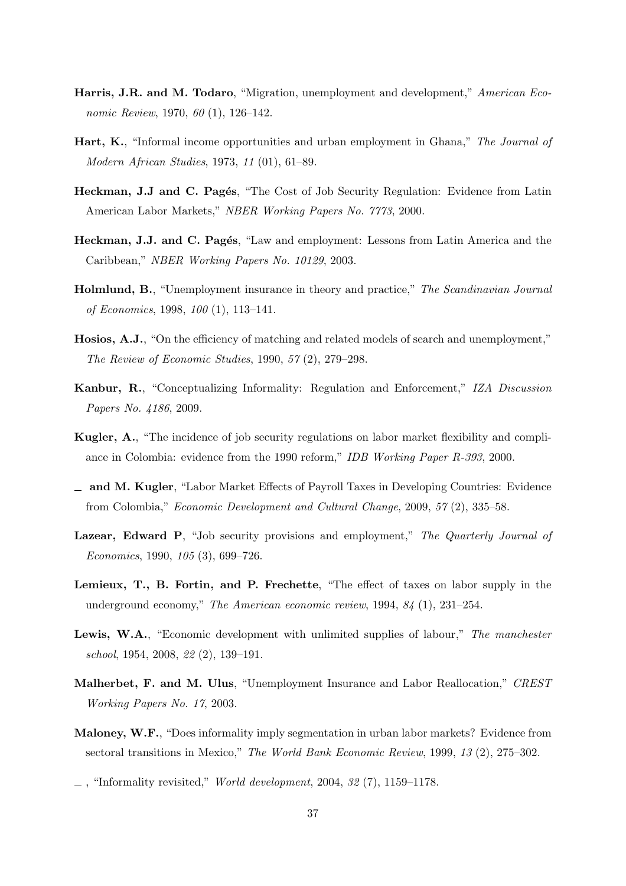**Harris, J.R. and M. Todaro**, "Migration, unemployment and development," *American Economic Review*, 1970, *60* (1), 126–142.

**Hart, K.**, "Informal income opportunities and urban employment in Ghana," *The Journal of Modern African Studies*, 1973, *11* (01), 61–89.

**Heckman, J.J and C. Pagés**, "The Cost of Job Security Regulation: Evidence from Latin American Labor Markets," *NBER Working Papers No. 7773*, 2000.

**Heckman, J.J. and C. Pagés**, "Law and employment: Lessons from Latin America and the Caribbean," *NBER Working Papers No. 10129*, 2003.

**Holmlund, B.**, "Unemployment insurance in theory and practice," *The Scandinavian Journal of Economics*, 1998, *100* (1), 113–141.

**Hosios, A.J.**, "On the efficiency of matching and related models of search and unemployment," *The Review of Economic Studies*, 1990, *57* (2), 279–298.

**Kanbur, R.**, "Conceptualizing Informality: Regulation and Enforcement," *IZA Discussion Papers No. 4186*, 2009.

**Kugler, A.**, "The incidence of job security regulations on labor market flexibility and compliance in Colombia: evidence from the 1990 reform," *IDB Working Paper R-393*, 2000.

_ **and M. Kugler**, "Labor Market Effects of Payroll Taxes in Developing Countries: Evidence from Colombia," *Economic Development and Cultural Change*, 2009, *57* (2), 335–58.

**Lazear, Edward P**, "Job security provisions and employment," *The Quarterly Journal of Economics*, 1990, *105* (3), 699–726.

**Lemieux, T., B. Fortin, and P. Frechette**, "The effect of taxes on labor supply in the underground economy," *The American economic review*, 1994, *84* (1), 231–254.

**Lewis, W.A.**, "Economic development with unlimited supplies of labour," *The manchester school*, 1954, 2008, *22* (2), 139–191.

**Malherbet, F. and M. Ulus**, "Unemployment Insurance and Labor Reallocation," *CREST Working Papers No. 17*, 2003.

**Maloney, W.F.**, "Does informality imply segmentation in urban labor markets? Evidence from sectoral transitions in Mexico," *The World Bank Economic Review*, 1999, *13* (2), 275–302.

_ , "Informality revisited," *World development*, 2004, *32* (7), 1159–1178.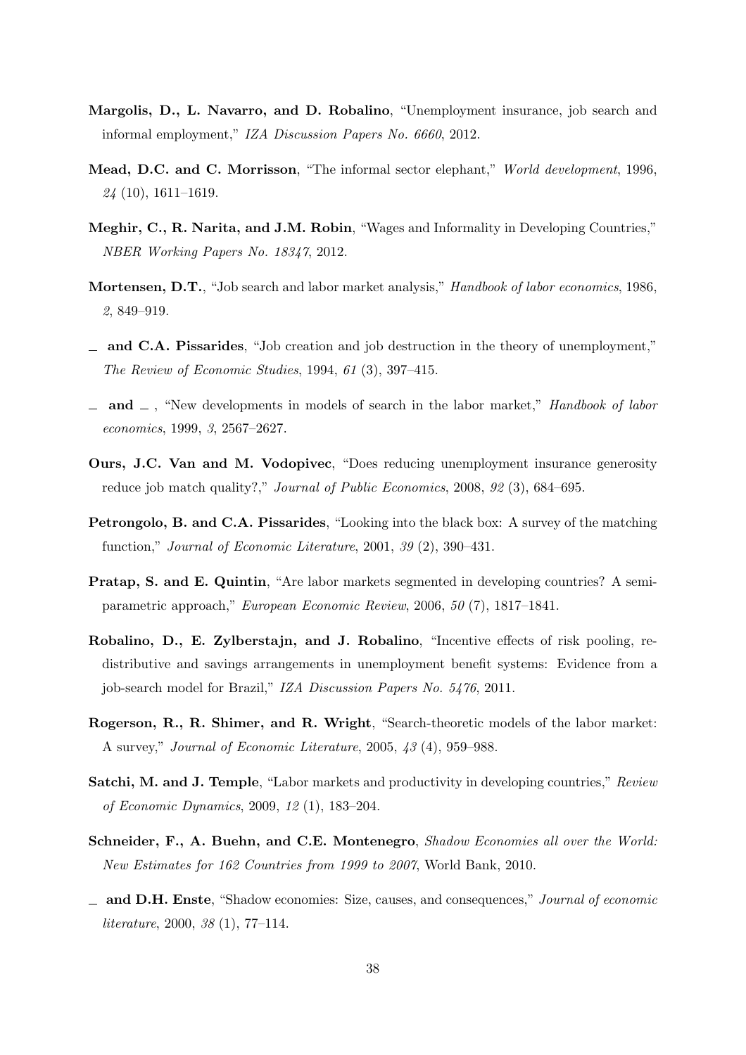**Margolis, D., L. Navarro, and D. Robalino**, "Unemployment insurance, job search and informal employment," *IZA Discussion Papers No. 6660*, 2012.

**Mead, D.C. and C. Morrisson**, "The informal sector elephant," *World development*, 1996, *24* (10), 1611–1619.

**Meghir, C., R. Narita, and J.M. Robin**, "Wages and Informality in Developing Countries," *NBER Working Papers No. 18347*, 2012.

**Mortensen, D.T.**, "Job search and labor market analysis," *Handbook of labor economics*, 1986, *2*, 849–919.

**\_ and C.A. Pissarides**, "Job creation and job destruction in the theory of unemployment," *The Review of Economic Studies*, 1994, *61* (3), 397–415.

**\_ and \_** , "New developments in models of search in the labor market," *Handbook of labor economics*, 1999, *3*, 2567–2627.

**Ours, J.C. Van and M. Vodopivec**, "Does reducing unemployment insurance generosity reduce job match quality?," *Journal of Public Economics*, 2008, *92* (3), 684–695.

**Petrongolo, B. and C.A. Pissarides**, "Looking into the black box: A survey of the matching function," *Journal of Economic Literature*, 2001, *39* (2), 390–431.

**Pratap, S. and E. Quintin**, "Are labor markets segmented in developing countries? A semi-parametric approach," *European Economic Review*, 2006, *50* (7), 1817–1841.

**Robalino, D., E. Zylberstajn, and J. Robalino**, "Incentive effects of risk pooling, redistributive and savings arrangements in unemployment benefit systems: Evidence from a job-search model for Brazil," *IZA Discussion Papers No. 5476*, 2011.

**Rogerson, R., R. Shimer, and R. Wright**, "Search-theoretic models of the labor market: A survey," *Journal of Economic Literature*, 2005, *43* (4), 959–988.

**Satchi, M. and J. Temple**, "Labor markets and productivity in developing countries," *Review of Economic Dynamics*, 2009, *12* (1), 183–204.

**Schneider, F., A. Buehn, and C.E. Montenegro**, *Shadow Economies all over the World: New Estimates for 162 Countries from 1999 to 2007*, World Bank, 2010.

**\_ and D.H. Enste**, "Shadow economies: Size, causes, and consequences," *Journal of economic literature*, 2000, *38* (1), 77–114.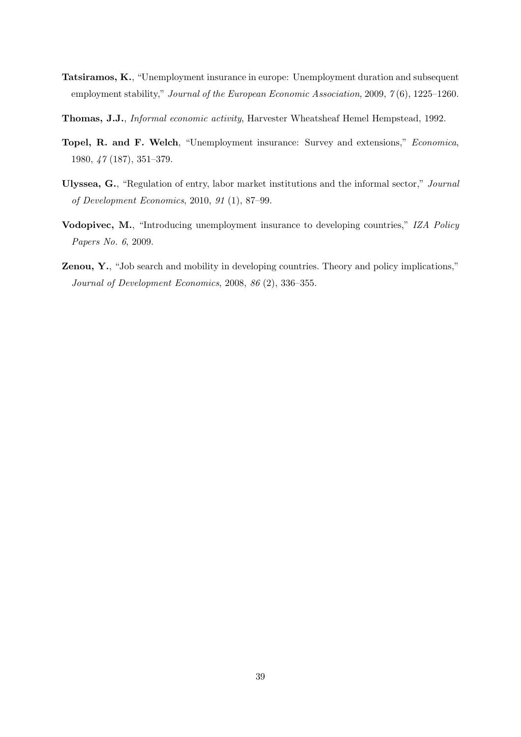**Tatsiramos, K.**, "Unemployment insurance in europe: Unemployment duration and subsequent employment stability," *Journal of the European Economic Association*, 2009, *7* (6), 1225–1260.

**Thomas, J.J.**, *Informal economic activity*, Harvester Wheatsheaf Hemel Hempstead, 1992.

**Topel, R. and F. Welch**, "Unemployment insurance: Survey and extensions," *Economica*, 1980, *47* (187), 351–379.

**Ulyssea, G.**, "Regulation of entry, labor market institutions and the informal sector," *Journal of Development Economics*, 2010, *91* (1), 87–99.

**Vodopivec, M.**, "Introducing unemployment insurance to developing countries," *IZA Policy Papers No. 6*, 2009.

**Zenou, Y.**, "Job search and mobility in developing countries. Theory and policy implications," *Journal of Development Economics*, 2008, *86* (2), 336–355.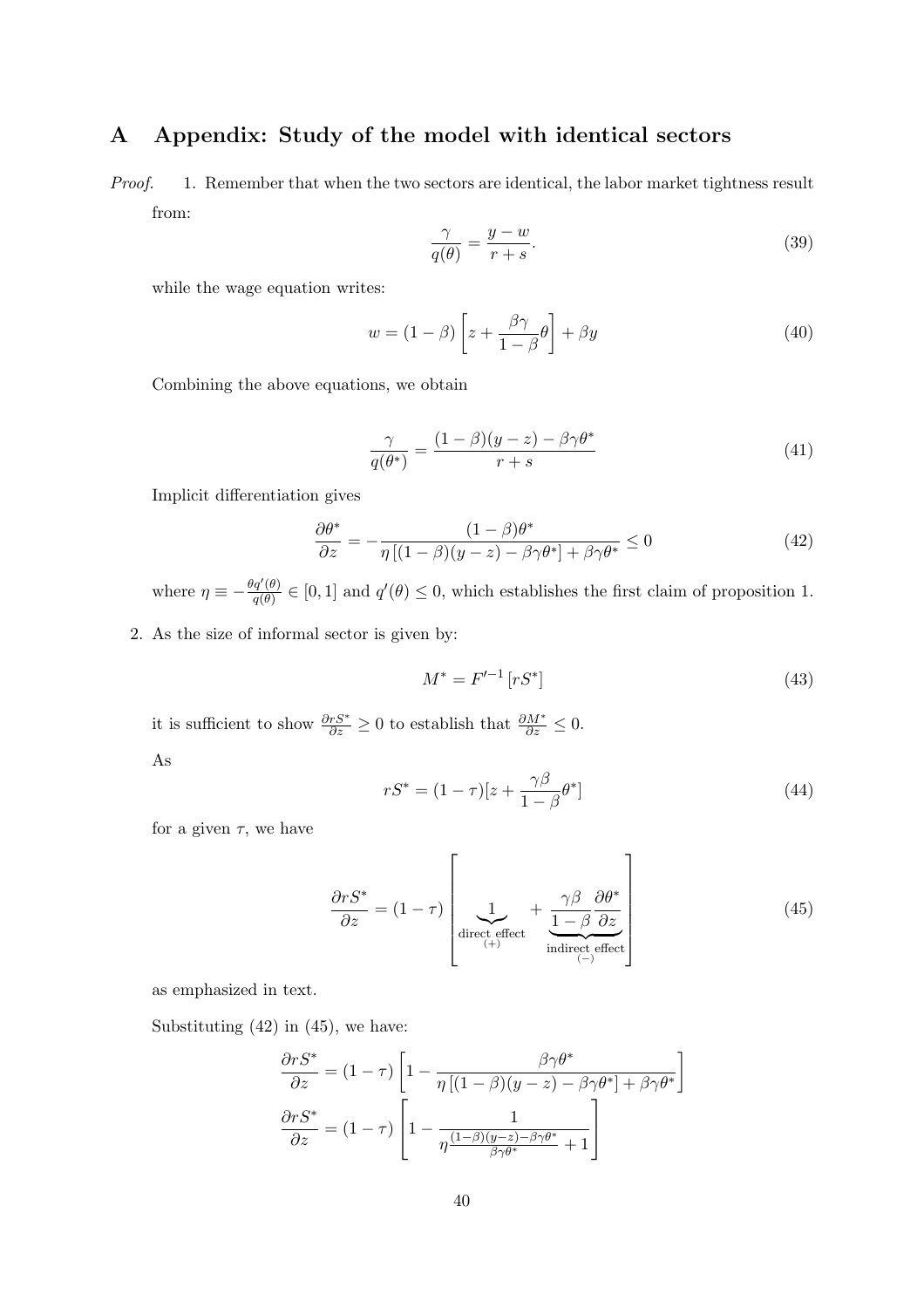# A Appendix: Study of the model with identical sectors

*Proof.* 1. Remember that when the two sectors are identical, the labor market tightness result from:

$$\frac{\gamma}{q(\theta)} = \frac{y - w}{r + s}. \tag{39}$$

while the wage equation writes:

$$w = (1 - \beta)\left[z + \frac{\beta\gamma}{1 - \beta}\theta\right] + \beta y \tag{40}$$

Combining the above equations, we obtain

$$\frac{\gamma}{q(\theta^*)} = \frac{(1 - \beta)(y - z) - \beta\gamma\theta^*}{r + s} \tag{41}$$

Implicit differentiation gives

$$\frac{\partial\theta^*}{\partial z} = -\frac{(1 - \beta)\theta^*}{\eta\left[(1 - \beta)(y - z) - \beta\gamma\theta^*\right] + \beta\gamma\theta^*} \leq 0 \tag{42}$$

where $\eta \equiv -\frac{\theta q'(\theta)}{q(\theta)} \in [0, 1]$ and $q'(\theta) \leq 0$, which establishes the first claim of proposition 1.

2. As the size of informal sector is given by:

$$M^* = F'^{-1}\left[rS^*\right] \tag{43}$$

it is sufficient to show $\frac{\partial rS^*}{\partial z} \geq 0$ to establish that $\frac{\partial M^*}{\partial z} \leq 0$.

As

$$rS^* = (1 - \tau)[z + \frac{\gamma\beta}{1 - \beta}\theta^*] \tag{44}$$

for a given $\tau$, we have

$$\frac{\partial rS^*}{\partial z} = (1 - \tau)\left[\underbrace{1}_{\substack{\text{direct effect} \\ (+)}} + \underbrace{\frac{\gamma\beta}{1 - \beta}\frac{\partial\theta^*}{\partial z}}_{\substack{\text{indirect effect} \\ (-)}}\right] \tag{45}$$

as emphasized in text.

Substituting (42) in (45), we have:

$$\frac{\partial rS^*}{\partial z} = (1 - \tau)\left[1 - \frac{\beta\gamma\theta^*}{\eta\left[(1 - \beta)(y - z) - \beta\gamma\theta^*\right] + \beta\gamma\theta^*}\right]$$

$$\frac{\partial rS^*}{\partial z} = (1 - \tau)\left[1 - \frac{1}{\eta\frac{(1-\beta)(y-z)-\beta\gamma\theta^*}{\beta\gamma\theta^*} + 1}\right]$$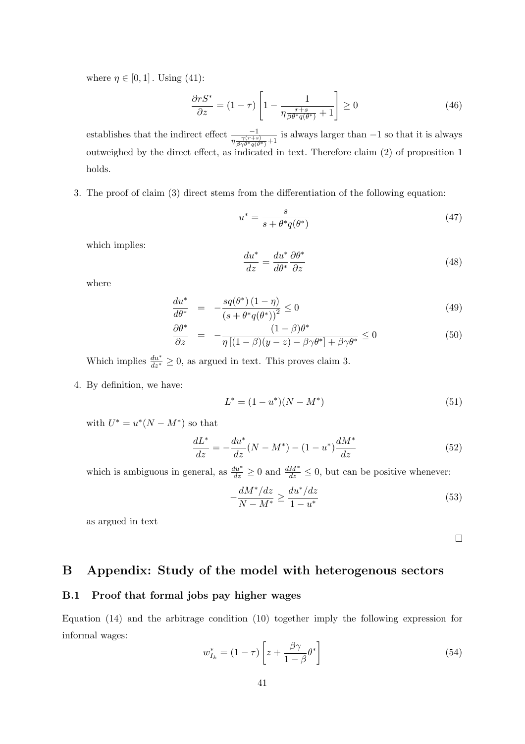where $\eta \in [0, 1]$. Using (41):

$$\frac{\partial rS^*}{\partial z} = (1-\tau)\left[1 - \frac{1}{\eta \frac{r+s}{\beta\theta^* q(\theta^*)} + 1}\right] \geq 0 \tag{46}$$

establishes that the indirect effect $\frac{-1}{\eta\frac{\gamma(r+s)}{\beta\gamma\theta^* q(\theta^*)}+1}$ is always larger than $-1$ so that it is always outweighed by the direct effect, as indicated in text. Therefore claim (2) of proposition 1 holds.

3. The proof of claim (3) direct stems from the differentiation of the following equation:

$$u^* = \frac{s}{s + \theta^* q(\theta^*)} \tag{47}$$

which implies:

$$\frac{du^*}{dz} = \frac{du^*}{d\theta^*}\frac{\partial \theta^*}{\partial z} \tag{48}$$

where

$$\frac{du^*}{d\theta^*} = -\frac{sq(\theta^*)(1-\eta)}{(s+\theta^* q(\theta^*))^2} \leq 0 \tag{49}$$

$$\frac{\partial \theta^*}{\partial z} = -\frac{(1-\beta)\theta^*}{\eta\left[(1-\beta)(y-z) - \beta\gamma\theta^*\right] + \beta\gamma\theta^*} \leq 0 \tag{50}$$

Which implies $\frac{du^*}{dz^*} \geq 0$, as argued in text. This proves claim 3.

4. By definition, we have:

$$L^* = (1-u^*)(N - M^*) \tag{51}$$

with $U^* = u^*(N - M^*)$ so that

$$\frac{dL^*}{dz} = -\frac{du^*}{dz}(N - M^*) - (1-u^*)\frac{dM^*}{dz} \tag{52}$$

which is ambiguous in general, as $\frac{du^*}{dz} \geq 0$ and $\frac{dM^*}{dz} \leq 0$, but can be positive whenever:

$$-\frac{dM^*/dz}{N - M^*} \geq \frac{du^*/dz}{1-u^*} \tag{53}$$

as argued in text

□

# B Appendix: Study of the model with heterogenous sectors

## B.1 Proof that formal jobs pay higher wages

Equation (14) and the arbitrage condition (10) together imply the following expression for informal wages:

$$w^*_{I_k} = (1-\tau)\left[z + \frac{\beta\gamma}{1-\beta}\theta^*\right] \tag{54}$$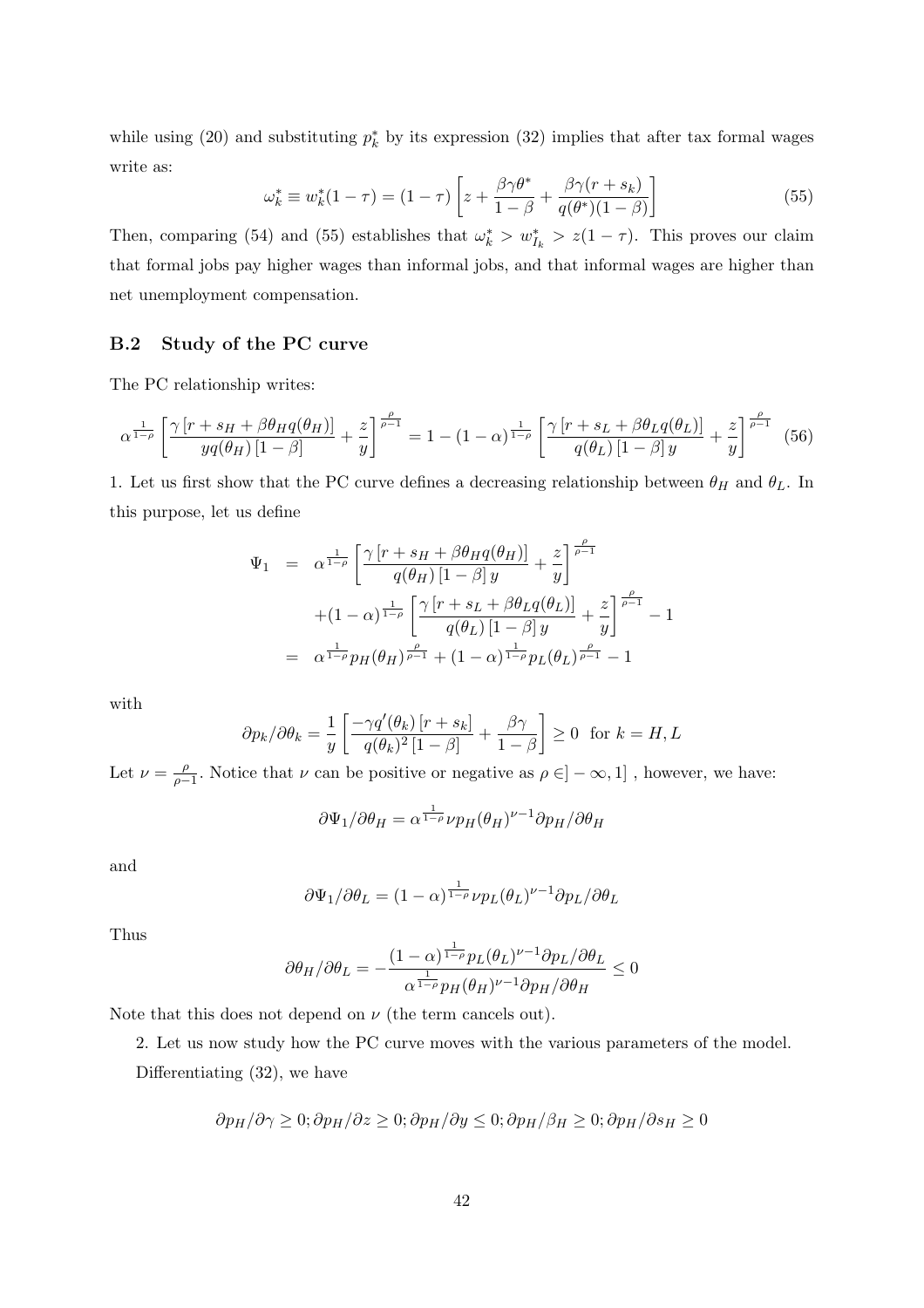while using (20) and substituting $p_k^*$ by its expression (32) implies that after tax formal wages write as:

$$\omega_k^* \equiv w_k^*(1-\tau) = (1-\tau)\left[z + \frac{\beta\gamma\theta^*}{1-\beta} + \frac{\beta\gamma(r+s_k)}{q(\theta^*)(1-\beta)}\right] \tag{55}$$

Then, comparing (54) and (55) establishes that $\omega_k^* > w_{I_k}^* > z(1-\tau)$. This proves our claim that formal jobs pay higher wages than informal jobs, and that informal wages are higher than net unemployment compensation.

### B.2 Study of the PC curve

The PC relationship writes:

$$\alpha^{\frac{1}{1-\rho}}\left[\frac{\gamma\left[r+s_H+\beta\theta_H q(\theta_H)\right]}{yq(\theta_H)\left[1-\beta\right]} + \frac{z}{y}\right]^{\frac{\rho}{\rho-1}} = 1-(1-\alpha)^{\frac{1}{1-\rho}}\left[\frac{\gamma\left[r+s_L+\beta\theta_L q(\theta_L)\right]}{q(\theta_L)\left[1-\beta\right]y} + \frac{z}{y}\right]^{\frac{\rho}{\rho-1}} \tag{56}$$

1. Let us first show that the PC curve defines a decreasing relationship between $\theta_H$ and $\theta_L$. In this purpose, let us define

$$\begin{aligned}
\Psi_1 &= \alpha^{\frac{1}{1-\rho}}\left[\frac{\gamma\left[r+s_H+\beta\theta_H q(\theta_H)\right]}{q(\theta_H)\left[1-\beta\right]y} + \frac{z}{y}\right]^{\frac{\rho}{\rho-1}} \\
&\quad +(1-\alpha)^{\frac{1}{1-\rho}}\left[\frac{\gamma\left[r+s_L+\beta\theta_L q(\theta_L)\right]}{q(\theta_L)\left[1-\beta\right]y} + \frac{z}{y}\right]^{\frac{\rho}{\rho-1}} - 1 \\
&= \alpha^{\frac{1}{1-\rho}} p_H(\theta_H)^{\frac{\rho}{\rho-1}} + (1-\alpha)^{\frac{1}{1-\rho}} p_L(\theta_L)^{\frac{\rho}{\rho-1}} - 1
\end{aligned}$$

with

$$\partial p_k/\partial\theta_k = \frac{1}{y}\left[\frac{-\gamma q'(\theta_k)\left[r+s_k\right]}{q(\theta_k)^2\left[1-\beta\right]} + \frac{\beta\gamma}{1-\beta}\right] \geq 0 \text{ for } k = H, L$$

Let $\nu = \frac{\rho}{\rho-1}$. Notice that $\nu$ can be positive or negative as $\rho \in ]-\infty, 1]$ , however, we have:

$$\partial\Psi_1/\partial\theta_H = \alpha^{\frac{1}{1-\rho}}\nu p_H(\theta_H)^{\nu-1}\partial p_H/\partial\theta_H$$

and

$$\partial\Psi_1/\partial\theta_L = (1-\alpha)^{\frac{1}{1-\rho}}\nu p_L(\theta_L)^{\nu-1}\partial p_L/\partial\theta_L$$

Thus

$$\partial\theta_H/\partial\theta_L = -\frac{(1-\alpha)^{\frac{1}{1-\rho}} p_L(\theta_L)^{\nu-1}\partial p_L/\partial\theta_L}{\alpha^{\frac{1}{1-\rho}} p_H(\theta_H)^{\nu-1}\partial p_H/\partial\theta_H} \leq 0$$

Note that this does not depend on $\nu$ (the term cancels out).

2. Let us now study how the PC curve moves with the various parameters of the model. Differentiating (32), we have

$$\partial p_H/\partial\gamma \geq 0; \partial p_H/\partial z \geq 0; \partial p_H/\partial y \leq 0; \partial p_H/\beta_H \geq 0; \partial p_H/\partial s_H \geq 0$$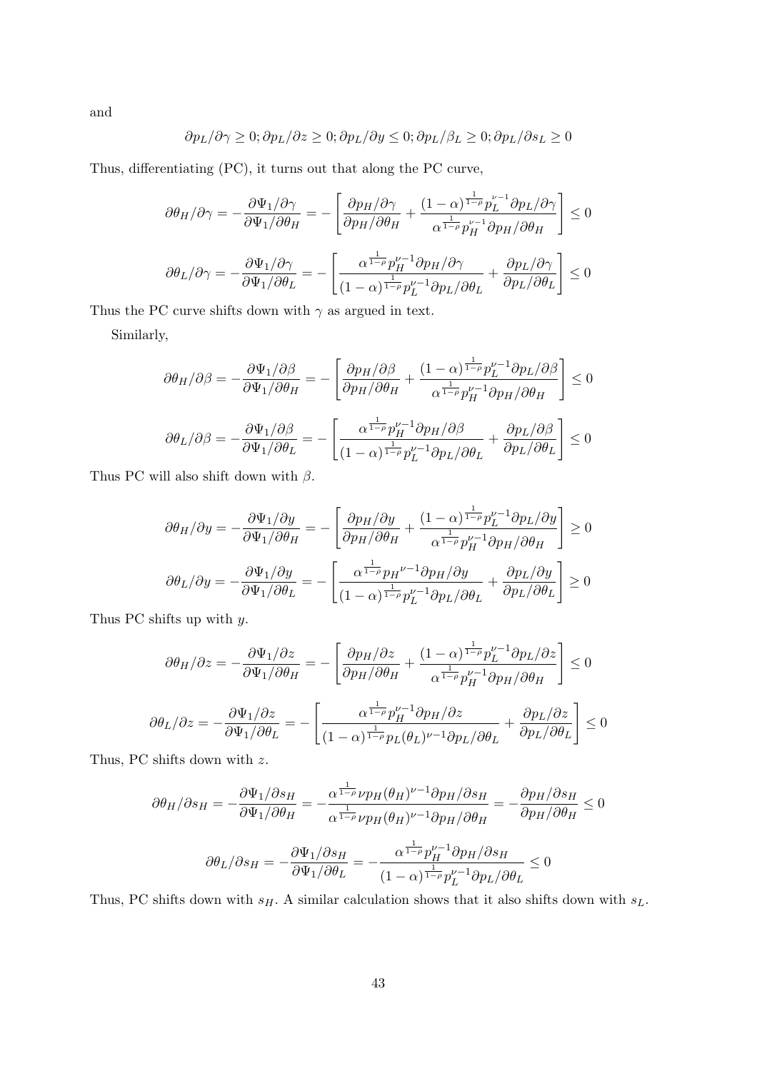and

$$\partial p_L/\partial \gamma \geq 0; \partial p_L/\partial z \geq 0; \partial p_L/\partial y \leq 0; \partial p_L/\beta_L \geq 0; \partial p_L/\partial s_L \geq 0$$

Thus, differentiating (PC), it turns out that along the PC curve,

$$\partial \theta_H/\partial \gamma = -\frac{\partial \Psi_1/\partial \gamma}{\partial \Psi_1/\partial \theta_H} = -\left[\frac{\partial p_H/\partial \gamma}{\partial p_H/\partial \theta_H} + \frac{(1-\alpha)^{\frac{1}{1-\rho}} p_L^{\nu-1} \partial p_L/\partial \gamma}{\alpha^{\frac{1}{1-\rho}} p_H^{\nu-1} \partial p_H/\partial \theta_H}\right] \leq 0$$

$$\partial \theta_L/\partial \gamma = -\frac{\partial \Psi_1/\partial \gamma}{\partial \Psi_1/\partial \theta_L} = -\left[\frac{\alpha^{\frac{1}{1-\rho}} p_H^{\nu-1} \partial p_H/\partial \gamma}{(1-\alpha)^{\frac{1}{1-\rho}} p_L^{\nu-1} \partial p_L/\partial \theta_L} + \frac{\partial p_L/\partial \gamma}{\partial p_L/\partial \theta_L}\right] \leq 0$$

Thus the PC curve shifts down with $\gamma$ as argued in text.

Similarly,

$$\partial \theta_H/\partial \beta = -\frac{\partial \Psi_1/\partial \beta}{\partial \Psi_1/\partial \theta_H} = -\left[\frac{\partial p_H/\partial \beta}{\partial p_H/\partial \theta_H} + \frac{(1-\alpha)^{\frac{1}{1-\rho}} p_L^{\nu-1} \partial p_L/\partial \beta}{\alpha^{\frac{1}{1-\rho}} p_H^{\nu-1} \partial p_H/\partial \theta_H}\right] \leq 0$$

$$\partial \theta_L/\partial \beta = -\frac{\partial \Psi_1/\partial \beta}{\partial \Psi_1/\partial \theta_L} = -\left[\frac{\alpha^{\frac{1}{1-\rho}} p_H^{\nu-1} \partial p_H/\partial \beta}{(1-\alpha)^{\frac{1}{1-\rho}} p_L^{\nu-1} \partial p_L/\partial \theta_L} + \frac{\partial p_L/\partial \beta}{\partial p_L/\partial \theta_L}\right] \leq 0$$

Thus PC will also shift down with $\beta$.

$$\partial \theta_H/\partial y = -\frac{\partial \Psi_1/\partial y}{\partial \Psi_1/\partial \theta_H} = -\left[\frac{\partial p_H/\partial y}{\partial p_H/\partial \theta_H} + \frac{(1-\alpha)^{\frac{1}{1-\rho}} p_L^{\nu-1} \partial p_L/\partial y}{\alpha^{\frac{1}{1-\rho}} p_H^{\nu-1} \partial p_H/\partial \theta_H}\right] \geq 0$$

$$\partial \theta_L/\partial y = -\frac{\partial \Psi_1/\partial y}{\partial \Psi_1/\partial \theta_L} = -\left[\frac{\alpha^{\frac{1}{1-\rho}} p_H{}^{\nu-1} \partial p_H/\partial y}{(1-\alpha)^{\frac{1}{1-\rho}} p_L^{\nu-1} \partial p_L/\partial \theta_L} + \frac{\partial p_L/\partial y}{\partial p_L/\partial \theta_L}\right] \geq 0$$

Thus PC shifts up with $y$.

$$\partial \theta_H/\partial z = -\frac{\partial \Psi_1/\partial z}{\partial \Psi_1/\partial \theta_H} = -\left[\frac{\partial p_H/\partial z}{\partial p_H/\partial \theta_H} + \frac{(1-\alpha)^{\frac{1}{1-\rho}} p_L^{\nu-1} \partial p_L/\partial z}{\alpha^{\frac{1}{1-\rho}} p_H^{\nu-1} \partial p_H/\partial \theta_H}\right] \leq 0$$

$$\partial \theta_L/\partial z = -\frac{\partial \Psi_1/\partial z}{\partial \Psi_1/\partial \theta_L} = -\left[\frac{\alpha^{\frac{1}{1-\rho}} p_H^{\nu-1} \partial p_H/\partial z}{(1-\alpha)^{\frac{1}{1-\rho}} p_L(\theta_L)^{\nu-1} \partial p_L/\partial \theta_L} + \frac{\partial p_L/\partial z}{\partial p_L/\partial \theta_L}\right] \leq 0$$

Thus, PC shifts down with $z$.

$$\partial \theta_H/\partial s_H = -\frac{\partial \Psi_1/\partial s_H}{\partial \Psi_1/\partial \theta_H} = -\frac{\alpha^{\frac{1}{1-\rho}} \nu p_H(\theta_H)^{\nu-1} \partial p_H/\partial s_H}{\alpha^{\frac{1}{1-\rho}} \nu p_H(\theta_H)^{\nu-1} \partial p_H/\partial \theta_H} = -\frac{\partial p_H/\partial s_H}{\partial p_H/\partial \theta_H} \leq 0$$

$$\partial \theta_L/\partial s_H = -\frac{\partial \Psi_1/\partial s_H}{\partial \Psi_1/\partial \theta_L} = -\frac{\alpha^{\frac{1}{1-\rho}} p_H^{\nu-1} \partial p_H/\partial s_H}{(1-\alpha)^{\frac{1}{1-\rho}} p_L^{\nu-1} \partial p_L/\partial \theta_L} \leq 0$$

Thus, PC shifts down with $s_H$. A similar calculation shows that it also shifts down with $s_L$.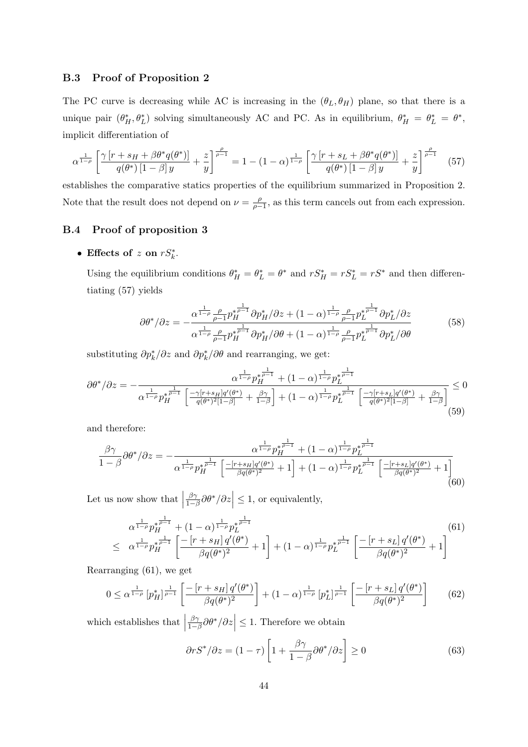### B.3 Proof of Proposition 2

The PC curve is decreasing while AC is increasing in the $(\theta_L, \theta_H)$ plane, so that there is a unique pair $(\theta_H^*, \theta_L^*)$ solving simultaneously AC and PC. As in equilibrium, $\theta_H^* = \theta_L^* = \theta^*$, implicit differentiation of

$$\alpha^{\frac{1}{1-\rho}} \left[ \frac{\gamma \left[ r + s_H + \beta\theta^* q(\theta^*) \right]}{q(\theta^*) \left[ 1 - \beta \right] y} + \frac{z}{y} \right]^{\frac{\rho}{\rho-1}} = 1 - (1-\alpha)^{\frac{1}{1-\rho}} \left[ \frac{\gamma \left[ r + s_L + \beta\theta^* q(\theta^*) \right]}{q(\theta^*) \left[ 1 - \beta \right] y} + \frac{z}{y} \right]^{\frac{\rho}{\rho-1}} \quad (57)$$

establishes the comparative statics properties of the equilibrium summarized in Proposition 2. Note that the result does not depend on $\nu = \frac{\rho}{\rho-1}$, as this term cancels out from each expression.

### B.4 Proof of proposition 3

- **Effects of $z$ on $rS_k^*$.**

  Using the equilibrium conditions $\theta_H^* = \theta_L^* = \theta^*$ and $rS_H^* = rS_L^* = rS^*$ and then differentiating (57) yields

$$\partial\theta^* / \partial z = - \frac{\alpha^{\frac{1}{1-\rho}} \frac{\rho}{\rho-1} p_H^{*\frac{1}{\rho-1}} \partial p_H^* / \partial z + (1-\alpha)^{\frac{1}{1-\rho}} \frac{\rho}{\rho-1} p_L^{*\frac{1}{\rho-1}} \partial p_L^* / \partial z}{\alpha^{\frac{1}{1-\rho}} \frac{\rho}{\rho-1} p_H^{*\frac{1}{\rho-1}} \partial p_H^* / \partial \theta + (1-\alpha)^{\frac{1}{1-\rho}} \frac{\rho}{\rho-1} p_L^{*\frac{1}{\rho-1}} \partial p_L^* / \partial \theta} \quad (58)$$

  substituting $\partial p_k^* / \partial z$ and $\partial p_k^* / \partial \theta$ and rearranging, we get:

$$\partial\theta^* / \partial z = - \frac{\alpha^{\frac{1}{1-\rho}} p_H^{*\frac{1}{\rho-1}} + (1-\alpha)^{\frac{1}{1-\rho}} p_L^{*\frac{1}{\rho-1}}}{\alpha^{\frac{1}{1-\rho}} p_H^{*\frac{1}{\rho-1}} \left[ \frac{-\gamma[r+s_H] q'(\theta^*)}{q(\theta^*)^2 [1-\beta]} + \frac{\beta\gamma}{1-\beta} \right] + (1-\alpha)^{\frac{1}{1-\rho}} p_L^{*\frac{1}{\rho-1}} \left[ \frac{-\gamma[r+s_L] q'(\theta^*)}{q(\theta^*)^2 [1-\beta]} + \frac{\beta\gamma}{1-\beta} \right]} \leq 0 \quad (59)$$

  and therefore:

$$\frac{\beta\gamma}{1-\beta} \partial\theta^* / \partial z = - \frac{\alpha^{\frac{1}{1-\rho}} p_H^{*\frac{1}{\rho-1}} + (1-\alpha)^{\frac{1}{1-\rho}} p_L^{*\frac{1}{\rho-1}}}{\alpha^{\frac{1}{1-\rho}} p_H^{*\frac{1}{\rho-1}} \left[ \frac{-[r+s_H] q'(\theta^*)}{\beta q(\theta^*)^2} + 1 \right] + (1-\alpha)^{\frac{1}{1-\rho}} p_L^{*\frac{1}{\rho-1}} \left[ \frac{-[r+s_L] q'(\theta^*)}{\beta q(\theta^*)^2} + 1 \right]} \quad (60)$$

  Let us now show that $\left| \frac{\beta\gamma}{1-\beta} \partial\theta^* / \partial z \right| \leq 1$, or equivalently,

$$\begin{aligned} & \alpha^{\frac{1}{1-\rho}} p_H^{*\frac{1}{\rho-1}} + (1-\alpha)^{\frac{1}{1-\rho}} p_L^{*\frac{1}{\rho-1}} \\ \leq \; & \alpha^{\frac{1}{1-\rho}} p_H^{*\frac{1}{\rho-1}} \left[ \frac{-\left[ r + s_H \right] q'(\theta^*)}{\beta q(\theta^*)^2} + 1 \right] + (1-\alpha)^{\frac{1}{1-\rho}} p_L^{*\frac{1}{\rho-1}} \left[ \frac{-\left[ r + s_L \right] q'(\theta^*)}{\beta q(\theta^*)^2} + 1 \right] \end{aligned} \quad (61)$$

  Rearranging (61), we get

$$0 \leq \alpha^{\frac{1}{1-\rho}} \left[ p_H^* \right]^{\frac{1}{\rho-1}} \left[ \frac{-\left[ r + s_H \right] q'(\theta^*)}{\beta q(\theta^*)^2} \right] + (1-\alpha)^{\frac{1}{1-\rho}} \left[ p_L^* \right]^{\frac{1}{\rho-1}} \left[ \frac{-\left[ r + s_L \right] q'(\theta^*)}{\beta q(\theta^*)^2} \right] \quad (62)$$

  which establishes that $\left| \frac{\beta\gamma}{1-\beta} \partial\theta^* / \partial z \right| \leq 1$. Therefore we obtain

$$\partial rS^* / \partial z = (1-\tau) \left[ 1 + \frac{\beta\gamma}{1-\beta} \partial\theta^* / \partial z \right] \geq 0 \quad (63)$$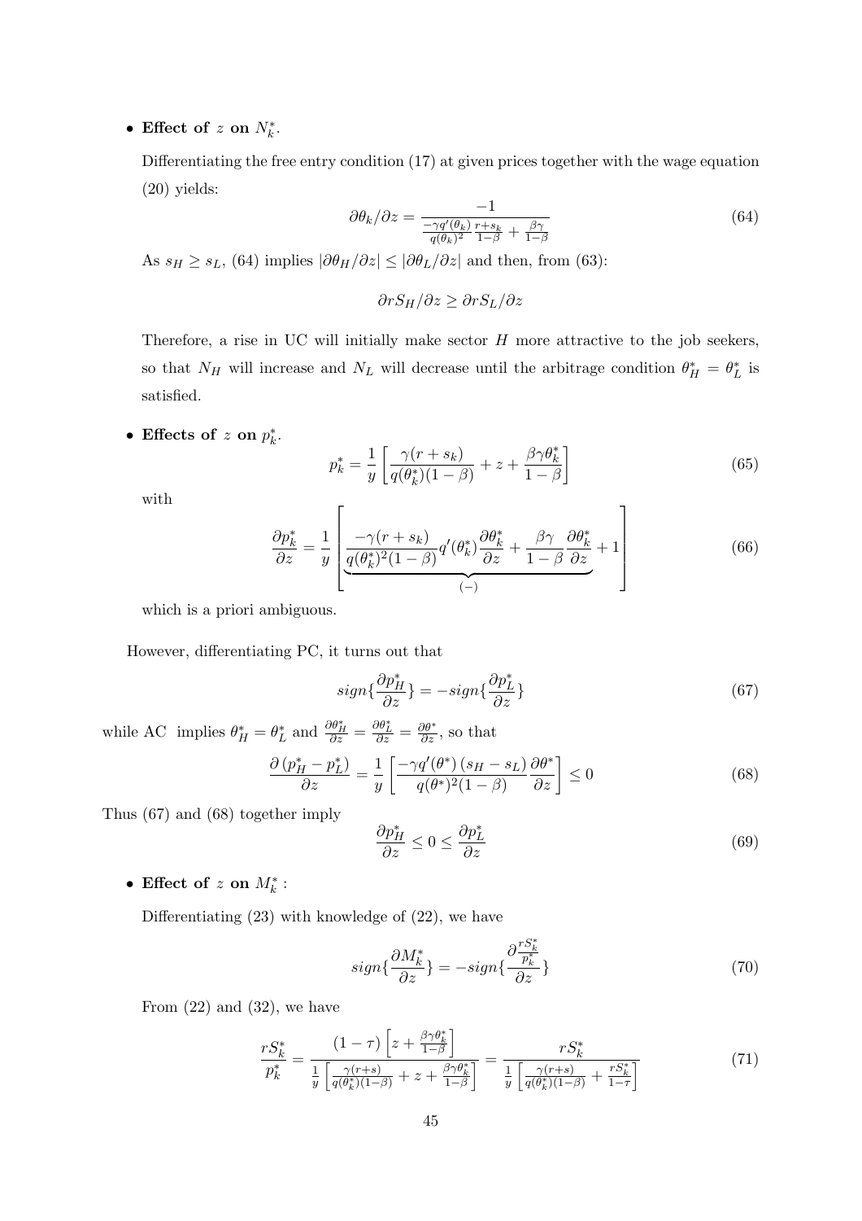- **Effect of $z$ on $N_k^*$.**

  Differentiating the free entry condition (17) at given prices together with the wage equation (20) yields:

$$\partial\theta_k/\partial z = \frac{-1}{\frac{-\gamma q'(\theta_k)}{q(\theta_k)^2}\frac{r+s_k}{1-\beta} + \frac{\beta\gamma}{1-\beta}} \tag{64}$$

  As $s_H \geq s_L$, (64) implies $|\partial\theta_H/\partial z| \leq |\partial\theta_L/\partial z|$ and then, from (63):

$$\partial rS_H/\partial z \geq \partial rS_L/\partial z$$

  Therefore, a rise in UC will initially make sector $H$ more attractive to the job seekers, so that $N_H$ will increase and $N_L$ will decrease until the arbitrage condition $\theta_H^* = \theta_L^*$ is satisfied.

- **Effects of $z$ on $p_k^*$.**

$$p_k^* = \frac{1}{y}\left[\frac{\gamma(r+s_k)}{q(\theta_k^*)(1-\beta)} + z + \frac{\beta\gamma\theta_k^*}{1-\beta}\right] \tag{65}$$

  with

$$\frac{\partial p_k^*}{\partial z} = \frac{1}{y}\left[\underbrace{\frac{-\gamma(r+s_k)}{q(\theta_k^*)^2(1-\beta)}q'(\theta_k^*)\frac{\partial\theta_k^*}{\partial z} + \frac{\beta\gamma}{1-\beta}\frac{\partial\theta_k^*}{\partial z}}_{(-)} + 1\right] \tag{66}$$

  which is a priori ambiguous.

However, differentiating PC, it turns out that

$$sign\{\frac{\partial p_H^*}{\partial z}\} = -sign\{\frac{\partial p_L^*}{\partial z}\} \tag{67}$$

while AC implies $\theta_H^* = \theta_L^*$ and $\frac{\partial\theta_H^*}{\partial z} = \frac{\partial\theta_L^*}{\partial z} = \frac{\partial\theta^*}{\partial z}$, so that

$$\frac{\partial\left(p_H^* - p_L^*\right)}{\partial z} = \frac{1}{y}\left[\frac{-\gamma q'(\theta^*)\left(s_H - s_L\right)}{q(\theta^*)^2(1-\beta)}\frac{\partial\theta^*}{\partial z}\right] \leq 0 \tag{68}$$

Thus (67) and (68) together imply

$$\frac{\partial p_H^*}{\partial z} \leq 0 \leq \frac{\partial p_L^*}{\partial z} \tag{69}$$

- **Effect of $z$ on $M_k^*$ :**

  Differentiating (23) with knowledge of (22), we have

$$sign\{\frac{\partial M_k^*}{\partial z}\} = -sign\{\frac{\partial\frac{rS_k^*}{p_k^*}}{\partial z}\} \tag{70}$$

  From (22) and (32), we have

$$\frac{rS_k^*}{p_k^*} = \frac{(1-\tau)\left[z + \frac{\beta\gamma\theta_k^*}{1-\beta}\right]}{\frac{1}{y}\left[\frac{\gamma(r+s)}{q(\theta_k^*)(1-\beta)} + z + \frac{\beta\gamma\theta_k^*}{1-\beta}\right]} = \frac{rS_k^*}{\frac{1}{y}\left[\frac{\gamma(r+s)}{q(\theta_k^*)(1-\beta)} + \frac{rS_k^*}{1-\tau}\right]} \tag{71}$$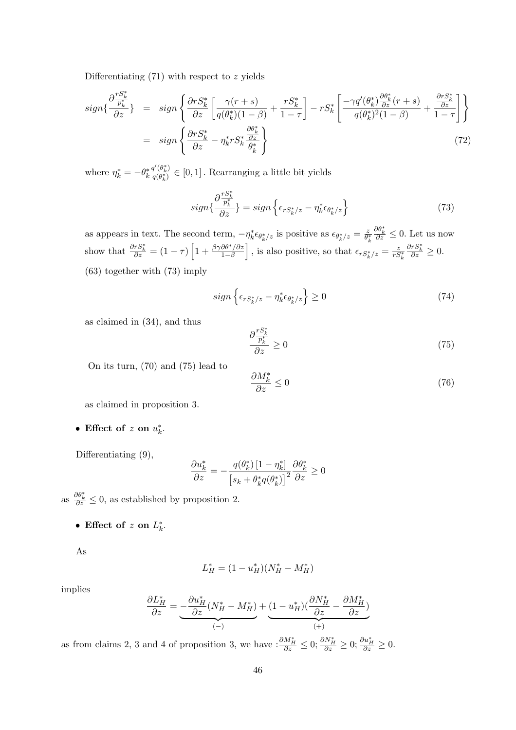Differentiating (71) with respect to $z$ yields

$$
\begin{aligned}
sign\{\frac{\partial \frac{rS_k^*}{p_k^*}}{\partial z}\} &= sign\left\{\frac{\partial rS_k^*}{\partial z}\left[\frac{\gamma(r+s)}{q(\theta_k^*)(1-\beta)}+\frac{rS_k^*}{1-\tau}\right]-rS_k^*\left[\frac{-\gamma q'(\theta_k^*)\frac{\partial\theta_k^*}{\partial z}(r+s)}{q(\theta_k^*)^2(1-\beta)}+\frac{\frac{\partial rS_k^*}{\partial z}}{1-\tau}\right]\right\} \\
&= sign\left\{\frac{\partial rS_k^*}{\partial z}-\eta_k^* rS_k^*\frac{\frac{\partial\theta_k^*}{\partial z}}{\theta_k^*}\right\} \qquad (72)
\end{aligned}
$$

where $\eta_k^* = -\theta_k^*\frac{q'(\theta_k^*)}{q(\theta_k^*)} \in [0,1]$. Rearranging a little bit yields

$$
sign\{\frac{\partial \frac{rS_k^*}{p_k^*}}{\partial z}\} = sign\left\{\epsilon_{rS_k^*/z}-\eta_k^*\epsilon_{\theta_k^*/z}\right\} \qquad (73)
$$

as appears in text. The second term, $-\eta_k^*\epsilon_{\theta_k^*/z}$ is positive as $\epsilon_{\theta_k^*/z} = \frac{z}{\theta_k^*}\frac{\partial\theta_k^*}{\partial z} \leq 0$. Let us now show that $\frac{\partial rS_k^*}{\partial z} = (1-\tau)\left[1+\frac{\beta\gamma\partial\theta^*/\partial z}{1-\beta}\right]$, is also positive, so that $\epsilon_{rS_k^*/z} = \frac{z}{rS_k^*}\frac{\partial rS_k^*}{\partial z} \geq 0$.

(63) together with (73) imply

$$
sign\left\{\epsilon_{rS_k^*/z}-\eta_k^*\epsilon_{\theta_k^*/z}\right\} \geq 0 \qquad (74)
$$

as claimed in (34), and thus

$$
\frac{\partial \frac{rS_k^*}{p_k^*}}{\partial z} \geq 0 \qquad (75)
$$

On its turn, (70) and (75) lead to

$$
\frac{\partial M_k^*}{\partial z} \leq 0 \qquad (76)
$$

as claimed in proposition 3.

- **Effect of $z$ on $u_k^*$.**

Differentiating (9),

$$
\frac{\partial u_k^*}{\partial z} = -\frac{q(\theta_k^*)\left[1-\eta_k^*\right]}{\left[s_k+\theta_k^* q(\theta_k^*)\right]^2}\frac{\partial\theta_k^*}{\partial z} \geq 0
$$

as $\frac{\partial\theta_k^*}{\partial z} \leq 0$, as established by proposition 2.

- **Effect of $z$ on $L_k^*$.**

As

$$
L_H^* = (1-u_H^*)(N_H^*-M_H^*)
$$

implies

$$
\frac{\partial L_H^*}{\partial z} = \underbrace{-\frac{\partial u_H^*}{\partial z}(N_H^*-M_H^*)}_{(-)} + \underbrace{(1-u_H^*)(\frac{\partial N_H^*}{\partial z}-\frac{\partial M_H^*}{\partial z})}_{(+)}
$$

as from claims 2, 3 and 4 of proposition 3, we have : $\frac{\partial M_H^*}{\partial z} \leq 0$; $\frac{\partial N_H^*}{\partial z} \geq 0$; $\frac{\partial u_H^*}{\partial z} \geq 0$.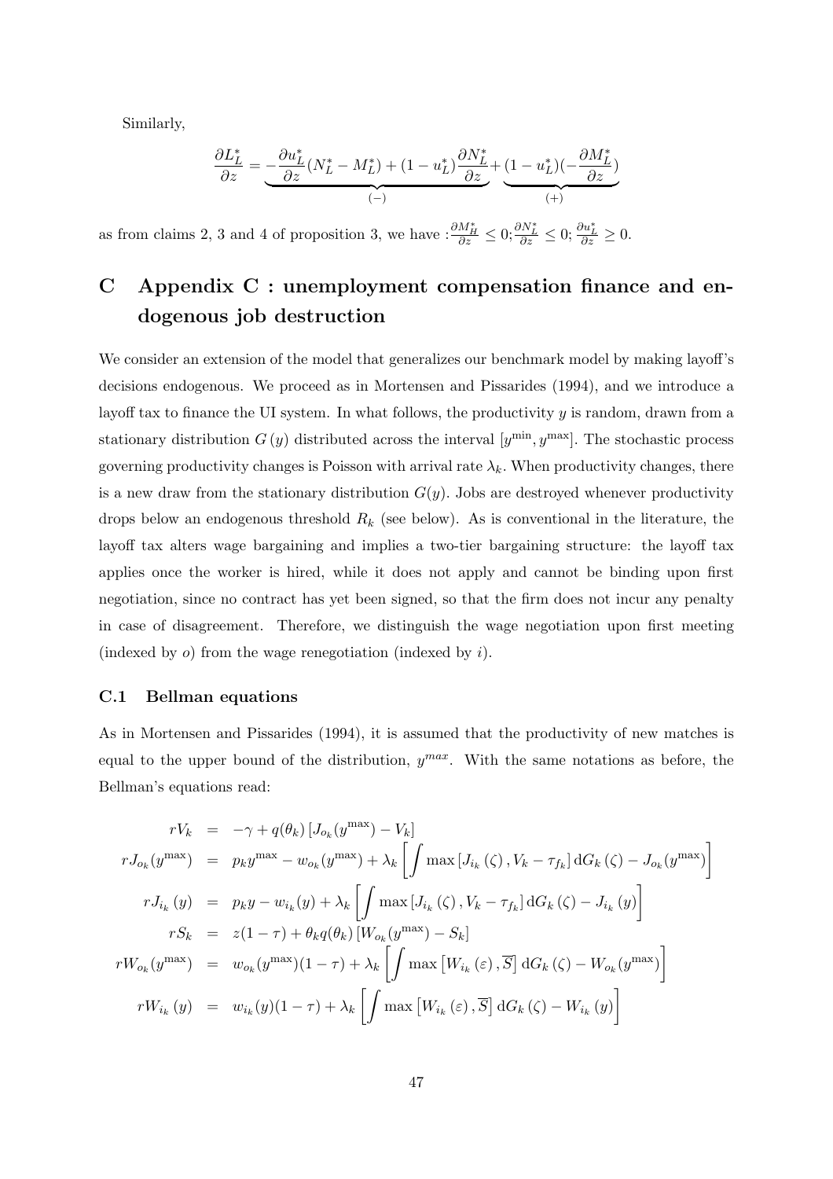Similarly,

$$\frac{\partial L_L^*}{\partial z} = \underbrace{-\frac{\partial u_L^*}{\partial z}(N_L^* - M_L^*) + (1-u_L^*)\frac{\partial N_L^*}{\partial z}}_{(-)} + \underbrace{(1-u_L^*)(-\frac{\partial M_L^*}{\partial z})}_{(+)}$$

as from claims 2, 3 and 4 of proposition 3, we have :$\frac{\partial M_H^*}{\partial z} \leq 0; \frac{\partial N_L^*}{\partial z} \leq 0; \frac{\partial u_L^*}{\partial z} \geq 0$.

# C Appendix C : unemployment compensation finance and endogenous job destruction

We consider an extension of the model that generalizes our benchmark model by making layoff's decisions endogenous. We proceed as in Mortensen and Pissarides (1994), and we introduce a layoff tax to finance the UI system. In what follows, the productivity $y$ is random, drawn from a stationary distribution $G(y)$ distributed across the interval $[y^{\min}, y^{\max}]$. The stochastic process governing productivity changes is Poisson with arrival rate $\lambda_k$. When productivity changes, there is a new draw from the stationary distribution $G(y)$. Jobs are destroyed whenever productivity drops below an endogenous threshold $R_k$ (see below). As is conventional in the literature, the layoff tax alters wage bargaining and implies a two-tier bargaining structure: the layoff tax applies once the worker is hired, while it does not apply and cannot be binding upon first negotiation, since no contract has yet been signed, so that the firm does not incur any penalty in case of disagreement. Therefore, we distinguish the wage negotiation upon first meeting (indexed by $o$) from the wage renegotiation (indexed by $i$).

## C.1 Bellman equations

As in Mortensen and Pissarides (1994), it is assumed that the productivity of new matches is equal to the upper bound of the distribution, $y^{max}$. With the same notations as before, the Bellman's equations read:

$$\begin{aligned}
rV_k &= -\gamma + q(\theta_k)\left[J_{o_k}(y^{\max}) - V_k\right] \\
rJ_{o_k}(y^{\max}) &= p_k y^{\max} - w_{o_k}(y^{\max}) + \lambda_k \left[\int \max\left[J_{i_k}(\zeta), V_k - \tau_{f_k}\right] \mathrm{d}G_k(\zeta) - J_{o_k}(y^{\max})\right] \\
rJ_{i_k}(y) &= p_k y - w_{i_k}(y) + \lambda_k \left[\int \max\left[J_{i_k}(\zeta), V_k - \tau_{f_k}\right] \mathrm{d}G_k(\zeta) - J_{i_k}(y)\right] \\
rS_k &= z(1-\tau) + \theta_k q(\theta_k)\left[W_{o_k}(y^{\max}) - S_k\right] \\
rW_{o_k}(y^{\max}) &= w_{o_k}(y^{\max})(1-\tau) + \lambda_k \left[\int \max\left[W_{i_k}(\varepsilon), \overline{S}\right] \mathrm{d}G_k(\zeta) - W_{o_k}(y^{\max})\right] \\
rW_{i_k}(y) &= w_{i_k}(y)(1-\tau) + \lambda_k \left[\int \max\left[W_{i_k}(\varepsilon), \overline{S}\right] \mathrm{d}G_k(\zeta) - W_{i_k}(y)\right]
\end{aligned}$$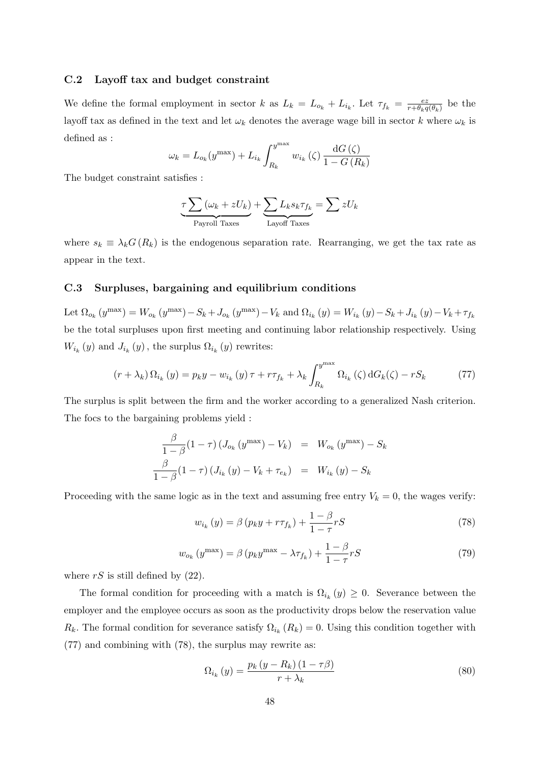## C.2 Layoff tax and budget constraint

We define the formal employment in sector $k$ as $L_k = L_{o_k} + L_{i_k}$. Let $\tau_{f_k} = \frac{ez}{r+\theta_k q(\theta_k)}$ be the layoff tax as defined in the text and let $\omega_k$ denotes the average wage bill in sector $k$ where $\omega_k$ is defined as :

$$\omega_k = L_{o_k}(y^{\max}) + L_{i_k} \int_{R_k}^{y^{\max}} w_{i_k}(\zeta) \frac{\mathrm{d}G(\zeta)}{1 - G(R_k)}$$

The budget constraint satisfies :

$$\underbrace{\tau \sum (\omega_k + zU_k)}_{\text{Payroll Taxes}} + \underbrace{\sum L_k s_k \tau_{f_k}}_{\text{Layoff Taxes}} = \sum zU_k$$

where $s_k \equiv \lambda_k G(R_k)$ is the endogenous separation rate. Rearranging, we get the tax rate as appear in the text.

## C.3 Surpluses, bargaining and equilibrium conditions

Let $\Omega_{o_k}(y^{\max}) = W_{o_k}(y^{\max}) - S_k + J_{o_k}(y^{\max}) - V_k$ and $\Omega_{i_k}(y) = W_{i_k}(y) - S_k + J_{i_k}(y) - V_k + \tau_{f_k}$ be the total surpluses upon first meeting and continuing labor relationship respectively. Using $W_{i_k}(y)$ and $J_{i_k}(y)$, the surplus $\Omega_{i_k}(y)$ rewrites:

$$(r + \lambda_k)\Omega_{i_k}(y) = p_k y - w_{i_k}(y)\tau + r\tau_{f_k} + \lambda_k \int_{R_k}^{y^{\max}} \Omega_{i_k}(\zeta)\,\mathrm{d}G_k(\zeta) - rS_k \tag{77}$$

The surplus is split between the firm and the worker according to a generalized Nash criterion. The focs to the bargaining problems yield :

$$\begin{aligned}
\frac{\beta}{1-\beta}(1-\tau)\left(J_{o_k}(y^{\max}) - V_k\right) &= W_{o_k}(y^{\max}) - S_k \\
\frac{\beta}{1-\beta}(1-\tau)\left(J_{i_k}(y) - V_k + \tau_{e_k}\right) &= W_{i_k}(y) - S_k
\end{aligned}$$

Proceeding with the same logic as in the text and assuming free entry $V_k = 0$, the wages verify:

$$w_{i_k}(y) = \beta\left(p_k y + r\tau_{f_k}\right) + \frac{1-\beta}{1-\tau} rS \tag{78}$$

$$w_{o_k}(y^{\max}) = \beta\left(p_k y^{\max} - \lambda\tau_{f_k}\right) + \frac{1-\beta}{1-\tau} rS \tag{79}$$

where $rS$ is still defined by (22).

The formal condition for proceeding with a match is $\Omega_{i_k}(y) \geq 0$. Severance between the employer and the employee occurs as soon as the productivity drops below the reservation value $R_k$. The formal condition for severance satisfy $\Omega_{i_k}(R_k) = 0$. Using this condition together with (77) and combining with (78), the surplus may rewrite as:

$$\Omega_{i_k}(y) = \frac{p_k(y - R_k)(1 - \tau\beta)}{r + \lambda_k} \tag{80}$$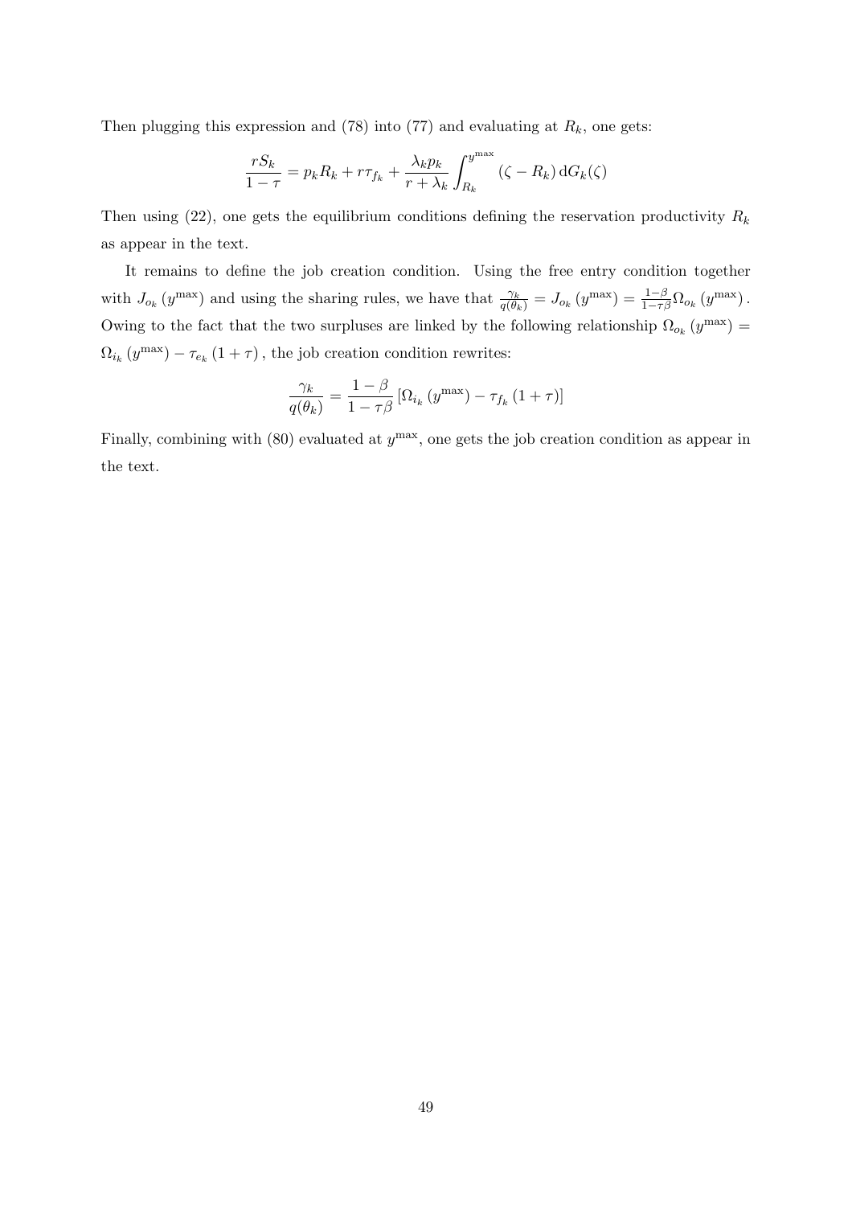Then plugging this expression and (78) into (77) and evaluating at $R_k$, one gets:

$$\frac{rS_k}{1-\tau} = p_k R_k + r\tau_{f_k} + \frac{\lambda_k p_k}{r+\lambda_k}\int_{R_k}^{y^{\max}} (\zeta - R_k)\,\mathrm{d}G_k(\zeta)$$

Then using (22), one gets the equilibrium conditions defining the reservation productivity $R_k$ as appear in the text.

It remains to define the job creation condition. Using the free entry condition together with $J_{o_k}(y^{\max})$ and using the sharing rules, we have that $\frac{\gamma_k}{q(\theta_k)} = J_{o_k}(y^{\max}) = \frac{1-\beta}{1-\tau\beta}\Omega_{o_k}(y^{\max})$. Owing to the fact that the two surpluses are linked by the following relationship $\Omega_{o_k}(y^{\max}) = \Omega_{i_k}(y^{\max}) - \tau_{e_k}(1+\tau)$, the job creation condition rewrites:

$$\frac{\gamma_k}{q(\theta_k)} = \frac{1-\beta}{1-\tau\beta}\left[\Omega_{i_k}(y^{\max}) - \tau_{f_k}(1+\tau)\right]$$

Finally, combining with (80) evaluated at $y^{\max}$, one gets the job creation condition as appear in the text.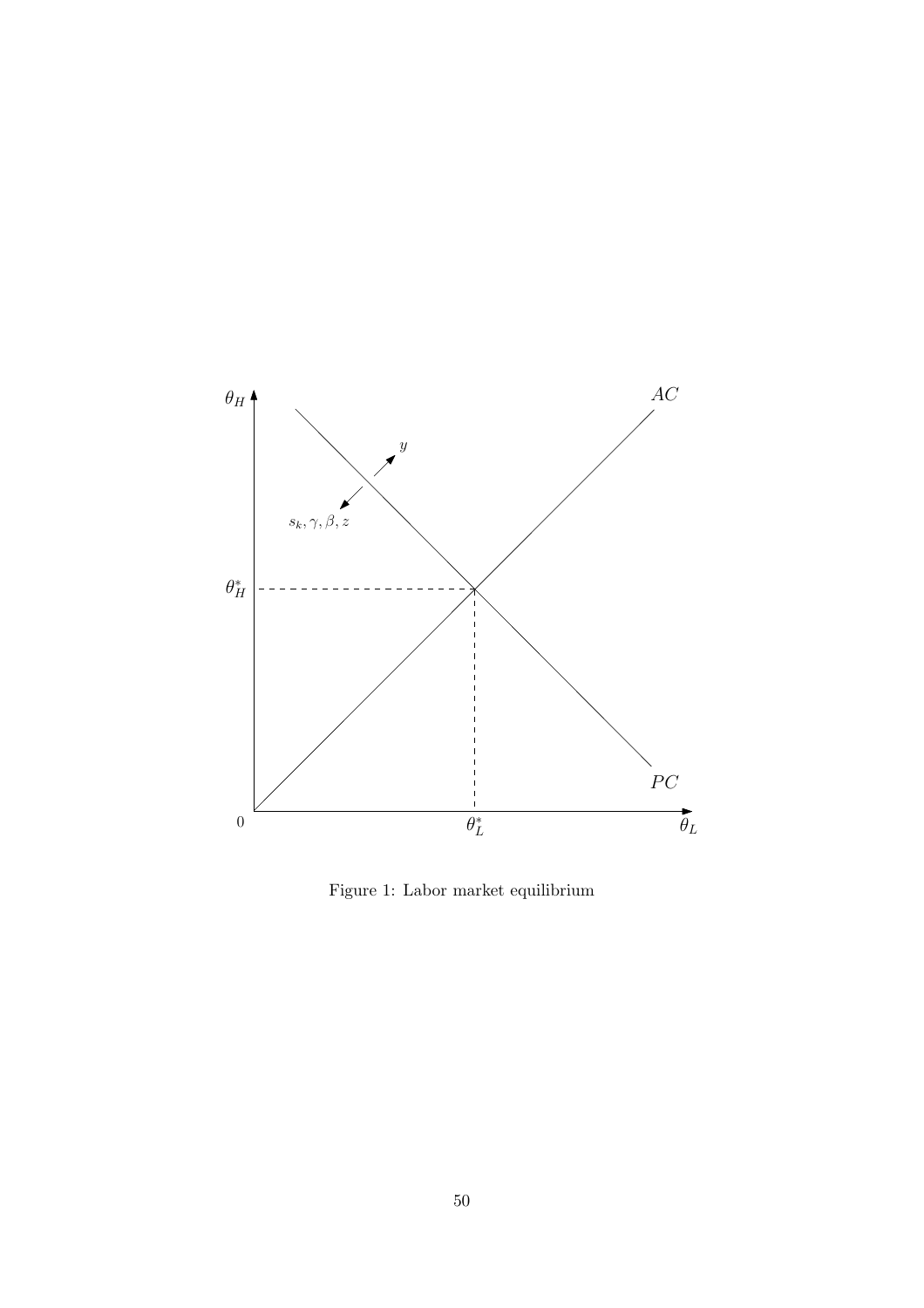Figure 1: Labor market equilibrium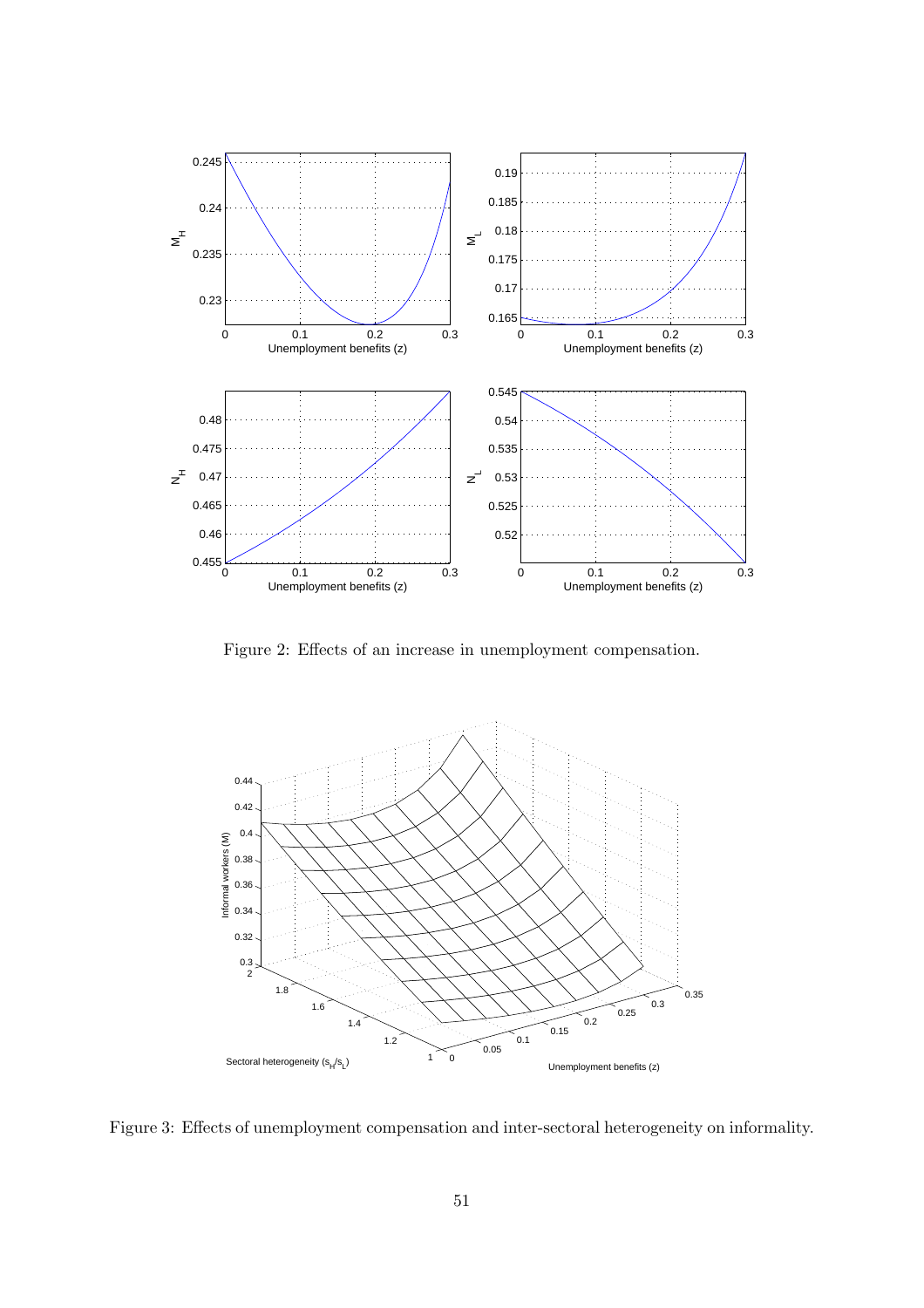$M_H$

0.245
0.24
0.235
0.23

0 0.1 0.2 0.3
Unemployment benefits (z)

$M_L$

0.19
0.185
0.18
0.175
0.17
0.165

0 0.1 0.2 0.3
Unemployment benefits (z)

$N_H$

0.48
0.475
0.47
0.465
0.46
0.455

0 0.1 0.2 0.3
Unemployment benefits (z)

$N_L$

0.545
0.54
0.535
0.53
0.525
0.52

0 0.1 0.2 0.3
Unemployment benefits (z)

Figure 2: Effects of an increase in unemployment compensation.

Informal workers (M)

0.44
0.42
0.4
0.38
0.36
0.34
0.32
0.3

Sectoral heterogeneity ($s_H/s_L$)

2
1.8
1.6
1.4
1.2
1

Unemployment benefits (z)

0
0.05
0.1
0.15
0.2
0.25
0.3
0.35

Figure 3: Effects of unemployment compensation and inter-sectoral heterogeneity on informality.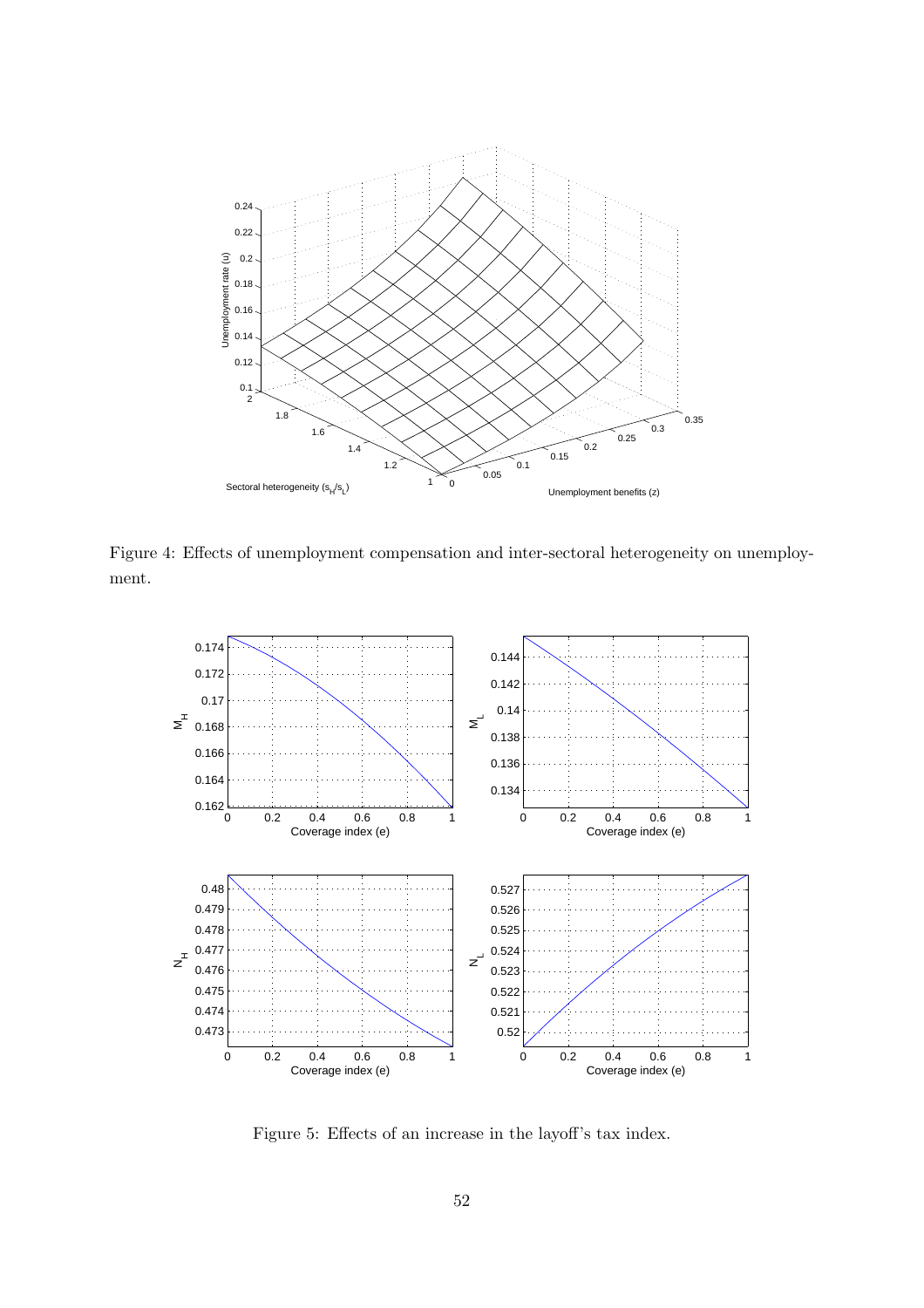Unemployment rate (u)

0.24
0.22
0.2
0.18
0.16
0.14
0.12
0.1

2
1.8
1.6
1.4
1.2
1

Sectoral heterogeneity ($s_H/s_L$)

0
0.05
0.1
0.15
0.2
0.25
0.3
0.35

Unemployment benefits (z)

Figure 4: Effects of unemployment compensation and inter-sectoral heterogeneity on unemployment.

$M_H$

0.174
0.172
0.17
0.168
0.166
0.164
0.162

Coverage index (e)

0 0.2 0.4 0.6 0.8 1

$M_L$

0.144
0.142
0.14
0.138
0.136
0.134

Coverage index (e)

0 0.2 0.4 0.6 0.8 1

$N_H$

0.48
0.479
0.478
0.477
0.476
0.475
0.474
0.473

Coverage index (e)

0 0.2 0.4 0.6 0.8 1

$N_L$

0.527
0.526
0.525
0.524
0.523
0.522
0.521
0.52

Coverage index (e)

0 0.2 0.4 0.6 0.8 1

Figure 5: Effects of an increase in the layoff's tax index.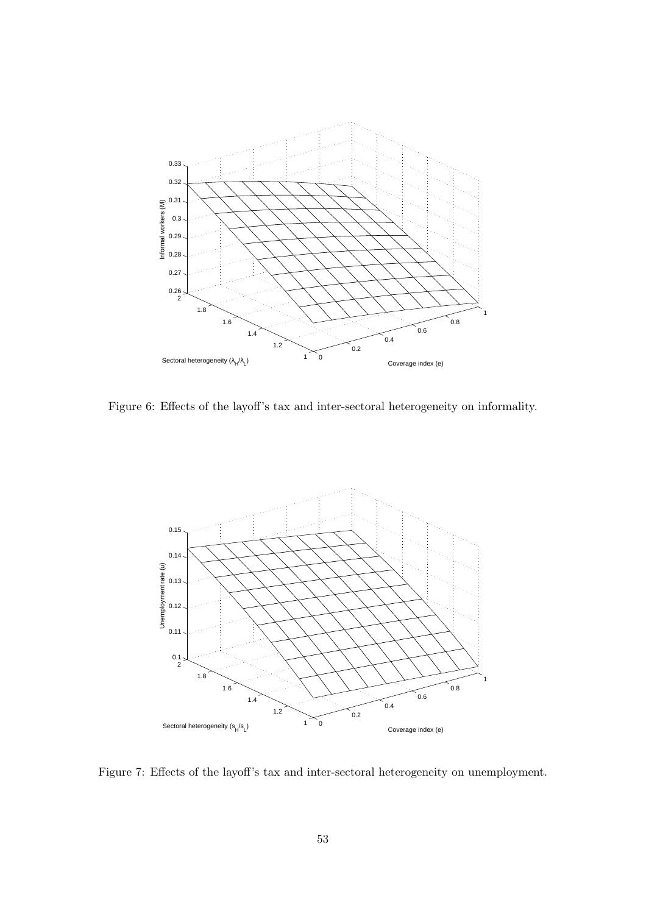0.33
0.32
0.31
0.3
0.29
0.28
0.27
0.26

Informal workers (M)

2
1.8
1.6
1.4
1.2
1

Sectoral heterogeneity ($\lambda_H/\lambda_L$)

0
0.2
0.4
0.6
0.8
1

Coverage index (e)

Figure 6: Effects of the layoff's tax and inter-sectoral heterogeneity on informality.

0.15
0.14
0.13
0.12
0.11
0.1

Unemployment rate (u)

2
1.8
1.6
1.4
1.2
1

Sectoral heterogeneity ($s_H/s_L$)

0
0.2
0.4
0.6
0.8
1

Coverage index (e)

Figure 7: Effects of the layoff's tax and inter-sectoral heterogeneity on unemployment.